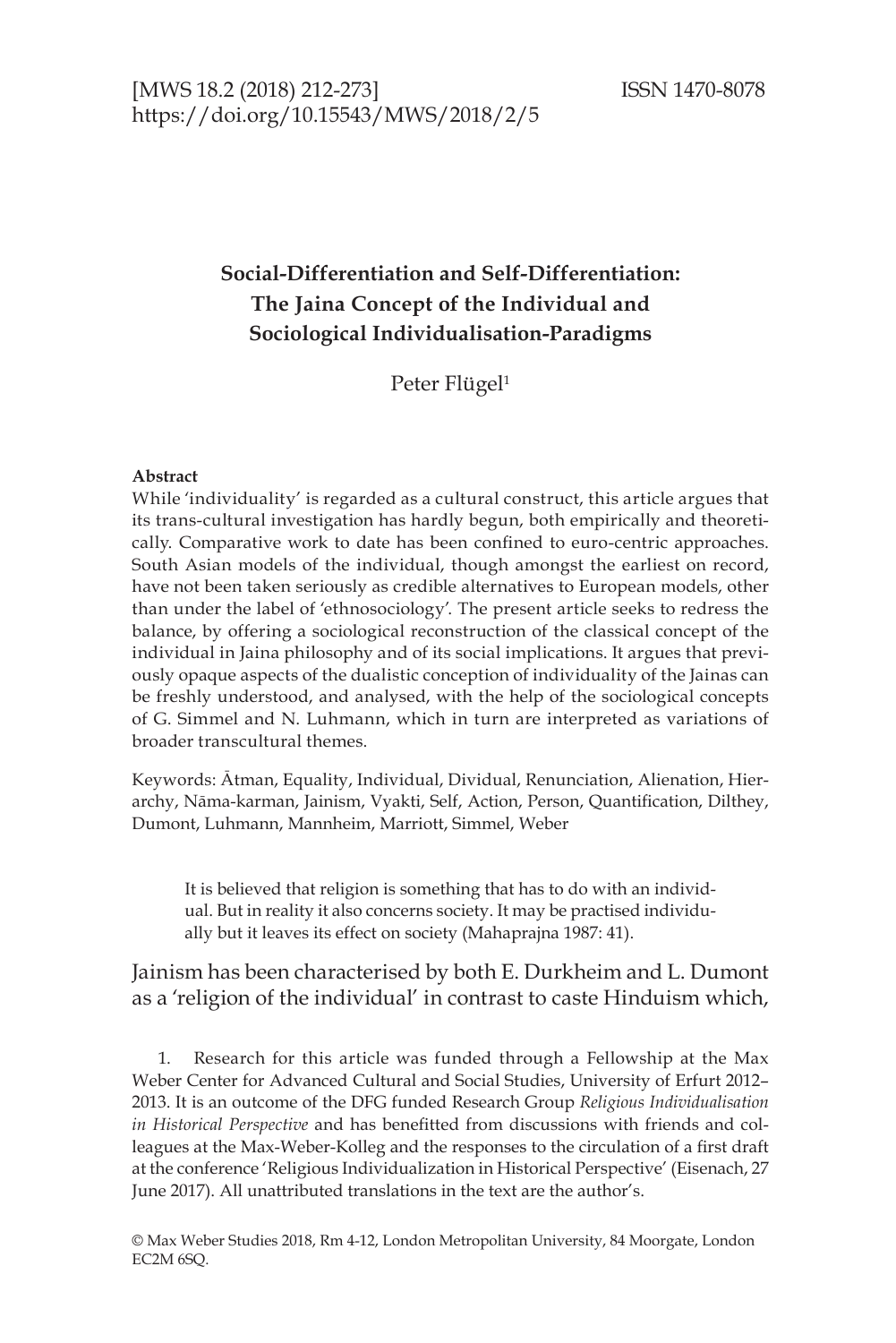# Social-Differentiation and Self-Differentiation: The Jaina Concept of the Individual and Sociological Individualisation-Paradigms

Peter Flügel[1]

**Abstract**

While 'individuality' is regarded as a cultural construct, this article argues that its trans-cultural investigation has hardly begun, both empirically and theoretically. Comparative work to date has been confined to euro-centric approaches. South Asian models of the individual, though amongst the earliest on record, have not been taken seriously as credible alternatives to European models, other than under the label of 'ethnosociology'. The present article seeks to redress the balance, by offering a sociological reconstruction of the classical concept of the individual in Jaina philosophy and of its social implications. It argues that previously opaque aspects of the dualistic conception of individuality of the Jainas can be freshly understood, and analysed, with the help of the sociological concepts of G. Simmel and N. Luhmann, which in turn are interpreted as variations of broader transcultural themes.

Keywords: Ātman, Equality, Individual, Dividual, Renunciation, Alienation, Hierarchy, Nāma-karman, Jainism, Vyakti, Self, Action, Person, Quantification, Dilthey, Dumont, Luhmann, Mannheim, Marriott, Simmel, Weber

> It is believed that religion is something that has to do with an individual. But in reality it also concerns society. It may be practised individually but it leaves its effect on society (Mahaprajna 1987: 41).

Jainism has been characterised by both E. Durkheim and L. Dumont as a 'religion of the individual' in contrast to caste Hinduism which,

1. Research for this article was funded through a Fellowship at the Max Weber Center for Advanced Cultural and Social Studies, University of Erfurt 2012–2013. It is an outcome of the DFG funded Research Group *Religious Individualisation in Historical Perspective* and has benefitted from discussions with friends and colleagues at the Max-Weber-Kolleg and the responses to the circulation of a first draft at the conference 'Religious Individualization in Historical Perspective' (Eisenach, 27 June 2017). All unattributed translations in the text are the author's.

© Max Weber Studies 2018, Rm 4-12, London Metropolitan University, 84 Moorgate, London EC2M 6SQ.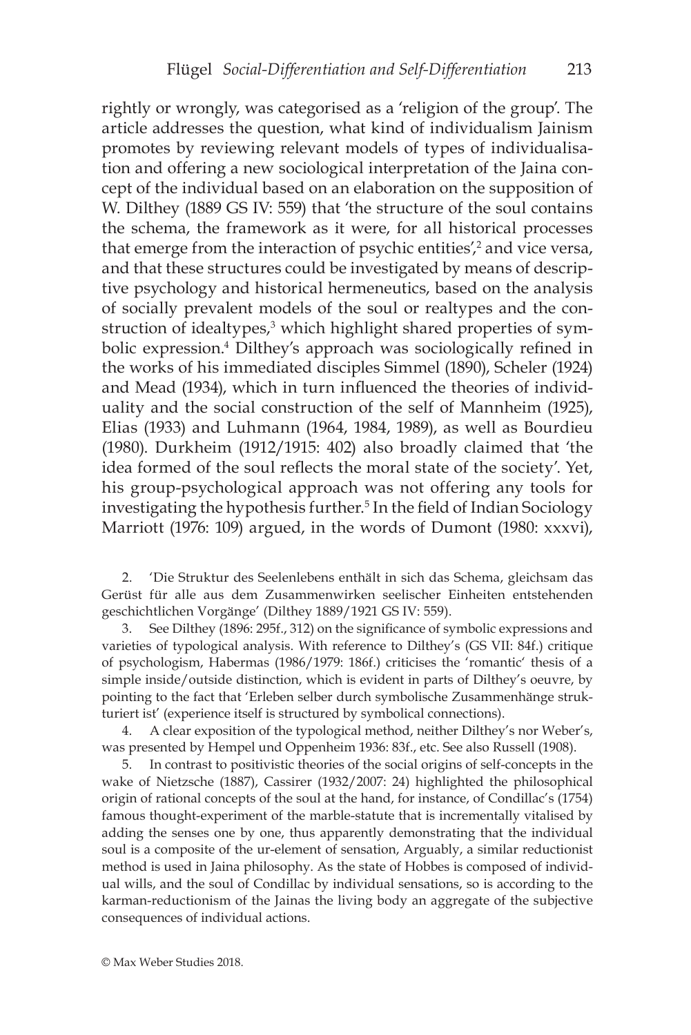rightly or wrongly, was categorised as a 'religion of the group'. The article addresses the question, what kind of individualism Jainism promotes by reviewing relevant models of types of individualisation and offering a new sociological interpretation of the Jaina concept of the individual based on an elaboration on the supposition of W. Dilthey (1889 GS IV: 559) that 'the structure of the soul contains the schema, the framework as it were, for all historical processes that emerge from the interaction of psychic entities',[2] and vice versa, and that these structures could be investigated by means of descriptive psychology and historical hermeneutics, based on the analysis of socially prevalent models of the soul or realtypes and the construction of idealtypes,[3] which highlight shared properties of symbolic expression.[4] Dilthey's approach was sociologically refined in the works of his immediated disciples Simmel (1890), Scheler (1924) and Mead (1934), which in turn influenced the theories of individuality and the social construction of the self of Mannheim (1925), Elias (1933) and Luhmann (1964, 1984, 1989), as well as Bourdieu (1980). Durkheim (1912/1915: 402) also broadly claimed that 'the idea formed of the soul reflects the moral state of the society'. Yet, his group-psychological approach was not offering any tools for investigating the hypothesis further.[5] In the field of Indian Sociology Marriott (1976: 109) argued, in the words of Dumont (1980: xxxvi),

2. 'Die Struktur des Seelenlebens enthält in sich das Schema, gleichsam das Gerüst für alle aus dem Zusammenwirken seelischer Einheiten entstehenden geschichtlichen Vorgänge' (Dilthey 1889/1921 GS IV: 559).

3. See Dilthey (1896: 295f., 312) on the significance of symbolic expressions and varieties of typological analysis. With reference to Dilthey's (GS VII: 84f.) critique of psychologism, Habermas (1986/1979: 186f.) criticises the 'romantic' thesis of a simple inside/outside distinction, which is evident in parts of Dilthey's oeuvre, by pointing to the fact that 'Erleben selber durch symbolische Zusammenhänge strukturiert ist' (experience itself is structured by symbolical connections).

4. A clear exposition of the typological method, neither Dilthey's nor Weber's, was presented by Hempel und Oppenheim 1936: 83f., etc. See also Russell (1908).

5. In contrast to positivistic theories of the social origins of self-concepts in the wake of Nietzsche (1887), Cassirer (1932/2007: 24) highlighted the philosophical origin of rational concepts of the soul at the hand, for instance, of Condillac's (1754) famous thought-experiment of the marble-statute that is incrementally vitalised by adding the senses one by one, thus apparently demonstrating that the individual soul is a composite of the ur-element of sensation, Arguably, a similar reductionist method is used in Jaina philosophy. As the state of Hobbes is composed of individual wills, and the soul of Condillac by individual sensations, so is according to the karman-reductionism of the Jainas the living body an aggregate of the subjective consequences of individual actions.

© Max Weber Studies 2018.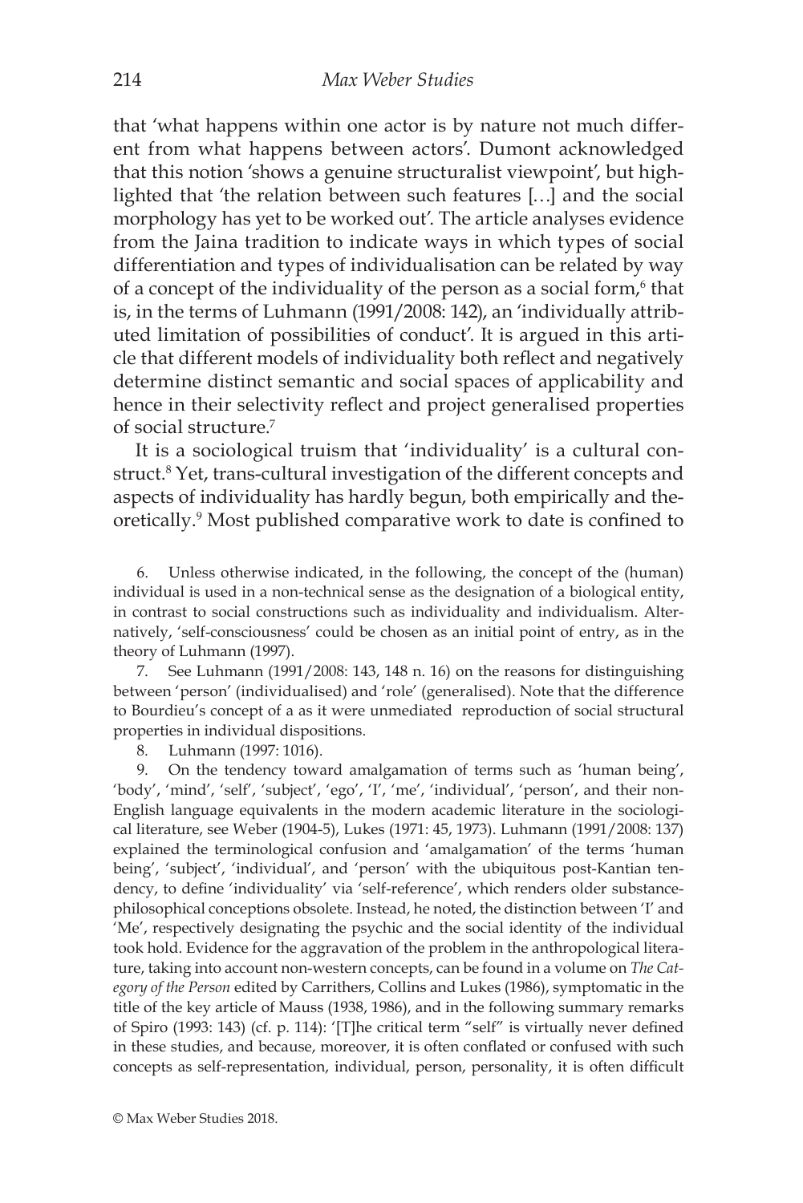that 'what happens within one actor is by nature not much different from what happens between actors'. Dumont acknowledged that this notion 'shows a genuine structuralist viewpoint', but highlighted that 'the relation between such features […] and the social morphology has yet to be worked out'. The article analyses evidence from the Jaina tradition to indicate ways in which types of social differentiation and types of individualisation can be related by way of a concept of the individuality of the person as a social form,[6] that is, in the terms of Luhmann (1991/2008: 142), an 'individually attributed limitation of possibilities of conduct'. It is argued in this article that different models of individuality both reflect and negatively determine distinct semantic and social spaces of applicability and hence in their selectivity reflect and project generalised properties of social structure.[7]

It is a sociological truism that 'individuality' is a cultural construct.[8] Yet, trans-cultural investigation of the different concepts and aspects of individuality has hardly begun, both empirically and theoretically.[9] Most published comparative work to date is confined to

6. Unless otherwise indicated, in the following, the concept of the (human) individual is used in a non-technical sense as the designation of a biological entity, in contrast to social constructions such as individuality and individualism. Alternatively, 'self-consciousness' could be chosen as an initial point of entry, as in the theory of Luhmann (1997).

7. See Luhmann (1991/2008: 143, 148 n. 16) on the reasons for distinguishing between 'person' (individualised) and 'role' (generalised). Note that the difference to Bourdieu's concept of a as it were unmediated reproduction of social structural properties in individual dispositions.

8. Luhmann (1997: 1016).

9. On the tendency toward amalgamation of terms such as 'human being', 'body', 'mind', 'self', 'subject', 'ego', 'I', 'me', 'individual', 'person', and their non-English language equivalents in the modern academic literature in the sociological literature, see Weber (1904-5), Lukes (1971: 45, 1973). Luhmann (1991/2008: 137) explained the terminological confusion and 'amalgamation' of the terms 'human being', 'subject', 'individual', and 'person' with the ubiquitous post-Kantian tendency, to define 'individuality' via 'self-reference', which renders older substance-philosophical conceptions obsolete. Instead, he noted, the distinction between 'I' and 'Me', respectively designating the psychic and the social identity of the individual took hold. Evidence for the aggravation of the problem in the anthropological literature, taking into account non-western concepts, can be found in a volume on *The Category of the Person* edited by Carrithers, Collins and Lukes (1986), symptomatic in the title of the key article of Mauss (1938, 1986), and in the following summary remarks of Spiro (1993: 143) (cf. p. 114): '[T]he critical term "self" is virtually never defined in these studies, and because, moreover, it is often conflated or confused with such concepts as self-representation, individual, person, personality, it is often difficult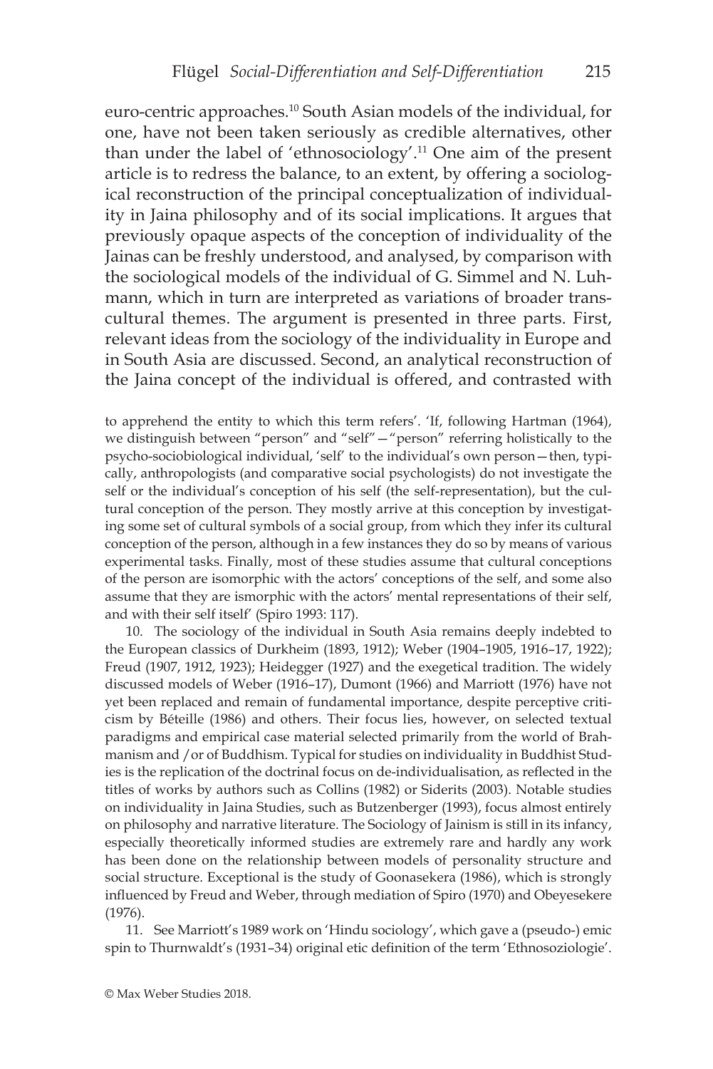euro-centric approaches.[10] South Asian models of the individual, for one, have not been taken seriously as credible alternatives, other than under the label of 'ethnosociology'.[11] One aim of the present article is to redress the balance, to an extent, by offering a sociological reconstruction of the principal conceptualization of individuality in Jaina philosophy and of its social implications. It argues that previously opaque aspects of the conception of individuality of the Jainas can be freshly understood, and analysed, by comparison with the sociological models of the individual of G. Simmel and N. Luhmann, which in turn are interpreted as variations of broader transcultural themes. The argument is presented in three parts. First, relevant ideas from the sociology of the individuality in Europe and in South Asia are discussed. Second, an analytical reconstruction of the Jaina concept of the individual is offered, and contrasted with

to apprehend the entity to which this term refers'. 'If, following Hartman (1964), we distinguish between "person" and "self"—"person" referring holistically to the psycho-sociobiological individual, 'self' to the individual's own person—then, typically, anthropologists (and comparative social psychologists) do not investigate the self or the individual's conception of his self (the self-representation), but the cultural conception of the person. They mostly arrive at this conception by investigating some set of cultural symbols of a social group, from which they infer its cultural conception of the person, although in a few instances they do so by means of various experimental tasks. Finally, most of these studies assume that cultural conceptions of the person are isomorphic with the actors' conceptions of the self, and some also assume that they are ismorphic with the actors' mental representations of their self, and with their self itself' (Spiro 1993: 117).

10. The sociology of the individual in South Asia remains deeply indebted to the European classics of Durkheim (1893, 1912); Weber (1904–1905, 1916–17, 1922); Freud (1907, 1912, 1923); Heidegger (1927) and the exegetical tradition. The widely discussed models of Weber (1916–17), Dumont (1966) and Marriott (1976) have not yet been replaced and remain of fundamental importance, despite perceptive criticism by Béteille (1986) and others. Their focus lies, however, on selected textual paradigms and empirical case material selected primarily from the world of Brahmanism and /or of Buddhism. Typical for studies on individuality in Buddhist Studies is the replication of the doctrinal focus on de-individualisation, as reflected in the titles of works by authors such as Collins (1982) or Siderits (2003). Notable studies on individuality in Jaina Studies, such as Butzenberger (1993), focus almost entirely on philosophy and narrative literature. The Sociology of Jainism is still in its infancy, especially theoretically informed studies are extremely rare and hardly any work has been done on the relationship between models of personality structure and social structure. Exceptional is the study of Goonasekera (1986), which is strongly influenced by Freud and Weber, through mediation of Spiro (1970) and Obeyesekere (1976).

11. See Marriott's 1989 work on 'Hindu sociology', which gave a (pseudo-) emic spin to Thurnwaldt's (1931–34) original etic definition of the term 'Ethnosoziologie'.

© Max Weber Studies 2018.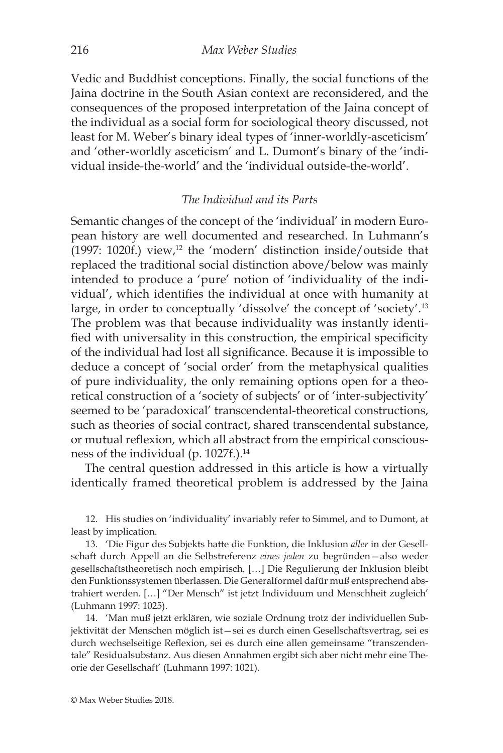Vedic and Buddhist conceptions. Finally, the social functions of the Jaina doctrine in the South Asian context are reconsidered, and the consequences of the proposed interpretation of the Jaina concept of the individual as a social form for sociological theory discussed, not least for M. Weber's binary ideal types of 'inner-worldly-asceticism' and 'other-worldly asceticism' and L. Dumont's binary of the 'individual inside-the-world' and the 'individual outside-the-world'.

### *The Individual and its Parts*

Semantic changes of the concept of the 'individual' in modern European history are well documented and researched. In Luhmann's (1997: 1020f.) view,[12] the 'modern' distinction inside/outside that replaced the traditional social distinction above/below was mainly intended to produce a 'pure' notion of 'individuality of the individual', which identifies the individual at once with humanity at large, in order to conceptually 'dissolve' the concept of 'society'.[13] The problem was that because individuality was instantly identified with universality in this construction, the empirical specificity of the individual had lost all significance. Because it is impossible to deduce a concept of 'social order' from the metaphysical qualities of pure individuality, the only remaining options open for a theoretical construction of a 'society of subjects' or of 'inter-subjectivity' seemed to be 'paradoxical' transcendental-theoretical constructions, such as theories of social contract, shared transcendental substance, or mutual reflexion, which all abstract from the empirical consciousness of the individual (p. 1027f.).[14]

The central question addressed in this article is how a virtually identically framed theoretical problem is addressed by the Jaina

12. His studies on 'individuality' invariably refer to Simmel, and to Dumont, at least by implication.

13. 'Die Figur des Subjekts hatte die Funktion, die Inklusion *aller* in der Gesellschaft durch Appell an die Selbstreferenz *eines jeden* zu begründen—also weder gesellschaftstheoretisch noch empirisch. […] Die Regulierung der Inklusion bleibt den Funktionssystemen überlassen. Die Generalformel dafür muß entsprechend abstrahiert werden. […] "Der Mensch" ist jetzt Individuum und Menschheit zugleich' (Luhmann 1997: 1025).

14. 'Man muß jetzt erklären, wie soziale Ordnung trotz der individuellen Subjektivität der Menschen möglich ist—sei es durch einen Gesellschaftsvertrag, sei es durch wechselseitige Reflexion, sei es durch eine allen gemeinsame "transzendentale" Residualsubstanz. Aus diesen Annahmen ergibt sich aber nicht mehr eine Theorie der Gesellschaft' (Luhmann 1997: 1021).

© Max Weber Studies 2018.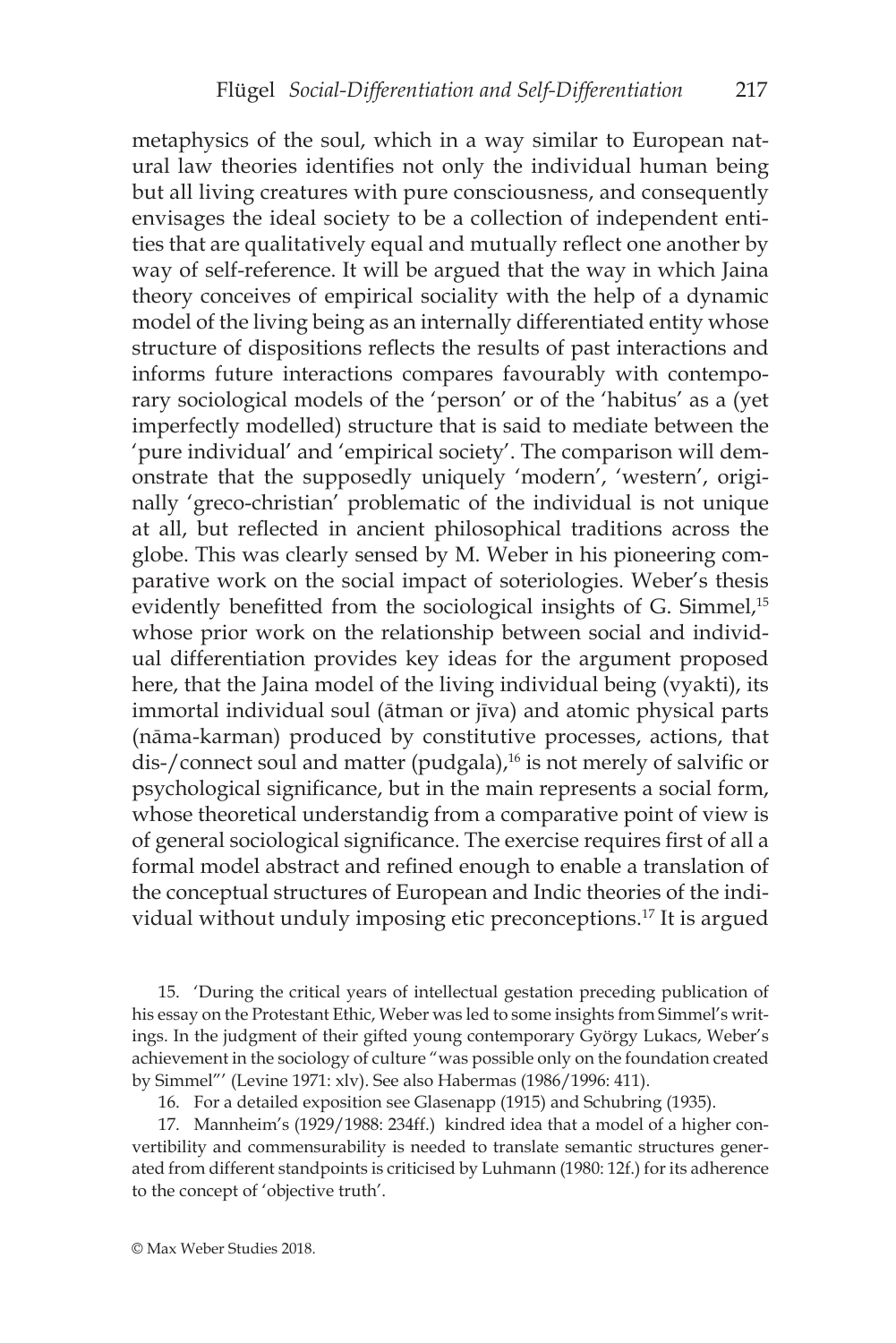metaphysics of the soul, which in a way similar to European natural law theories identifies not only the individual human being but all living creatures with pure consciousness, and consequently envisages the ideal society to be a collection of independent entities that are qualitatively equal and mutually reflect one another by way of self-reference. It will be argued that the way in which Jaina theory conceives of empirical sociality with the help of a dynamic model of the living being as an internally differentiated entity whose structure of dispositions reflects the results of past interactions and informs future interactions compares favourably with contemporary sociological models of the 'person' or of the 'habitus' as a (yet imperfectly modelled) structure that is said to mediate between the 'pure individual' and 'empirical society'. The comparison will demonstrate that the supposedly uniquely 'modern', 'western', originally 'greco-christian' problematic of the individual is not unique at all, but reflected in ancient philosophical traditions across the globe. This was clearly sensed by M. Weber in his pioneering comparative work on the social impact of soteriologies. Weber's thesis evidently benefitted from the sociological insights of G. Simmel,[15] whose prior work on the relationship between social and individual differentiation provides key ideas for the argument proposed here, that the Jaina model of the living individual being (vyakti), its immortal individual soul (ātman or jīva) and atomic physical parts (nāma-karman) produced by constitutive processes, actions, that dis-/connect soul and matter (pudgala),[16] is not merely of salvific or psychological significance, but in the main represents a social form, whose theoretical understandig from a comparative point of view is of general sociological significance. The exercise requires first of all a formal model abstract and refined enough to enable a translation of the conceptual structures of European and Indic theories of the individual without unduly imposing etic preconceptions.[17] It is argued

15. 'During the critical years of intellectual gestation preceding publication of his essay on the Protestant Ethic, Weber was led to some insights from Simmel's writings. In the judgment of their gifted young contemporary György Lukacs, Weber's achievement in the sociology of culture "was possible only on the foundation created by Simmel"' (Levine 1971: xlv). See also Habermas (1986/1996: 411).

16. For a detailed exposition see Glasenapp (1915) and Schubring (1935).

17. Mannheim's (1929/1988: 234ff.) kindred idea that a model of a higher convertibility and commensurability is needed to translate semantic structures generated from different standpoints is criticised by Luhmann (1980: 12f.) for its adherence to the concept of 'objective truth'.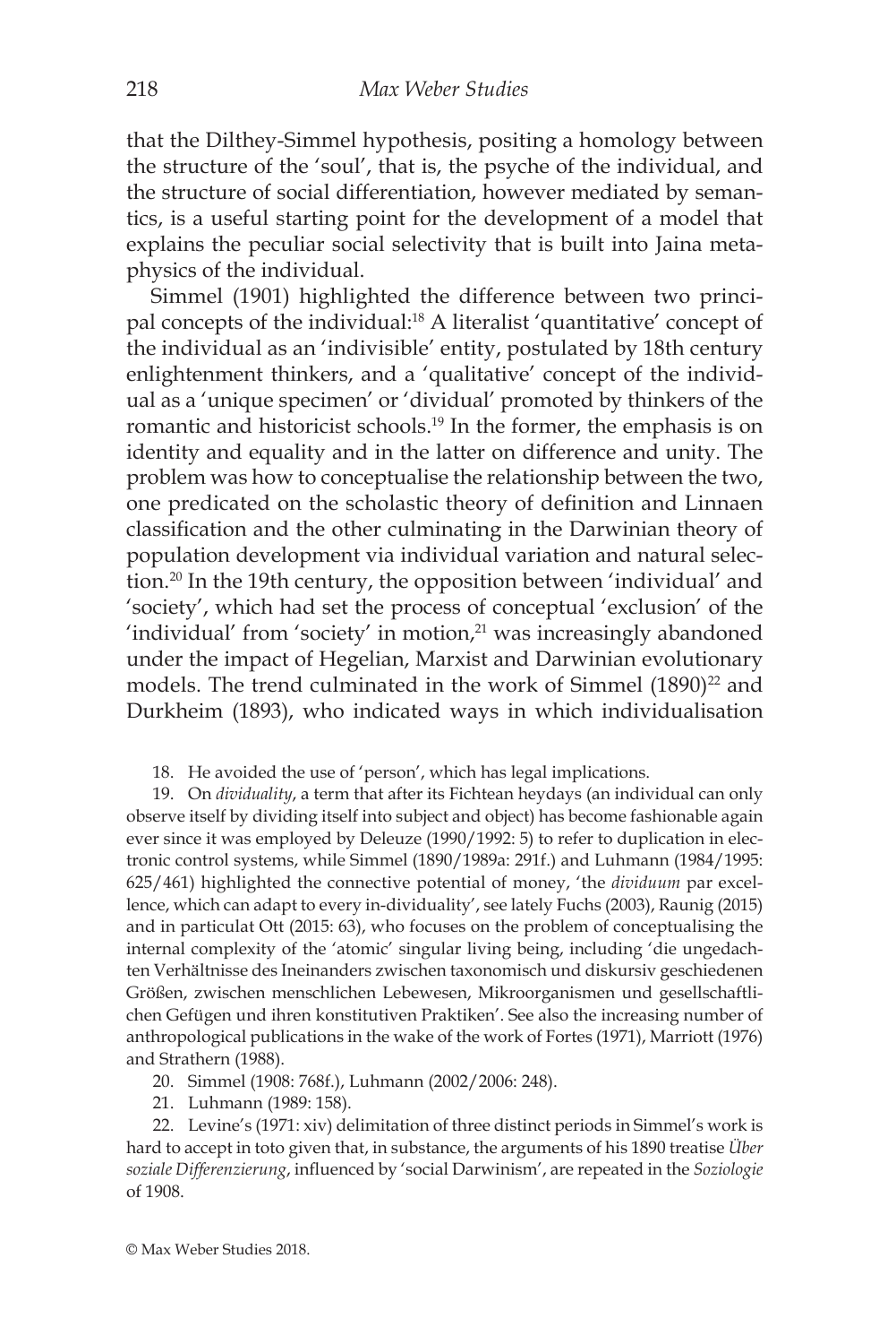that the Dilthey-Simmel hypothesis, positing a homology between the structure of the 'soul', that is, the psyche of the individual, and the structure of social differentiation, however mediated by semantics, is a useful starting point for the development of a model that explains the peculiar social selectivity that is built into Jaina metaphysics of the individual.

Simmel (1901) highlighted the difference between two principal concepts of the individual:[18] A literalist 'quantitative' concept of the individual as an 'indivisible' entity, postulated by 18th century enlightenment thinkers, and a 'qualitative' concept of the individual as a 'unique specimen' or 'dividual' promoted by thinkers of the romantic and historicist schools.[19] In the former, the emphasis is on identity and equality and in the latter on difference and unity. The problem was how to conceptualise the relationship between the two, one predicated on the scholastic theory of definition and Linnaen classification and the other culminating in the Darwinian theory of population development via individual variation and natural selection.[20] In the 19th century, the opposition between 'individual' and 'society', which had set the process of conceptual 'exclusion' of the 'individual' from 'society' in motion,[21] was increasingly abandoned under the impact of Hegelian, Marxist and Darwinian evolutionary models. The trend culminated in the work of Simmel (1890)[22] and Durkheim (1893), who indicated ways in which individualisation

18. He avoided the use of 'person', which has legal implications.

19. On *dividuality*, a term that after its Fichtean heydays (an individual can only observe itself by dividing itself into subject and object) has become fashionable again ever since it was employed by Deleuze (1990/1992: 5) to refer to duplication in electronic control systems, while Simmel (1890/1989a: 291f.) and Luhmann (1984/1995: 625/461) highlighted the connective potential of money, 'the *dividuum* par excellence, which can adapt to every in-dividuality', see lately Fuchs (2003), Raunig (2015) and in particulat Ott (2015: 63), who focuses on the problem of conceptualising the internal complexity of the 'atomic' singular living being, including 'die ungedachten Verhältnisse des Ineinanders zwischen taxonomisch und diskursiv geschiedenen Größen, zwischen menschlichen Lebewesen, Mikroorganismen und gesellschaftlichen Gefügen und ihren konstitutiven Praktiken'. See also the increasing number of anthropological publications in the wake of the work of Fortes (1971), Marriott (1976) and Strathern (1988).

20. Simmel (1908: 768f.), Luhmann (2002/2006: 248).

21. Luhmann (1989: 158).

22. Levine's (1971: xiv) delimitation of three distinct periods in Simmel's work is hard to accept in toto given that, in substance, the arguments of his 1890 treatise *Über soziale Differenzierung*, influenced by 'social Darwinism', are repeated in the *Soziologie* of 1908.

© Max Weber Studies 2018.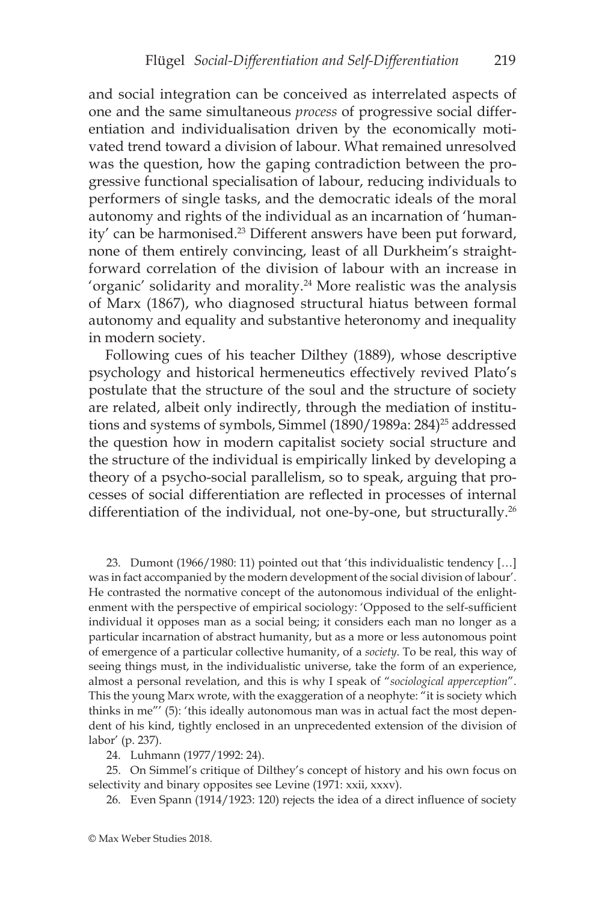and social integration can be conceived as interrelated aspects of one and the same simultaneous *process* of progressive social differentiation and individualisation driven by the economically motivated trend toward a division of labour. What remained unresolved was the question, how the gaping contradiction between the progressive functional specialisation of labour, reducing individuals to performers of single tasks, and the democratic ideals of the moral autonomy and rights of the individual as an incarnation of 'humanity' can be harmonised.[23] Different answers have been put forward, none of them entirely convincing, least of all Durkheim's straightforward correlation of the division of labour with an increase in 'organic' solidarity and morality.[24] More realistic was the analysis of Marx (1867), who diagnosed structural hiatus between formal autonomy and equality and substantive heteronomy and inequality in modern society.

Following cues of his teacher Dilthey (1889), whose descriptive psychology and historical hermeneutics effectively revived Plato's postulate that the structure of the soul and the structure of society are related, albeit only indirectly, through the mediation of institutions and systems of symbols, Simmel (1890/1989a: 284)[25] addressed the question how in modern capitalist society social structure and the structure of the individual is empirically linked by developing a theory of a psycho-social parallelism, so to speak, arguing that processes of social differentiation are reflected in processes of internal differentiation of the individual, not one-by-one, but structurally.[26]

23. Dumont (1966/1980: 11) pointed out that 'this individualistic tendency […] was in fact accompanied by the modern development of the social division of labour'. He contrasted the normative concept of the autonomous individual of the enlightenment with the perspective of empirical sociology: 'Opposed to the self-sufficient individual it opposes man as a social being; it considers each man no longer as a particular incarnation of abstract humanity, but as a more or less autonomous point of emergence of a particular collective humanity, of a *society*. To be real, this way of seeing things must, in the individualistic universe, take the form of an experience, almost a personal revelation, and this is why I speak of "*sociological apperception*". This the young Marx wrote, with the exaggeration of a neophyte: "it is society which thinks in me"' (5): 'this ideally autonomous man was in actual fact the most dependent of his kind, tightly enclosed in an unprecedented extension of the division of labor' (p. 237).

24. Luhmann (1977/1992: 24).

25. On Simmel's critique of Dilthey's concept of history and his own focus on selectivity and binary opposites see Levine (1971: xxii, xxxv).

26. Even Spann (1914/1923: 120) rejects the idea of a direct influence of society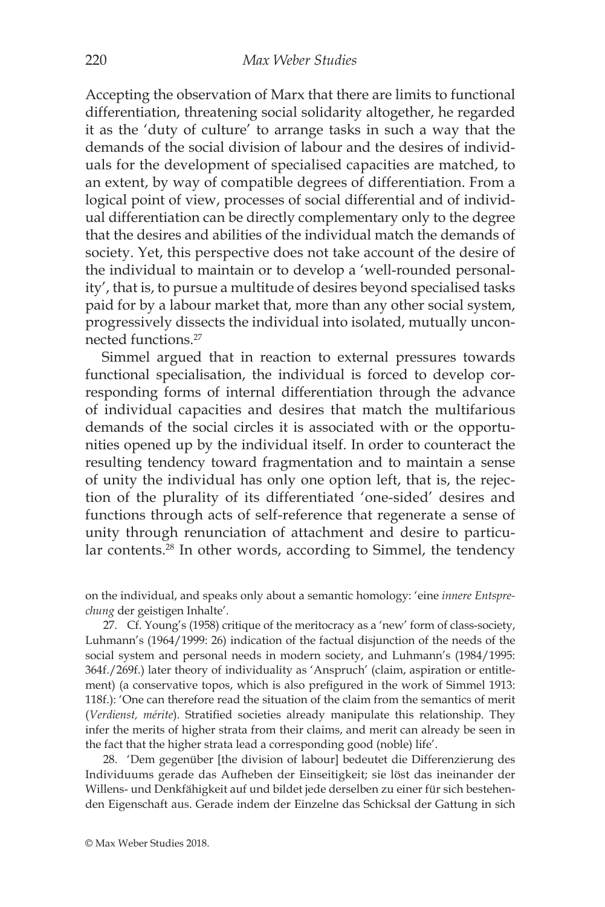Accepting the observation of Marx that there are limits to functional differentiation, threatening social solidarity altogether, he regarded it as the 'duty of culture' to arrange tasks in such a way that the demands of the social division of labour and the desires of individuals for the development of specialised capacities are matched, to an extent, by way of compatible degrees of differentiation. From a logical point of view, processes of social differential and of individual differentiation can be directly complementary only to the degree that the desires and abilities of the individual match the demands of society. Yet, this perspective does not take account of the desire of the individual to maintain or to develop a 'well-rounded personality', that is, to pursue a multitude of desires beyond specialised tasks paid for by a labour market that, more than any other social system, progressively dissects the individual into isolated, mutually unconnected functions.[27]

Simmel argued that in reaction to external pressures towards functional specialisation, the individual is forced to develop corresponding forms of internal differentiation through the advance of individual capacities and desires that match the multifarious demands of the social circles it is associated with or the opportunities opened up by the individual itself. In order to counteract the resulting tendency toward fragmentation and to maintain a sense of unity the individual has only one option left, that is, the rejection of the plurality of its differentiated 'one-sided' desires and functions through acts of self-reference that regenerate a sense of unity through renunciation of attachment and desire to particular contents.[28] In other words, according to Simmel, the tendency

on the individual, and speaks only about a semantic homology: 'eine *innere Entsprechung* der geistigen Inhalte'.

27. Cf. Young's (1958) critique of the meritocracy as a 'new' form of class-society, Luhmann's (1964/1999: 26) indication of the factual disjunction of the needs of the social system and personal needs in modern society, and Luhmann's (1984/1995: 364f./269f.) later theory of individuality as 'Anspruch' (claim, aspiration or entitlement) (a conservative topos, which is also prefigured in the work of Simmel 1913: 118f.): 'One can therefore read the situation of the claim from the semantics of merit (*Verdienst, mérite*). Stratified societies already manipulate this relationship. They infer the merits of higher strata from their claims, and merit can already be seen in the fact that the higher strata lead a corresponding good (noble) life'.

28. 'Dem gegenüber [the division of labour] bedeutet die Differenzierung des Individuums gerade das Aufheben der Einseitigkeit; sie löst das ineinander der Willens- und Denkfähigkeit auf und bildet jede derselben zu einer für sich bestehenden Eigenschaft aus. Gerade indem der Einzelne das Schicksal der Gattung in sich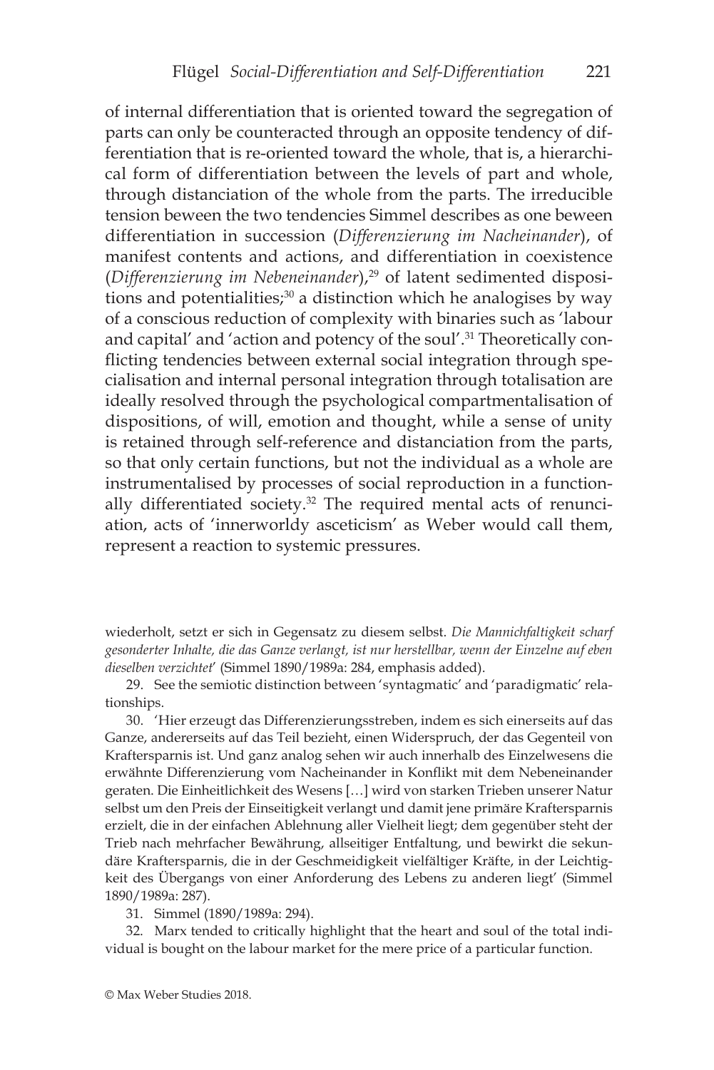of internal differentiation that is oriented toward the segregation of parts can only be counteracted through an opposite tendency of differentiation that is re-oriented toward the whole, that is, a hierarchical form of differentiation between the levels of part and whole, through distanciation of the whole from the parts. The irreducible tension beween the two tendencies Simmel describes as one beween differentiation in succession (*Differenzierung im Nacheinander*), of manifest contents and actions, and differentiation in coexistence (*Differenzierung im Nebeneinander*),[29] of latent sedimented dispositions and potentialities;[30] a distinction which he analogises by way of a conscious reduction of complexity with binaries such as 'labour and capital' and 'action and potency of the soul'.[31] Theoretically conflicting tendencies between external social integration through specialisation and internal personal integration through totalisation are ideally resolved through the psychological compartmentalisation of dispositions, of will, emotion and thought, while a sense of unity is retained through self-reference and distanciation from the parts, so that only certain functions, but not the individual as a whole are instrumentalised by processes of social reproduction in a functionally differentiated society.[32] The required mental acts of renunciation, acts of 'innerworldy asceticism' as Weber would call them, represent a reaction to systemic pressures.

---

wiederholt, setzt er sich in Gegensatz zu diesem selbst. *Die Mannichfaltigkeit scharf gesonderter Inhalte, die das Ganze verlangt, ist nur herstellbar, wenn der Einzelne auf eben dieselben verzichtet*' (Simmel 1890/1989a: 284, emphasis added).

29. See the semiotic distinction between 'syntagmatic' and 'paradigmatic' relationships.

30. 'Hier erzeugt das Differenzierungsstreben, indem es sich einerseits auf das Ganze, andererseits auf das Teil bezieht, einen Widerspruch, der das Gegenteil von Kraftersparnis ist. Und ganz analog sehen wir auch innerhalb des Einzelwesens die erwähnte Differenzierung vom Nacheinander in Konflikt mit dem Nebeneinander geraten. Die Einheitlichkeit des Wesens […] wird von starken Trieben unserer Natur selbst um den Preis der Einseitigkeit verlangt und damit jene primäre Kraftersparnis erzielt, die in der einfachen Ablehnung aller Vielheit liegt; dem gegenüber steht der Trieb nach mehrfacher Bewährung, allseitiger Entfaltung, und bewirkt die sekundäre Kraftersparnis, die in der Geschmeidigkeit vielfältiger Kräfte, in der Leichtigkeit des Übergangs von einer Anforderung des Lebens zu anderen liegt' (Simmel 1890/1989a: 287).

31. Simmel (1890/1989a: 294).

32. Marx tended to critically highlight that the heart and soul of the total individual is bought on the labour market for the mere price of a particular function.

© Max Weber Studies 2018.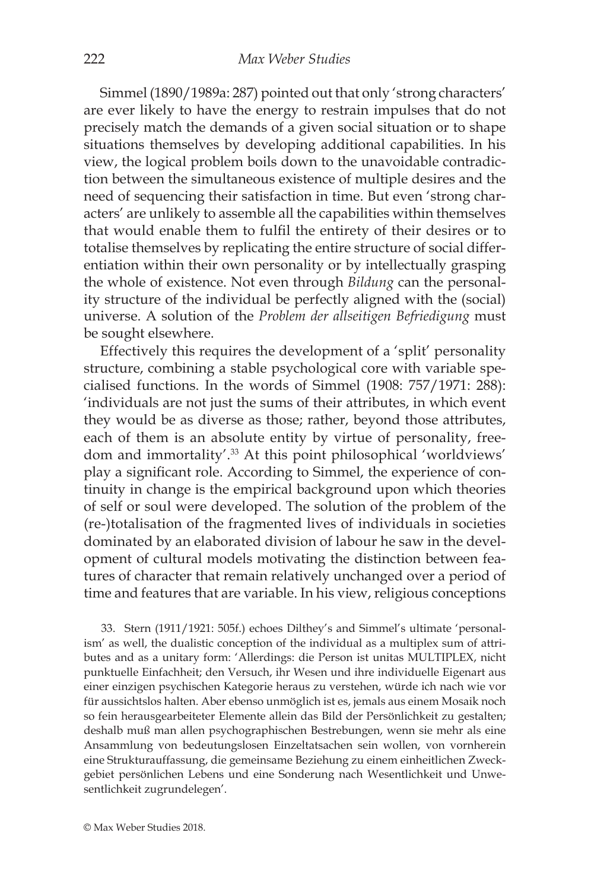Simmel (1890/1989a: 287) pointed out that only 'strong characters' are ever likely to have the energy to restrain impulses that do not precisely match the demands of a given social situation or to shape situations themselves by developing additional capabilities. In his view, the logical problem boils down to the unavoidable contradiction between the simultaneous existence of multiple desires and the need of sequencing their satisfaction in time. But even 'strong characters' are unlikely to assemble all the capabilities within themselves that would enable them to fulfil the entirety of their desires or to totalise themselves by replicating the entire structure of social differentiation within their own personality or by intellectually grasping the whole of existence. Not even through *Bildung* can the personality structure of the individual be perfectly aligned with the (social) universe. A solution of the *Problem der allseitigen Befriedigung* must be sought elsewhere.

Effectively this requires the development of a 'split' personality structure, combining a stable psychological core with variable specialised functions. In the words of Simmel (1908: 757/1971: 288): 'individuals are not just the sums of their attributes, in which event they would be as diverse as those; rather, beyond those attributes, each of them is an absolute entity by virtue of personality, freedom and immortality'.[33] At this point philosophical 'worldviews' play a significant role. According to Simmel, the experience of continuity in change is the empirical background upon which theories of self or soul were developed. The solution of the problem of the (re-)totalisation of the fragmented lives of individuals in societies dominated by an elaborated division of labour he saw in the development of cultural models motivating the distinction between features of character that remain relatively unchanged over a period of time and features that are variable. In his view, religious conceptions

33. Stern (1911/1921: 505f.) echoes Dilthey's and Simmel's ultimate 'personalism' as well, the dualistic conception of the individual as a multiplex sum of attributes and as a unitary form: 'Allerdings: die Person ist unitas MULTIPLEX, nicht punktuelle Einfachheit; den Versuch, ihr Wesen und ihre individuelle Eigenart aus einer einzigen psychischen Kategorie heraus zu verstehen, würde ich nach wie vor für aussichtslos halten. Aber ebenso unmöglich ist es, jemals aus einem Mosaik noch so fein herausgearbeiteter Elemente allein das Bild der Persönlichkeit zu gestalten; deshalb muß man allen psychographischen Bestrebungen, wenn sie mehr als eine Ansammlung von bedeutungslosen Einzeltatsachen sein wollen, von vornherein eine Strukturauffassung, die gemeinsame Beziehung zu einem einheitlichen Zweckgebiet persönlichen Lebens und eine Sonderung nach Wesentlichkeit und Unwesentlichkeit zugrundelegen'.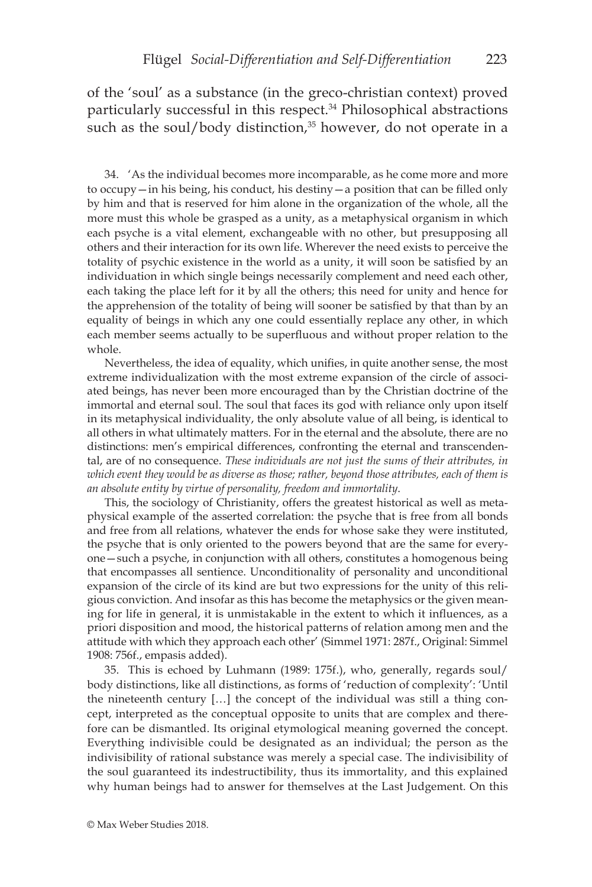of the 'soul' as a substance (in the greco-christian context) proved particularly successful in this respect.[34] Philosophical abstractions such as the soul/body distinction,[35] however, do not operate in a

34. 'As the individual becomes more incomparable, as he come more and more to occupy—in his being, his conduct, his destiny—a position that can be filled only by him and that is reserved for him alone in the organization of the whole, all the more must this whole be grasped as a unity, as a metaphysical organism in which each psyche is a vital element, exchangeable with no other, but presupposing all others and their interaction for its own life. Wherever the need exists to perceive the totality of psychic existence in the world as a unity, it will soon be satisfied by an individuation in which single beings necessarily complement and need each other, each taking the place left for it by all the others; this need for unity and hence for the apprehension of the totality of being will sooner be satisfied by that than by an equality of beings in which any one could essentially replace any other, in which each member seems actually to be superfluous and without proper relation to the whole.

Nevertheless, the idea of equality, which unifies, in quite another sense, the most extreme individualization with the most extreme expansion of the circle of associated beings, has never been more encouraged than by the Christian doctrine of the immortal and eternal soul. The soul that faces its god with reliance only upon itself in its metaphysical individuality, the only absolute value of all being, is identical to all others in what ultimately matters. For in the eternal and the absolute, there are no distinctions: men's empirical differences, confronting the eternal and transcendental, are of no consequence. *These individuals are not just the sums of their attributes, in which event they would be as diverse as those; rather, beyond those attributes, each of them is an absolute entity by virtue of personality, freedom and immortality*.

This, the sociology of Christianity, offers the greatest historical as well as metaphysical example of the asserted correlation: the psyche that is free from all bonds and free from all relations, whatever the ends for whose sake they were instituted, the psyche that is only oriented to the powers beyond that are the same for everyone—such a psyche, in conjunction with all others, constitutes a homogenous being that encompasses all sentience. Unconditionality of personality and unconditional expansion of the circle of its kind are but two expressions for the unity of this religious conviction. And insofar as this has become the metaphysics or the given meaning for life in general, it is unmistakable in the extent to which it influences, as a priori disposition and mood, the historical patterns of relation among men and the attitude with which they approach each other' (Simmel 1971: 287f., Original: Simmel 1908: 756f., empasis added).

35. This is echoed by Luhmann (1989: 175f.), who, generally, regards soul/body distinctions, like all distinctions, as forms of 'reduction of complexity': 'Until the nineteenth century […] the concept of the individual was still a thing concept, interpreted as the conceptual opposite to units that are complex and therefore can be dismantled. Its original etymological meaning governed the concept. Everything indivisible could be designated as an individual; the person as the indivisibility of rational substance was merely a special case. The indivisibility of the soul guaranteed its indestructibility, thus its immortality, and this explained why human beings had to answer for themselves at the Last Judgement. On this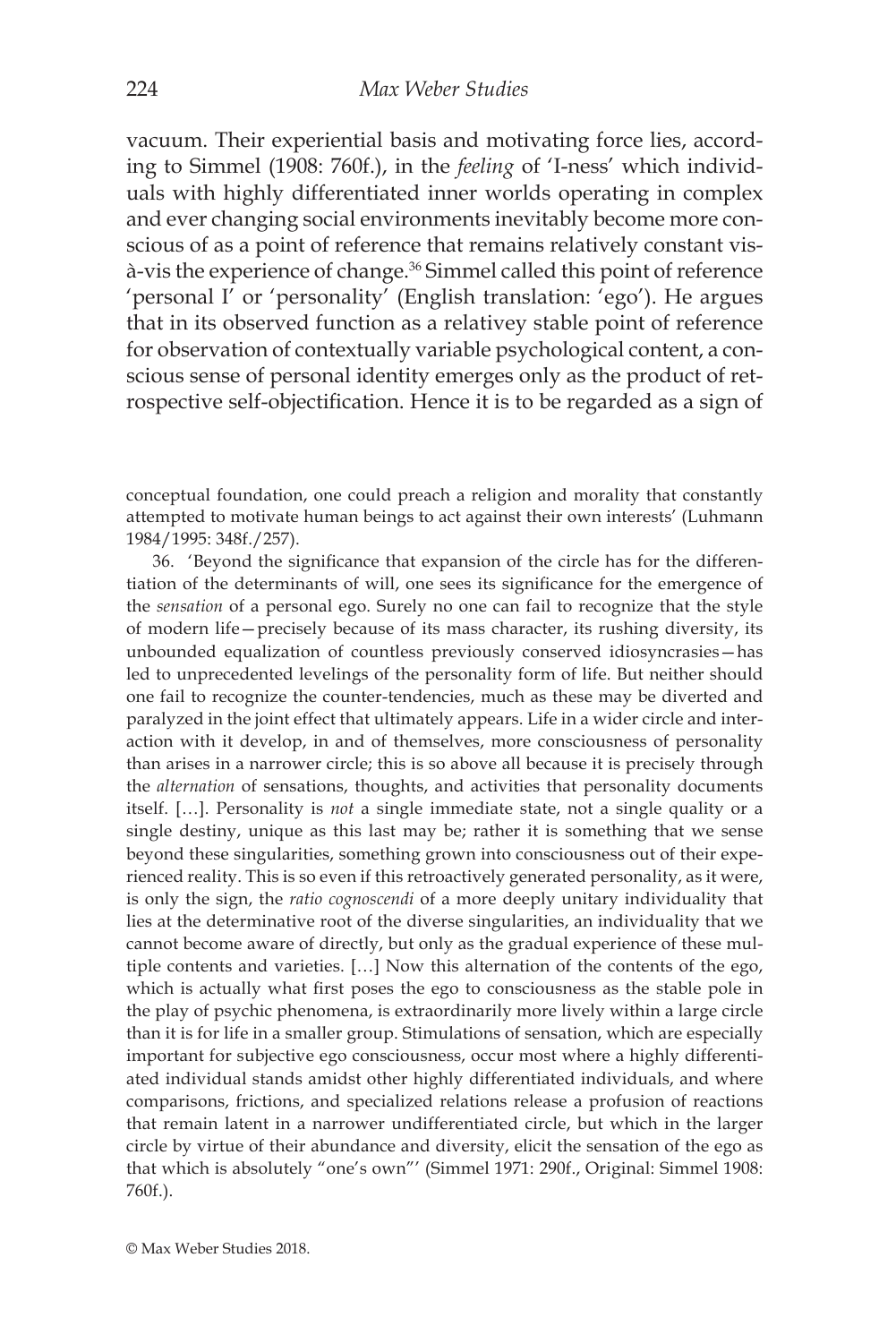vacuum. Their experiential basis and motivating force lies, according to Simmel (1908: 760f.), in the *feeling* of 'I-ness' which individuals with highly differentiated inner worlds operating in complex and ever changing social environments inevitably become more conscious of as a point of reference that remains relatively constant vis-à-vis the experience of change.[36] Simmel called this point of reference 'personal I' or 'personality' (English translation: 'ego'). He argues that in its observed function as a relativey stable point of reference for observation of contextually variable psychological content, a conscious sense of personal identity emerges only as the product of retrospective self-objectification. Hence it is to be regarded as a sign of

conceptual foundation, one could preach a religion and morality that constantly attempted to motivate human beings to act against their own interests' (Luhmann 1984/1995: 348f./257).

36. 'Beyond the significance that expansion of the circle has for the differentiation of the determinants of will, one sees its significance for the emergence of the *sensation* of a personal ego. Surely no one can fail to recognize that the style of modern life—precisely because of its mass character, its rushing diversity, its unbounded equalization of countless previously conserved idiosyncrasies—has led to unprecedented levelings of the personality form of life. But neither should one fail to recognize the counter-tendencies, much as these may be diverted and paralyzed in the joint effect that ultimately appears. Life in a wider circle and interaction with it develop, in and of themselves, more consciousness of personality than arises in a narrower circle; this is so above all because it is precisely through the *alternation* of sensations, thoughts, and activities that personality documents itself. […]. Personality is *not* a single immediate state, not a single quality or a single destiny, unique as this last may be; rather it is something that we sense beyond these singularities, something grown into consciousness out of their experienced reality. This is so even if this retroactively generated personality, as it were, is only the sign, the *ratio cognoscendi* of a more deeply unitary individuality that lies at the determinative root of the diverse singularities, an individuality that we cannot become aware of directly, but only as the gradual experience of these multiple contents and varieties. […] Now this alternation of the contents of the ego, which is actually what first poses the ego to consciousness as the stable pole in the play of psychic phenomena, is extraordinarily more lively within a large circle than it is for life in a smaller group. Stimulations of sensation, which are especially important for subjective ego consciousness, occur most where a highly differentiated individual stands amidst other highly differentiated individuals, and where comparisons, frictions, and specialized relations release a profusion of reactions that remain latent in a narrower undifferentiated circle, but which in the larger circle by virtue of their abundance and diversity, elicit the sensation of the ego as that which is absolutely "one's own"' (Simmel 1971: 290f., Original: Simmel 1908: 760f.).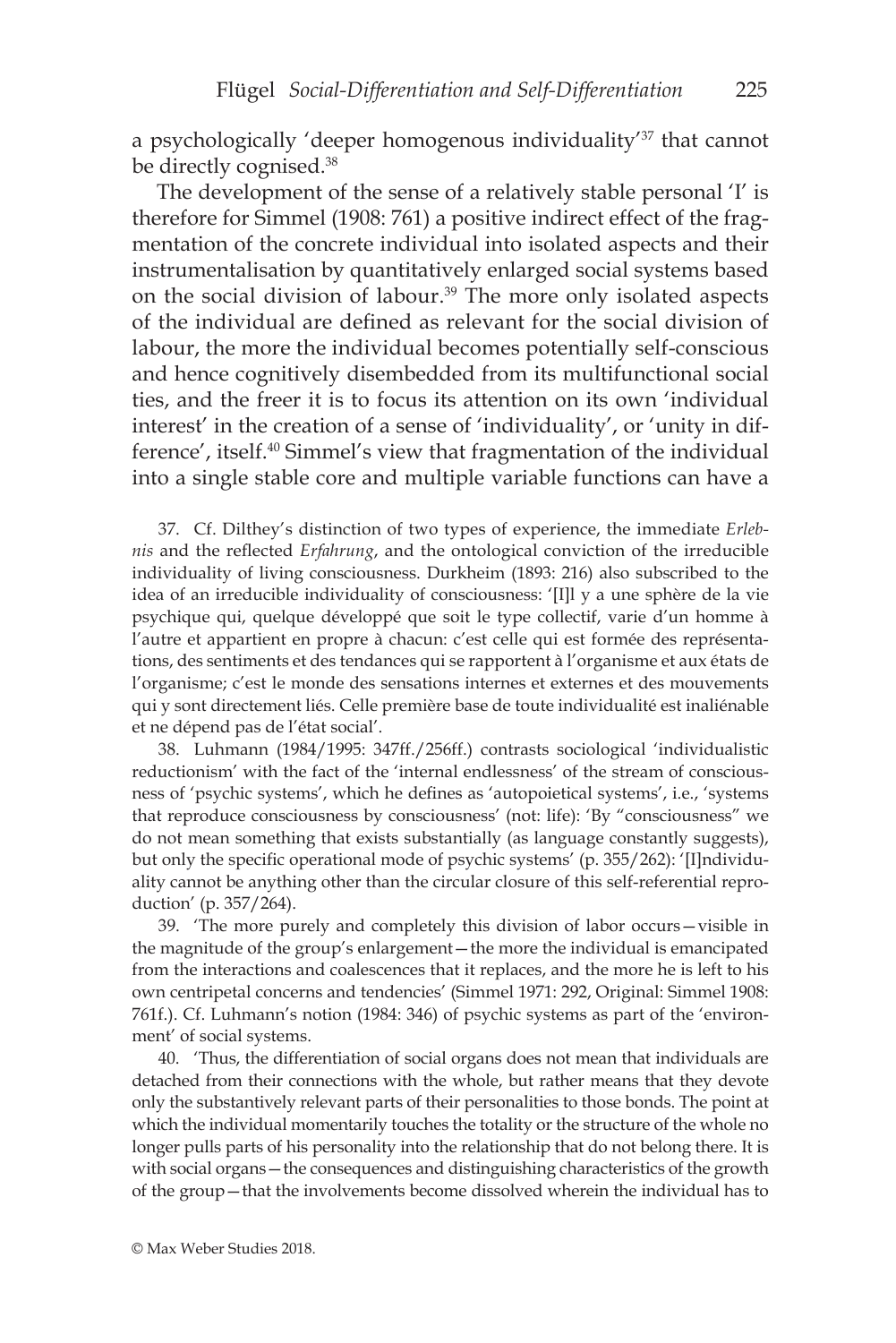a psychologically 'deeper homogenous individuality'[37] that cannot be directly cognised.[38]

The development of the sense of a relatively stable personal 'I' is therefore for Simmel (1908: 761) a positive indirect effect of the fragmentation of the concrete individual into isolated aspects and their instrumentalisation by quantitatively enlarged social systems based on the social division of labour.[39] The more only isolated aspects of the individual are defined as relevant for the social division of labour, the more the individual becomes potentially self-conscious and hence cognitively disembedded from its multifunctional social ties, and the freer it is to focus its attention on its own 'individual interest' in the creation of a sense of 'individuality', or 'unity in difference', itself.[40] Simmel's view that fragmentation of the individual into a single stable core and multiple variable functions can have a

37. Cf. Dilthey's distinction of two types of experience, the immediate *Erlebnis* and the reflected *Erfahrung*, and the ontological conviction of the irreducible individuality of living consciousness. Durkheim (1893: 216) also subscribed to the idea of an irreducible individuality of consciousness: '[I]l y a une sphère de la vie psychique qui, quelque développé que soit le type collectif, varie d'un homme à l'autre et appartient en propre à chacun: c'est celle qui est formée des représentations, des sentiments et des tendances qui se rapportent à l'organisme et aux états de l'organisme; c'est le monde des sensations internes et externes et des mouvements qui y sont directement liés. Celle première base de toute individualité est inaliénable et ne dépend pas de l'état social'.

38. Luhmann (1984/1995: 347ff./256ff.) contrasts sociological 'individualistic reductionism' with the fact of the 'internal endlessness' of the stream of consciousness of 'psychic systems', which he defines as 'autopoietical systems', i.e., 'systems that reproduce consciousness by consciousness' (not: life): 'By "consciousness" we do not mean something that exists substantially (as language constantly suggests), but only the specific operational mode of psychic systems' (p. 355/262): '[I]ndividuality cannot be anything other than the circular closure of this self-referential reproduction' (p. 357/264).

39. 'The more purely and completely this division of labor occurs—visible in the magnitude of the group's enlargement—the more the individual is emancipated from the interactions and coalescences that it replaces, and the more he is left to his own centripetal concerns and tendencies' (Simmel 1971: 292, Original: Simmel 1908: 761f.). Cf. Luhmann's notion (1984: 346) of psychic systems as part of the 'environment' of social systems.

40. 'Thus, the differentiation of social organs does not mean that individuals are detached from their connections with the whole, but rather means that they devote only the substantively relevant parts of their personalities to those bonds. The point at which the individual momentarily touches the totality or the structure of the whole no longer pulls parts of his personality into the relationship that do not belong there. It is with social organs—the consequences and distinguishing characteristics of the growth of the group—that the involvements become dissolved wherein the individual has to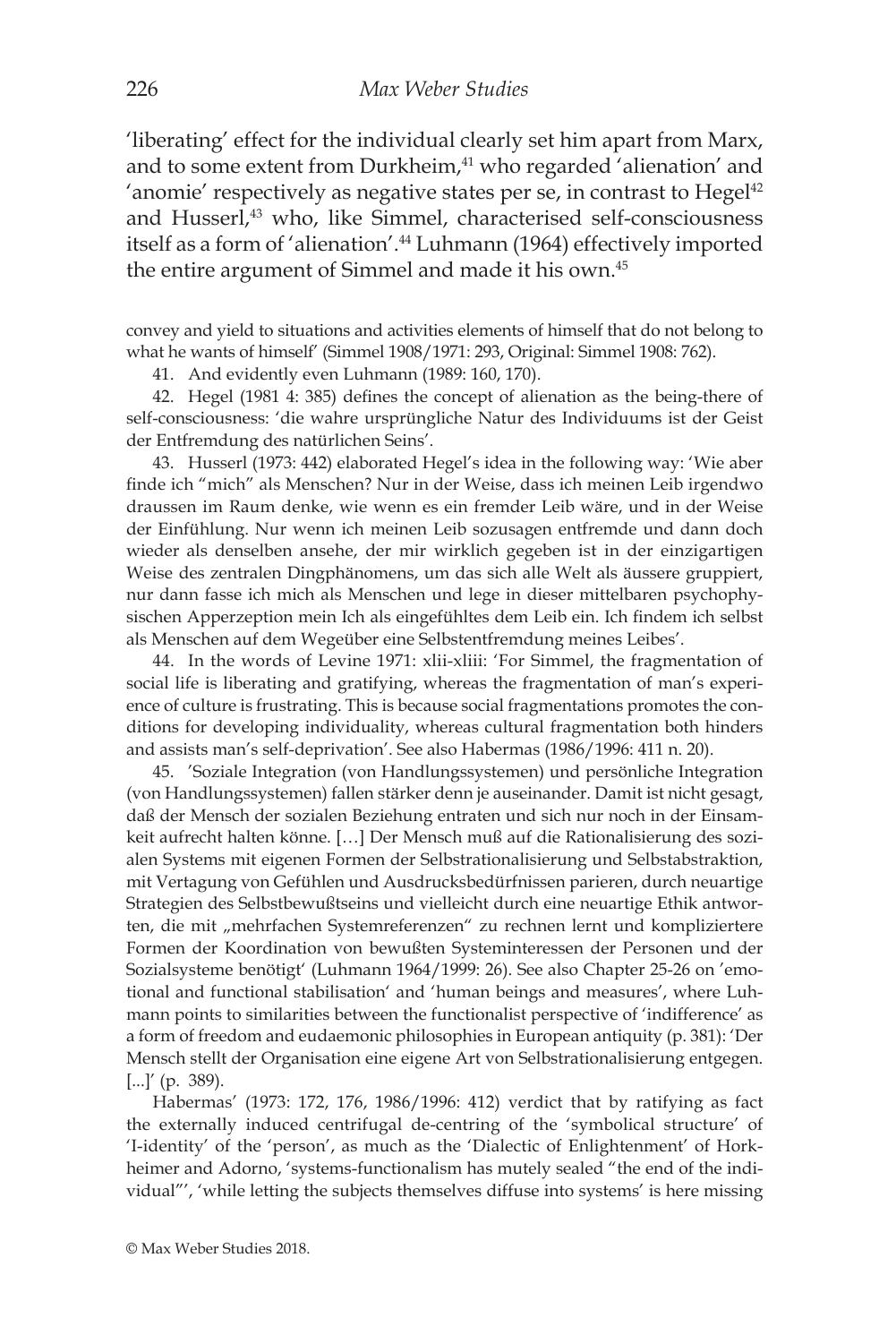'liberating' effect for the individual clearly set him apart from Marx, and to some extent from Durkheim,[41] who regarded 'alienation' and 'anomie' respectively as negative states per se, in contrast to Hegel[42] and Husserl,[43] who, like Simmel, characterised self-consciousness itself as a form of 'alienation'.[44] Luhmann (1964) effectively imported the entire argument of Simmel and made it his own.[45]

convey and yield to situations and activities elements of himself that do not belong to what he wants of himself' (Simmel 1908/1971: 293, Original: Simmel 1908: 762).

41. And evidently even Luhmann (1989: 160, 170).

42. Hegel (1981 4: 385) defines the concept of alienation as the being-there of self-consciousness: 'die wahre ursprüngliche Natur des Individuums ist der Geist der Entfremdung des natürlichen Seins'.

43. Husserl (1973: 442) elaborated Hegel's idea in the following way: 'Wie aber finde ich "mich" als Menschen? Nur in der Weise, dass ich meinen Leib irgendwo draussen im Raum denke, wie wenn es ein fremder Leib wäre, und in der Weise der Einfühlung. Nur wenn ich meinen Leib sozusagen entfremde und dann doch wieder als denselben ansehe, der mir wirklich gegeben ist in der einzigartigen Weise des zentralen Dingphänomens, um das sich alle Welt als äussere gruppiert, nur dann fasse ich mich als Menschen und lege in dieser mittelbaren psychophysischen Apperzeption mein Ich als eingefühltes dem Leib ein. Ich findem ich selbst als Menschen auf dem Wegeüber eine Selbstentfremdung meines Leibes'.

44. In the words of Levine 1971: xlii-xliii: 'For Simmel, the fragmentation of social life is liberating and gratifying, whereas the fragmentation of man's experience of culture is frustrating. This is because social fragmentations promotes the conditions for developing individuality, whereas cultural fragmentation both hinders and assists man's self-deprivation'. See also Habermas (1986/1996: 411 n. 20).

45. 'Soziale Integration (von Handlungssystemen) und persönliche Integration (von Handlungssystemen) fallen stärker denn je auseinander. Damit ist nicht gesagt, daß der Mensch der sozialen Beziehung entraten und sich nur noch in der Einsamkeit aufrecht halten könne. […] Der Mensch muß auf die Rationalisierung des sozialen Systems mit eigenen Formen der Selbstrationalisierung und Selbstabstraktion, mit Vertagung von Gefühlen und Ausdrucksbedürfnissen parieren, durch neuartige Strategien des Selbstbewußtseins und vielleicht durch eine neuartige Ethik antworten, die mit „mehrfachen Systemreferenzen" zu rechnen lernt und kompliziertere Formen der Koordination von bewußten Systeminteressen der Personen und der Sozialsysteme benötigt' (Luhmann 1964/1999: 26). See also Chapter 25-26 on 'emotional and functional stabilisation' and 'human beings and measures', where Luhmann points to similarities between the functionalist perspective of 'indifference' as a form of freedom and eudaemonic philosophies in European antiquity (p. 381): 'Der Mensch stellt der Organisation eine eigene Art von Selbstrationalisierung entgegen. [...]' (p. 389).

Habermas' (1973: 172, 176, 1986/1996: 412) verdict that by ratifying as fact the externally induced centrifugal de-centring of the 'symbolical structure' of 'I-identity' of the 'person', as much as the 'Dialectic of Enlightenment' of Horkheimer and Adorno, 'systems-functionalism has mutely sealed "the end of the individual"', 'while letting the subjects themselves diffuse into systems' is here missing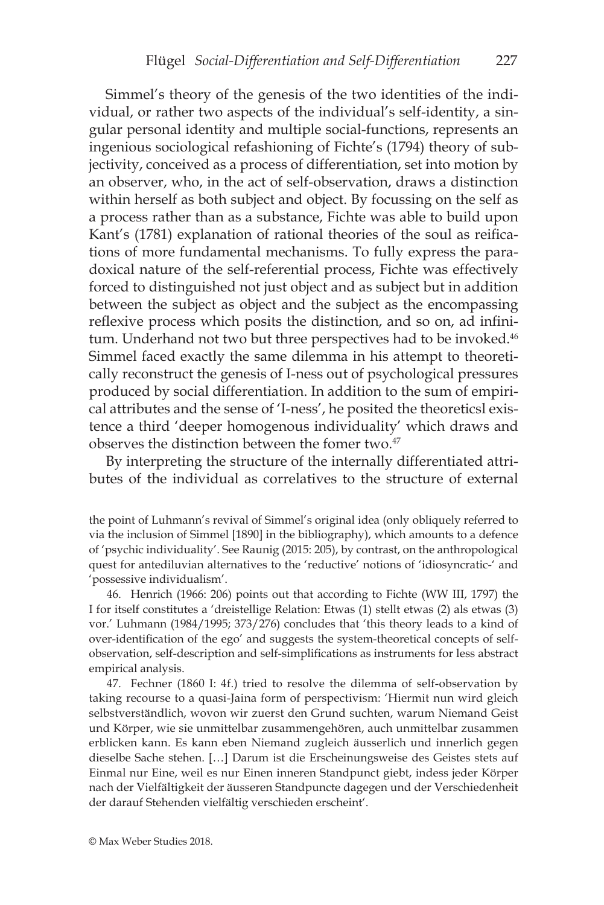Simmel's theory of the genesis of the two identities of the individual, or rather two aspects of the individual's self-identity, a singular personal identity and multiple social-functions, represents an ingenious sociological refashioning of Fichte's (1794) theory of subjectivity, conceived as a process of differentiation, set into motion by an observer, who, in the act of self-observation, draws a distinction within herself as both subject and object. By focussing on the self as a process rather than as a substance, Fichte was able to build upon Kant's (1781) explanation of rational theories of the soul as reifications of more fundamental mechanisms. To fully express the paradoxical nature of the self-referential process, Fichte was effectively forced to distinguished not just object and as subject but in addition between the subject as object and the subject as the encompassing reflexive process which posits the distinction, and so on, ad infinitum. Underhand not two but three perspectives had to be invoked.[46] Simmel faced exactly the same dilemma in his attempt to theoretically reconstruct the genesis of I-ness out of psychological pressures produced by social differentiation. In addition to the sum of empirical attributes and the sense of 'I-ness', he posited the theoreticsl existence a third 'deeper homogenous individuality' which draws and observes the distinction between the fomer two.[47]

By interpreting the structure of the internally differentiated attributes of the individual as correlatives to the structure of external

the point of Luhmann's revival of Simmel's original idea (only obliquely referred to via the inclusion of Simmel [1890] in the bibliography), which amounts to a defence of 'psychic individuality'. See Raunig (2015: 205), by contrast, on the anthropological quest for antediluvian alternatives to the 'reductive' notions of 'idiosyncratic-' and 'possessive individualism'.

46. Henrich (1966: 206) points out that according to Fichte (WW III, 1797) the I for itself constitutes a 'dreistellige Relation: Etwas (1) stellt etwas (2) als etwas (3) vor.' Luhmann (1984/1995; 373/276) concludes that 'this theory leads to a kind of over-identification of the ego' and suggests the system-theoretical concepts of self-observation, self-description and self-simplifications as instruments for less abstract empirical analysis.

47. Fechner (1860 I: 4f.) tried to resolve the dilemma of self-observation by taking recourse to a quasi-Jaina form of perspectivism: 'Hiermit nun wird gleich selbstverständlich, wovon wir zuerst den Grund suchten, warum Niemand Geist und Körper, wie sie unmittelbar zusammengehören, auch unmittelbar zusammen erblicken kann. Es kann eben Niemand zugleich äusserlich und innerlich gegen dieselbe Sache stehen. […] Darum ist die Erscheinungsweise des Geistes stets auf Einmal nur Eine, weil es nur Einen inneren Standpunct giebt, indess jeder Körper nach der Vielfältigkeit der äusseren Standpuncte dagegen und der Verschiedenheit der darauf Stehenden vielfältig verschieden erscheint'.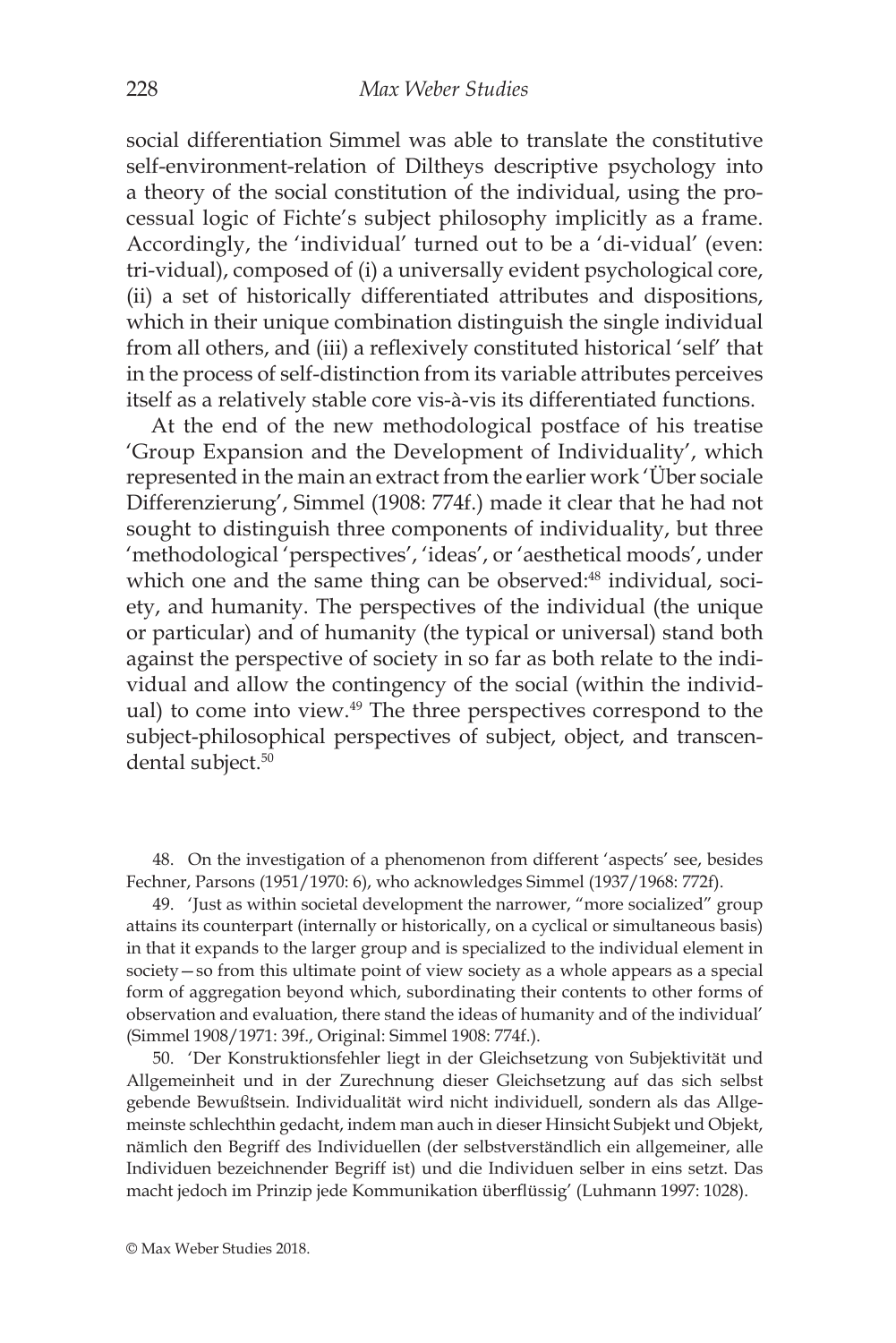social differentiation Simmel was able to translate the constitutive self-environment-relation of Diltheys descriptive psychology into a theory of the social constitution of the individual, using the processual logic of Fichte's subject philosophy implicitly as a frame. Accordingly, the 'individual' turned out to be a 'di-vidual' (even: tri-vidual), composed of (i) a universally evident psychological core, (ii) a set of historically differentiated attributes and dispositions, which in their unique combination distinguish the single individual from all others, and (iii) a reflexively constituted historical 'self' that in the process of self-distinction from its variable attributes perceives itself as a relatively stable core vis-à-vis its differentiated functions.

At the end of the new methodological postface of his treatise 'Group Expansion and the Development of Individuality', which represented in the main an extract from the earlier work 'Über sociale Differenzierung', Simmel (1908: 774f.) made it clear that he had not sought to distinguish three components of individuality, but three 'methodological 'perspectives', 'ideas', or 'aesthetical moods', under which one and the same thing can be observed:[48] individual, society, and humanity. The perspectives of the individual (the unique or particular) and of humanity (the typical or universal) stand both against the perspective of society in so far as both relate to the individual and allow the contingency of the social (within the individual) to come into view.[49] The three perspectives correspond to the subject-philosophical perspectives of subject, object, and transcendental subject.[50]

48. On the investigation of a phenomenon from different 'aspects' see, besides Fechner, Parsons (1951/1970: 6), who acknowledges Simmel (1937/1968: 772f).

49. 'Just as within societal development the narrower, "more socialized" group attains its counterpart (internally or historically, on a cyclical or simultaneous basis) in that it expands to the larger group and is specialized to the individual element in society—so from this ultimate point of view society as a whole appears as a special form of aggregation beyond which, subordinating their contents to other forms of observation and evaluation, there stand the ideas of humanity and of the individual' (Simmel 1908/1971: 39f., Original: Simmel 1908: 774f.).

50. 'Der Konstruktionsfehler liegt in der Gleichsetzung von Subjektivität und Allgemeinheit und in der Zurechnung dieser Gleichsetzung auf das sich selbst gebende Bewußtsein. Individualität wird nicht individuell, sondern als das Allgemeinste schlechthin gedacht, indem man auch in dieser Hinsicht Subjekt und Objekt, nämlich den Begriff des Individuellen (der selbstverständlich ein allgemeiner, alle Individuen bezeichnender Begriff ist) und die Individuen selber in eins setzt. Das macht jedoch im Prinzip jede Kommunikation überflüssig' (Luhmann 1997: 1028).

© Max Weber Studies 2018.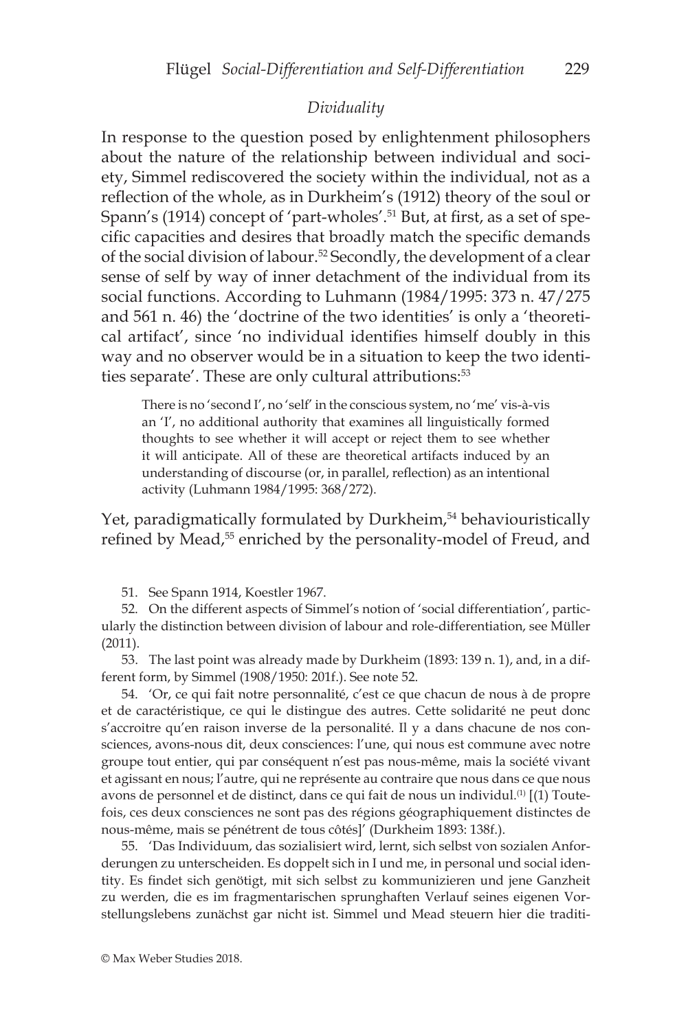### *Dividuality*

In response to the question posed by enlightenment philosophers about the nature of the relationship between individual and society, Simmel rediscovered the society within the individual, not as a reflection of the whole, as in Durkheim's (1912) theory of the soul or Spann's (1914) concept of 'part-wholes'.[51] But, at first, as a set of specific capacities and desires that broadly match the specific demands of the social division of labour.[52] Secondly, the development of a clear sense of self by way of inner detachment of the individual from its social functions. According to Luhmann (1984/1995: 373 n. 47/275 and 561 n. 46) the 'doctrine of the two identities' is only a 'theoretical artifact', since 'no individual identifies himself doubly in this way and no observer would be in a situation to keep the two identities separate'. These are only cultural attributions:[53]

> There is no 'second I', no 'self' in the conscious system, no 'me' vis-à-vis an 'I', no additional authority that examines all linguistically formed thoughts to see whether it will accept or reject them to see whether it will anticipate. All of these are theoretical artifacts induced by an understanding of discourse (or, in parallel, reflection) as an intentional activity (Luhmann 1984/1995: 368/272).

Yet, paradigmatically formulated by Durkheim,[54] behaviouristically refined by Mead,[55] enriched by the personality-model of Freud, and

51. See Spann 1914, Koestler 1967.

52. On the different aspects of Simmel's notion of 'social differentiation', particularly the distinction between division of labour and role-differentiation, see Müller (2011).

53. The last point was already made by Durkheim (1893: 139 n. 1), and, in a different form, by Simmel (1908/1950: 201f.). See note 52.

54. 'Or, ce qui fait notre personnalité, c'est ce que chacun de nous à de propre et de caractéristique, ce qui le distingue des autres. Cette solidarité ne peut donc s'accroitre qu'en raison inverse de la personalité. Il y a dans chacune de nos consciences, avons-nous dit, deux consciences: l'une, qui nous est commune avec notre groupe tout entier, qui par conséquent n'est pas nous-même, mais la société vivant et agissant en nous; l'autre, qui ne représente au contraire que nous dans ce que nous avons de personnel et de distinct, dans ce qui fait de nous un individul.[(1)] [(1) Toutefois, ces deux consciences ne sont pas des régions géographiquement distinctes de nous-même, mais se pénétrent de tous côtés]' (Durkheim 1893: 138f.).

55. 'Das Individuum, das sozialisiert wird, lernt, sich selbst von sozialen Anforderungen zu unterscheiden. Es doppelt sich in I und me, in personal und social identity. Es findet sich genötigt, mit sich selbst zu kommunizieren und jene Ganzheit zu werden, die es im fragmentarischen sprunghaften Verlauf seines eigenen Vorstellungslebens zunächst gar nicht ist. Simmel und Mead steuern hier die traditi-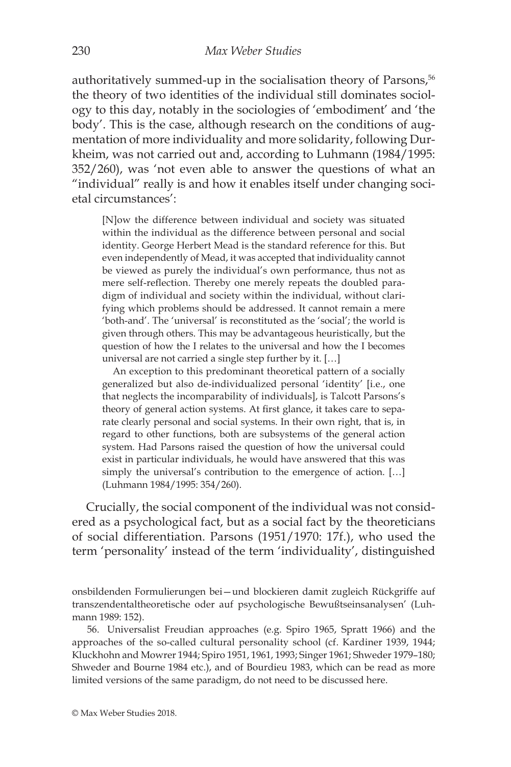authoritatively summed-up in the socialisation theory of Parsons,[56] the theory of two identities of the individual still dominates sociology to this day, notably in the sociologies of 'embodiment' and 'the body'. This is the case, although research on the conditions of augmentation of more individuality and more solidarity, following Durkheim, was not carried out and, according to Luhmann (1984/1995: 352/260), was 'not even able to answer the questions of what an "individual" really is and how it enables itself under changing societal circumstances':

> [N]ow the difference between individual and society was situated within the individual as the difference between personal and social identity. George Herbert Mead is the standard reference for this. But even independently of Mead, it was accepted that individuality cannot be viewed as purely the individual's own performance, thus not as mere self-reflection. Thereby one merely repeats the doubled paradigm of individual and society within the individual, without clarifying which problems should be addressed. It cannot remain a mere 'both-and'. The 'universal' is reconstituted as the 'social'; the world is given through others. This may be advantageous heuristically, but the question of how the I relates to the universal and how the I becomes universal are not carried a single step further by it. […]
>
> An exception to this predominant theoretical pattern of a socially generalized but also de-individualized personal 'identity' [i.e., one that neglects the incomparability of individuals], is Talcott Parsons's theory of general action systems. At first glance, it takes care to separate clearly personal and social systems. In their own right, that is, in regard to other functions, both are subsystems of the general action system. Had Parsons raised the question of how the universal could exist in particular individuals, he would have answered that this was simply the universal's contribution to the emergence of action. […] (Luhmann 1984/1995: 354/260).

Crucially, the social component of the individual was not considered as a psychological fact, but as a social fact by the theoreticians of social differentiation. Parsons (1951/1970: 17f.), who used the term 'personality' instead of the term 'individuality', distinguished

onsbildenden Formulierungen bei—und blockieren damit zugleich Rückgriffe auf transzendentaltheoretische oder auf psychologische Bewußtseinsanalysen' (Luhmann 1989: 152).

56. Universalist Freudian approaches (e.g. Spiro 1965, Spratt 1966) and the approaches of the so-called cultural personality school (cf. Kardiner 1939, 1944; Kluckhohn and Mowrer 1944; Spiro 1951, 1961, 1993; Singer 1961; Shweder 1979–180; Shweder and Bourne 1984 etc.), and of Bourdieu 1983, which can be read as more limited versions of the same paradigm, do not need to be discussed here.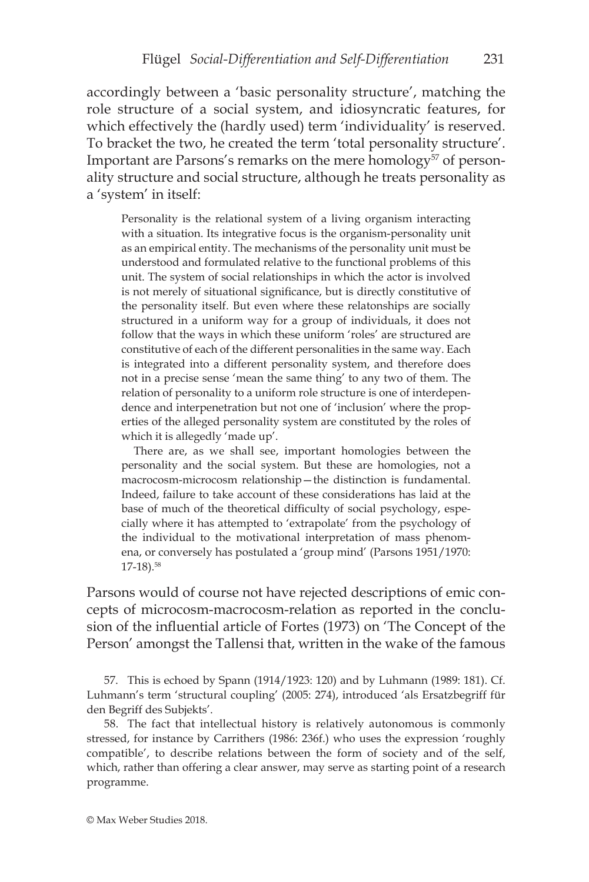accordingly between a 'basic personality structure', matching the role structure of a social system, and idiosyncratic features, for which effectively the (hardly used) term 'individuality' is reserved. To bracket the two, he created the term 'total personality structure'. Important are Parsons's remarks on the mere homology[57] of personality structure and social structure, although he treats personality as a 'system' in itself:

> Personality is the relational system of a living organism interacting with a situation. Its integrative focus is the organism-personality unit as an empirical entity. The mechanisms of the personality unit must be understood and formulated relative to the functional problems of this unit. The system of social relationships in which the actor is involved is not merely of situational significance, but is directly constitutive of the personality itself. But even where these relatonships are socially structured in a uniform way for a group of individuals, it does not follow that the ways in which these uniform 'roles' are structured are constitutive of each of the different personalities in the same way. Each is integrated into a different personality system, and therefore does not in a precise sense 'mean the same thing' to any two of them. The relation of personality to a uniform role structure is one of interdependence and interpenetration but not one of 'inclusion' where the properties of the alleged personality system are constituted by the roles of which it is allegedly 'made up'.
>
> There are, as we shall see, important homologies between the personality and the social system. But these are homologies, not a macrocosm-microcosm relationship—the distinction is fundamental. Indeed, failure to take account of these considerations has laid at the base of much of the theoretical difficulty of social psychology, especially where it has attempted to 'extrapolate' from the psychology of the individual to the motivational interpretation of mass phenomena, or conversely has postulated a 'group mind' (Parsons 1951/1970: 17-18).[58]

Parsons would of course not have rejected descriptions of emic concepts of microcosm-macrocosm-relation as reported in the conclusion of the influential article of Fortes (1973) on 'The Concept of the Person' amongst the Tallensi that, written in the wake of the famous

57. This is echoed by Spann (1914/1923: 120) and by Luhmann (1989: 181). Cf. Luhmann's term 'structural coupling' (2005: 274), introduced 'als Ersatzbegriff für den Begriff des Subjekts'.

58. The fact that intellectual history is relatively autonomous is commonly stressed, for instance by Carrithers (1986: 236f.) who uses the expression 'roughly compatible', to describe relations between the form of society and of the self, which, rather than offering a clear answer, may serve as starting point of a research programme.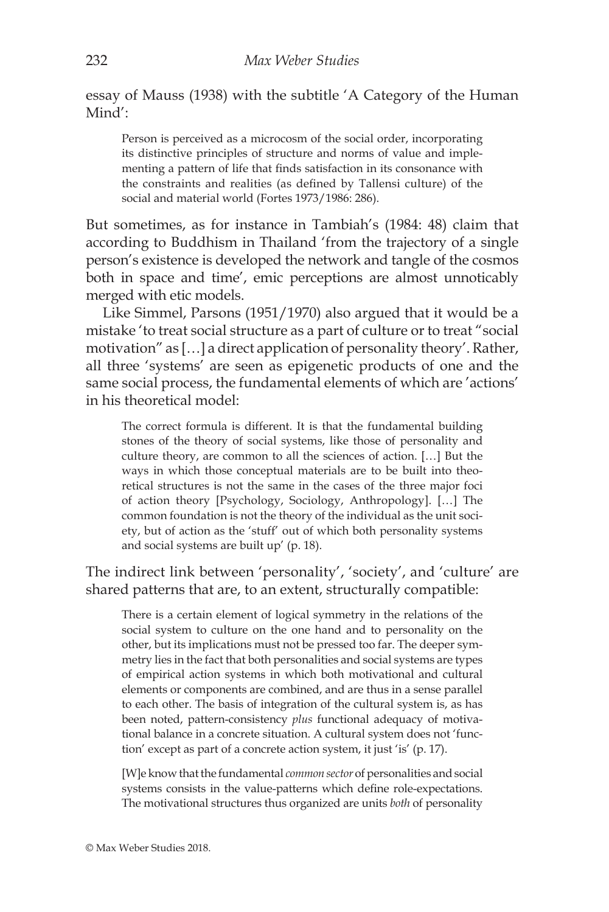essay of Mauss (1938) with the subtitle 'A Category of the Human Mind':

> Person is perceived as a microcosm of the social order, incorporating its distinctive principles of structure and norms of value and implementing a pattern of life that finds satisfaction in its consonance with the constraints and realities (as defined by Tallensi culture) of the social and material world (Fortes 1973/1986: 286).

But sometimes, as for instance in Tambiah's (1984: 48) claim that according to Buddhism in Thailand 'from the trajectory of a single person's existence is developed the network and tangle of the cosmos both in space and time', emic perceptions are almost unnoticably merged with etic models.

Like Simmel, Parsons (1951/1970) also argued that it would be a mistake 'to treat social structure as a part of culture or to treat "social motivation" as […] a direct application of personality theory'. Rather, all three 'systems' are seen as epigenetic products of one and the same social process, the fundamental elements of which are 'actions' in his theoretical model:

> The correct formula is different. It is that the fundamental building stones of the theory of social systems, like those of personality and culture theory, are common to all the sciences of action. […] But the ways in which those conceptual materials are to be built into theoretical structures is not the same in the cases of the three major foci of action theory [Psychology, Sociology, Anthropology]. […] The common foundation is not the theory of the individual as the unit society, but of action as the 'stuff' out of which both personality systems and social systems are built up' (p. 18).

The indirect link between 'personality', 'society', and 'culture' are shared patterns that are, to an extent, structurally compatible:

> There is a certain element of logical symmetry in the relations of the social system to culture on the one hand and to personality on the other, but its implications must not be pressed too far. The deeper symmetry lies in the fact that both personalities and social systems are types of empirical action systems in which both motivational and cultural elements or components are combined, and are thus in a sense parallel to each other. The basis of integration of the cultural system is, as has been noted, pattern-consistency *plus* functional adequacy of motivational balance in a concrete situation. A cultural system does not 'function' except as part of a concrete action system, it just 'is' (p. 17).

> [W]e know that the fundamental *common sector* of personalities and social systems consists in the value-patterns which define role-expectations. The motivational structures thus organized are units *both* of personality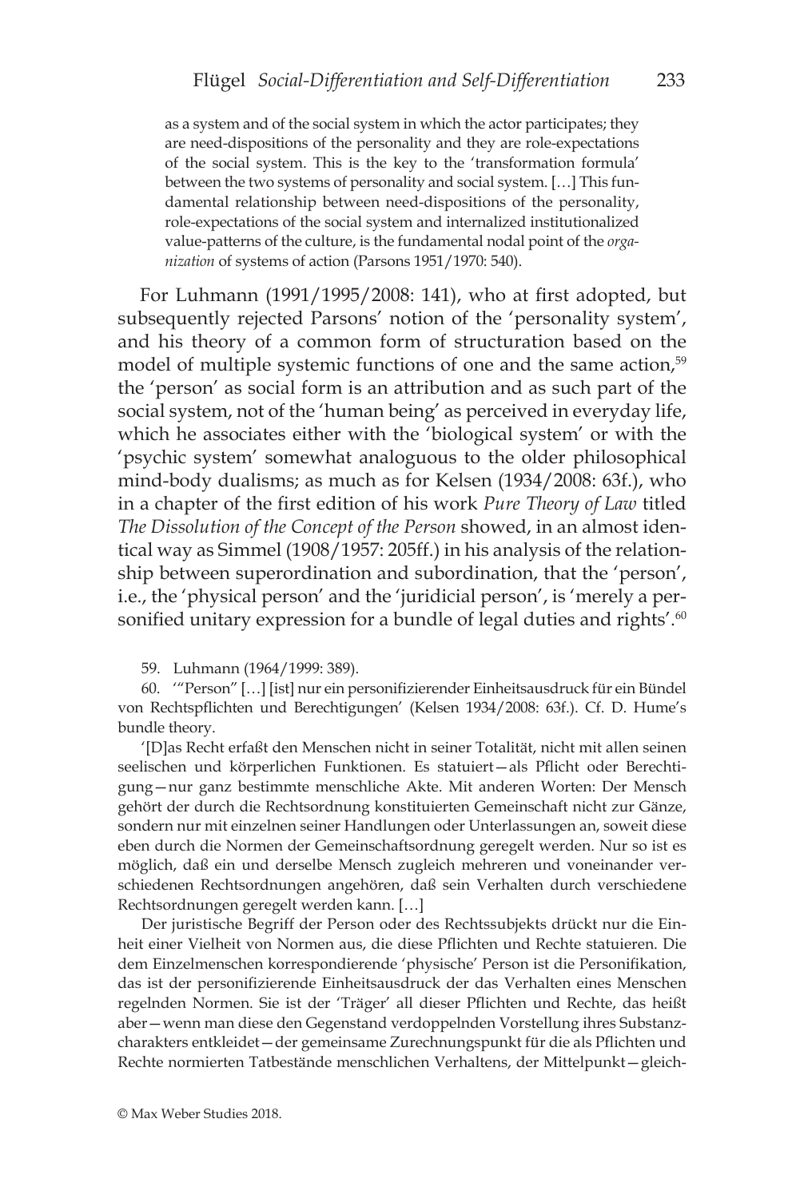as a system and of the social system in which the actor participates; they are need-dispositions of the personality and they are role-expectations of the social system. This is the key to the 'transformation formula' between the two systems of personality and social system. […] This fundamental relationship between need-dispositions of the personality, role-expectations of the social system and internalized institutionalized value-patterns of the culture, is the fundamental nodal point of the *organization* of systems of action (Parsons 1951/1970: 540).

For Luhmann (1991/1995/2008: 141), who at first adopted, but subsequently rejected Parsons' notion of the 'personality system', and his theory of a common form of structuration based on the model of multiple systemic functions of one and the same action,[59] the 'person' as social form is an attribution and as such part of the social system, not of the 'human being' as perceived in everyday life, which he associates either with the 'biological system' or with the 'psychic system' somewhat analoguous to the older philosophical mind-body dualisms; as much as for Kelsen (1934/2008: 63f.), who in a chapter of the first edition of his work *Pure Theory of Law* titled *The Dissolution of the Concept of the Person* showed, in an almost identical way as Simmel (1908/1957: 205ff.) in his analysis of the relationship between superordination and subordination, that the 'person', i.e., the 'physical person' and the 'juridicial person', is 'merely a personified unitary expression for a bundle of legal duties and rights'.[60]

59. Luhmann (1964/1999: 389).

60. '"Person" […] [ist] nur ein personifizierender Einheitsausdruck für ein Bündel von Rechtspflichten und Berechtigungen' (Kelsen 1934/2008: 63f.). Cf. D. Hume's bundle theory.

'[D]as Recht erfaßt den Menschen nicht in seiner Totalität, nicht mit allen seinen seelischen und körperlichen Funktionen. Es statuiert—als Pflicht oder Berechtigung—nur ganz bestimmte menschliche Akte. Mit anderen Worten: Der Mensch gehört der durch die Rechtsordnung konstituierten Gemeinschaft nicht zur Gänze, sondern nur mit einzelnen seiner Handlungen oder Unterlassungen an, soweit diese eben durch die Normen der Gemeinschaftsordnung geregelt werden. Nur so ist es möglich, daß ein und derselbe Mensch zugleich mehreren und voneinander verschiedenen Rechtsordnungen angehören, daß sein Verhalten durch verschiedene Rechtsordnungen geregelt werden kann. […]

Der juristische Begriff der Person oder des Rechtssubjekts drückt nur die Einheit einer Vielheit von Normen aus, die diese Pflichten und Rechte statuieren. Die dem Einzelmenschen korrespondierende 'physische' Person ist die Personifikation, das ist der personifizierende Einheitsausdruck der das Verhalten eines Menschen regelnden Normen. Sie ist der 'Träger' all dieser Pflichten und Rechte, das heißt aber—wenn man diese den Gegenstand verdoppelnden Vorstellung ihres Substanzcharakters entkleidet—der gemeinsame Zurechnungspunkt für die als Pflichten und Rechte normierten Tatbestände menschlichen Verhaltens, der Mittelpunkt—gleich-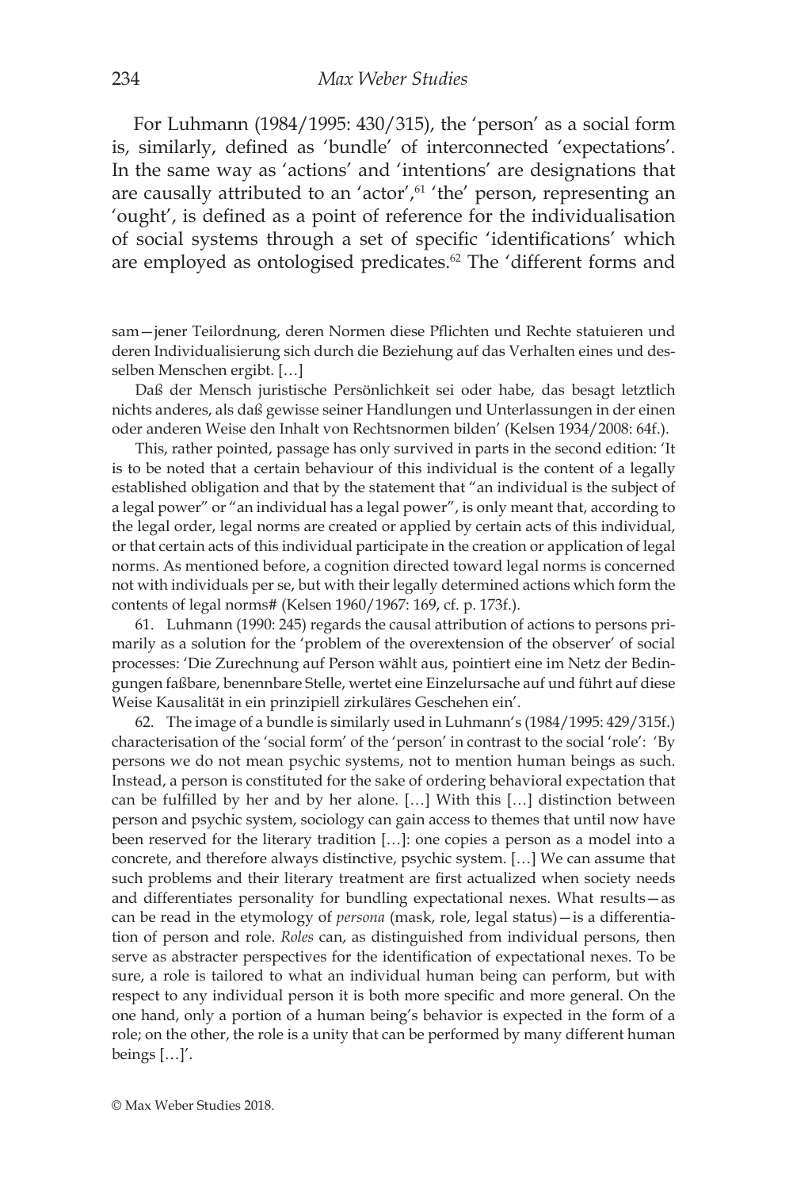For Luhmann (1984/1995: 430/315), the 'person' as a social form is, similarly, defined as 'bundle' of interconnected 'expectations'. In the same way as 'actions' and 'intentions' are designations that are causally attributed to an 'actor',[61] 'the' person, representing an 'ought', is defined as a point of reference for the individualisation of social systems through a set of specific 'identifications' which are employed as ontologised predicates.[62] The 'different forms and

sam—jener Teilordnung, deren Normen diese Pflichten und Rechte statuieren und deren Individualisierung sich durch die Beziehung auf das Verhalten eines und desselben Menschen ergibt. […]

Daß der Mensch juristische Persönlichkeit sei oder habe, das besagt letztlich nichts anderes, als daß gewisse seiner Handlungen und Unterlassungen in der einen oder anderen Weise den Inhalt von Rechtsnormen bilden' (Kelsen 1934/2008: 64f.).

This, rather pointed, passage has only survived in parts in the second edition: 'It is to be noted that a certain behaviour of this individual is the content of a legally established obligation and that by the statement that "an individual is the subject of a legal power" or "an individual has a legal power", is only meant that, according to the legal order, legal norms are created or applied by certain acts of this individual, or that certain acts of this individual participate in the creation or application of legal norms. As mentioned before, a cognition directed toward legal norms is concerned not with individuals per se, but with their legally determined actions which form the contents of legal norms# (Kelsen 1960/1967: 169, cf. p. 173f.).

61. Luhmann (1990: 245) regards the causal attribution of actions to persons primarily as a solution for the 'problem of the overextension of the observer' of social processes: 'Die Zurechnung auf Person wählt aus, pointiert eine im Netz der Bedingungen faßbare, benennbare Stelle, wertet eine Einzelursache auf und führt auf diese Weise Kausalität in ein prinzipiell zirkuläres Geschehen ein'.

62. The image of a bundle is similarly used in Luhmann's (1984/1995: 429/315f.) characterisation of the 'social form' of the 'person' in contrast to the social 'role': 'By persons we do not mean psychic systems, not to mention human beings as such. Instead, a person is constituted for the sake of ordering behavioral expectation that can be fulfilled by her and by her alone. […] With this […] distinction between person and psychic system, sociology can gain access to themes that until now have been reserved for the literary tradition […]: one copies a person as a model into a concrete, and therefore always distinctive, psychic system. […] We can assume that such problems and their literary treatment are first actualized when society needs and differentiates personality for bundling expectational nexes. What results—as can be read in the etymology of *persona* (mask, role, legal status)—is a differentiation of person and role. *Roles* can, as distinguished from individual persons, then serve as abstracter perspectives for the identification of expectational nexes. To be sure, a role is tailored to what an individual human being can perform, but with respect to any individual person it is both more specific and more general. On the one hand, only a portion of a human being's behavior is expected in the form of a role; on the other, the role is a unity that can be performed by many different human beings […]'.

© Max Weber Studies 2018.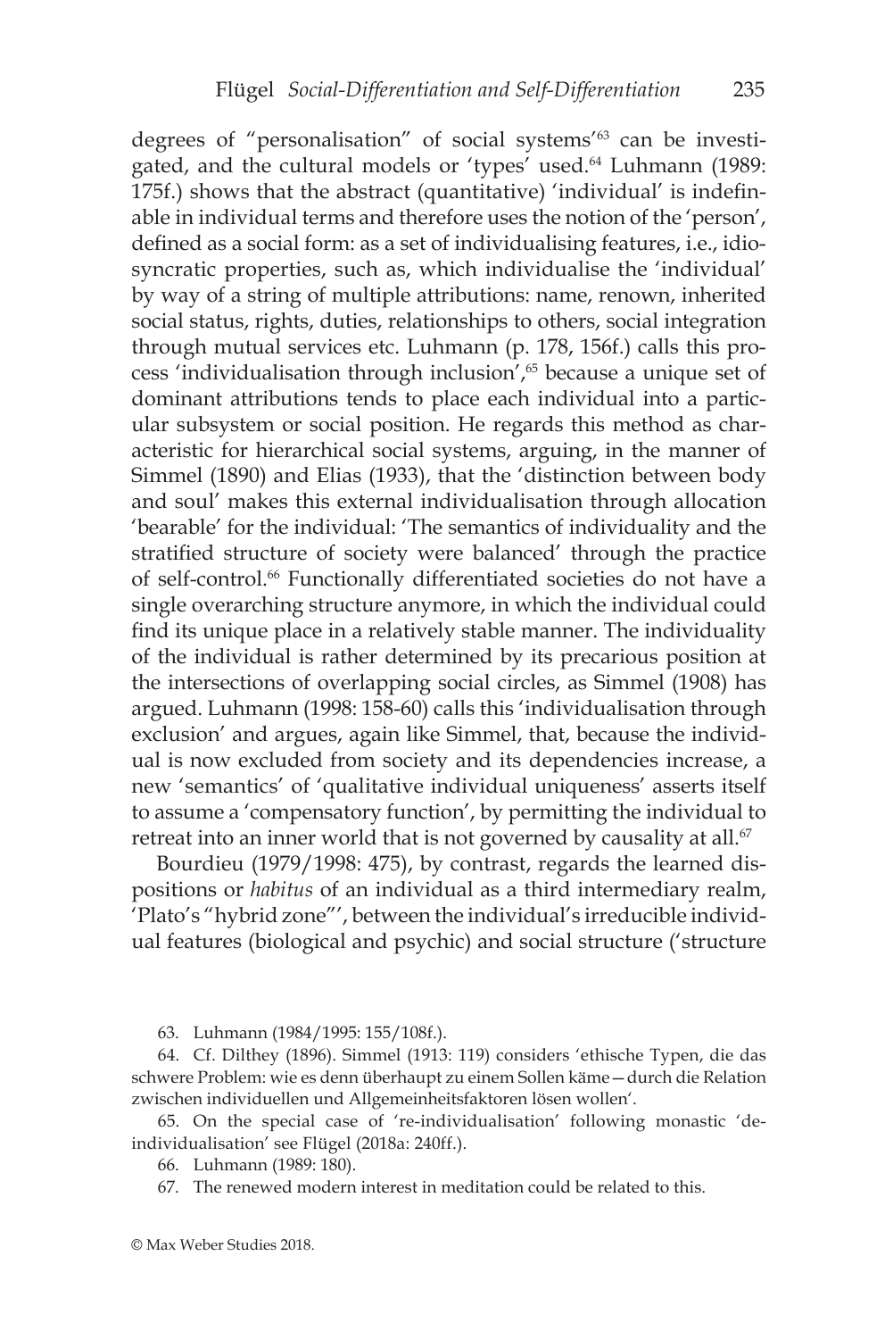degrees of "personalisation" of social systems'[63] can be investigated, and the cultural models or 'types' used.[64] Luhmann (1989: 175f.) shows that the abstract (quantitative) 'individual' is indefinable in individual terms and therefore uses the notion of the 'person', defined as a social form: as a set of individualising features, i.e., idiosyncratic properties, such as, which individualise the 'individual' by way of a string of multiple attributions: name, renown, inherited social status, rights, duties, relationships to others, social integration through mutual services etc. Luhmann (p. 178, 156f.) calls this process 'individualisation through inclusion',[65] because a unique set of dominant attributions tends to place each individual into a particular subsystem or social position. He regards this method as characteristic for hierarchical social systems, arguing, in the manner of Simmel (1890) and Elias (1933), that the 'distinction between body and soul' makes this external individualisation through allocation 'bearable' for the individual: 'The semantics of individuality and the stratified structure of society were balanced' through the practice of self-control.[66] Functionally differentiated societies do not have a single overarching structure anymore, in which the individual could find its unique place in a relatively stable manner. The individuality of the individual is rather determined by its precarious position at the intersections of overlapping social circles, as Simmel (1908) has argued. Luhmann (1998: 158-60) calls this 'individualisation through exclusion' and argues, again like Simmel, that, because the individual is now excluded from society and its dependencies increase, a new 'semantics' of 'qualitative individual uniqueness' asserts itself to assume a 'compensatory function', by permitting the individual to retreat into an inner world that is not governed by causality at all.[67]

Bourdieu (1979/1998: 475), by contrast, regards the learned dispositions or *habitus* of an individual as a third intermediary realm, 'Plato's "hybrid zone"', between the individual's irreducible individual features (biological and psychic) and social structure ('structure

63. Luhmann (1984/1995: 155/108f.).

64. Cf. Dilthey (1896). Simmel (1913: 119) considers 'ethische Typen, die das schwere Problem: wie es denn überhaupt zu einem Sollen käme—durch die Relation zwischen individuellen und Allgemeinheitsfaktoren lösen wollen'.

65. On the special case of 're-individualisation' following monastic 'de-individualisation' see Flügel (2018a: 240ff.).

66. Luhmann (1989: 180).

67. The renewed modern interest in meditation could be related to this.

© Max Weber Studies 2018.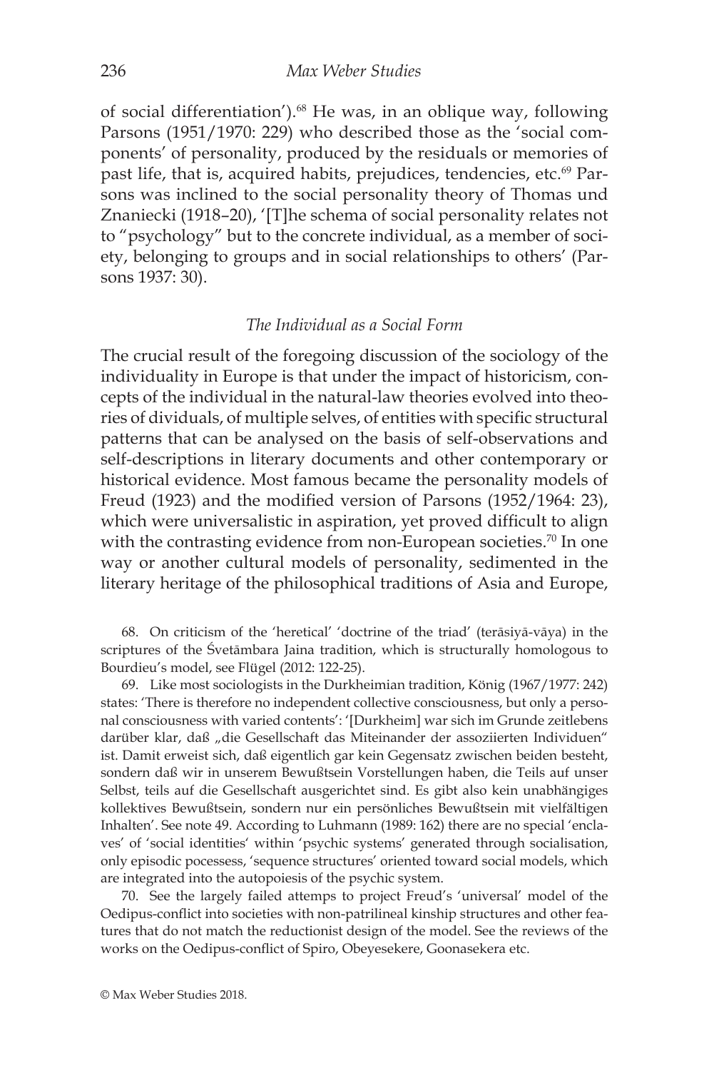of social differentiation').[68] He was, in an oblique way, following Parsons (1951/1970: 229) who described those as the 'social components' of personality, produced by the residuals or memories of past life, that is, acquired habits, prejudices, tendencies, etc.[69] Parsons was inclined to the social personality theory of Thomas und Znaniecki (1918–20), '[T]he schema of social personality relates not to "psychology" but to the concrete individual, as a member of society, belonging to groups and in social relationships to others' (Parsons 1937: 30).

### *The Individual as a Social Form*

The crucial result of the foregoing discussion of the sociology of the individuality in Europe is that under the impact of historicism, concepts of the individual in the natural-law theories evolved into theories of dividuals, of multiple selves, of entities with specific structural patterns that can be analysed on the basis of self-observations and self-descriptions in literary documents and other contemporary or historical evidence. Most famous became the personality models of Freud (1923) and the modified version of Parsons (1952/1964: 23), which were universalistic in aspiration, yet proved difficult to align with the contrasting evidence from non-European societies.[70] In one way or another cultural models of personality, sedimented in the literary heritage of the philosophical traditions of Asia and Europe,

68. On criticism of the 'heretical' 'doctrine of the triad' (terāsiyā-vāya) in the scriptures of the Śvetāmbara Jaina tradition, which is structurally homologous to Bourdieu's model, see Flügel (2012: 122-25).

69. Like most sociologists in the Durkheimian tradition, König (1967/1977: 242) states: 'There is therefore no independent collective consciousness, but only a personal consciousness with varied contents': '[Durkheim] war sich im Grunde zeitlebens darüber klar, daß „die Gesellschaft das Miteinander der assoziierten Individuen" ist. Damit erweist sich, daß eigentlich gar kein Gegensatz zwischen beiden besteht, sondern daß wir in unserem Bewußtsein Vorstellungen haben, die Teils auf unser Selbst, teils auf die Gesellschaft ausgerichtet sind. Es gibt also kein unabhängiges kollektives Bewußtsein, sondern nur ein persönliches Bewußtsein mit vielfältigen Inhalten'. See note 49. According to Luhmann (1989: 162) there are no special 'enclaves' of 'social identities' within 'psychic systems' generated through socialisation, only episodic pocessess, 'sequence structures' oriented toward social models, which are integrated into the autopoiesis of the psychic system.

70. See the largely failed attemps to project Freud's 'universal' model of the Oedipus-conflict into societies with non-patrilineal kinship structures and other features that do not match the reductionist design of the model. See the reviews of the works on the Oedipus-conflict of Spiro, Obeyesekere, Goonasekera etc.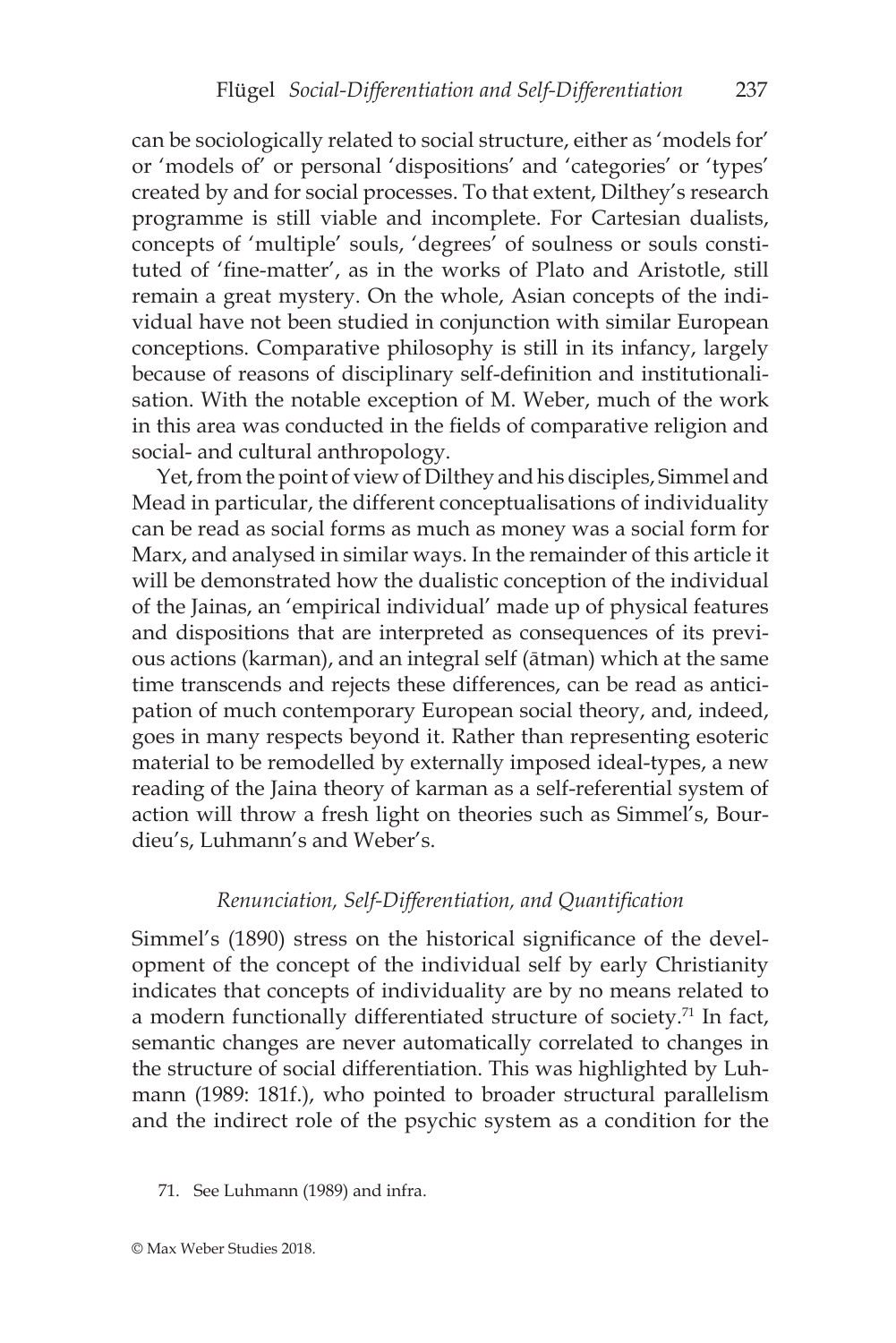can be sociologically related to social structure, either as 'models for' or 'models of' or personal 'dispositions' and 'categories' or 'types' created by and for social processes. To that extent, Dilthey's research programme is still viable and incomplete. For Cartesian dualists, concepts of 'multiple' souls, 'degrees' of soulness or souls constituted of 'fine-matter', as in the works of Plato and Aristotle, still remain a great mystery. On the whole, Asian concepts of the individual have not been studied in conjunction with similar European conceptions. Comparative philosophy is still in its infancy, largely because of reasons of disciplinary self-definition and institutionalisation. With the notable exception of M. Weber, much of the work in this area was conducted in the fields of comparative religion and social- and cultural anthropology.

Yet, from the point of view of Dilthey and his disciples, Simmel and Mead in particular, the different conceptualisations of individuality can be read as social forms as much as money was a social form for Marx, and analysed in similar ways. In the remainder of this article it will be demonstrated how the dualistic conception of the individual of the Jainas, an 'empirical individual' made up of physical features and dispositions that are interpreted as consequences of its previous actions (karman), and an integral self (ātman) which at the same time transcends and rejects these differences, can be read as anticipation of much contemporary European social theory, and, indeed, goes in many respects beyond it. Rather than representing esoteric material to be remodelled by externally imposed ideal-types, a new reading of the Jaina theory of karman as a self-referential system of action will throw a fresh light on theories such as Simmel's, Bourdieu's, Luhmann's and Weber's.

### *Renunciation, Self-Differentiation, and Quantification*

Simmel's (1890) stress on the historical significance of the development of the concept of the individual self by early Christianity indicates that concepts of individuality are by no means related to a modern functionally differentiated structure of society.[71] In fact, semantic changes are never automatically correlated to changes in the structure of social differentiation. This was highlighted by Luhmann (1989: 181f.), who pointed to broader structural parallelism and the indirect role of the psychic system as a condition for the

71. See Luhmann (1989) and infra.

© Max Weber Studies 2018.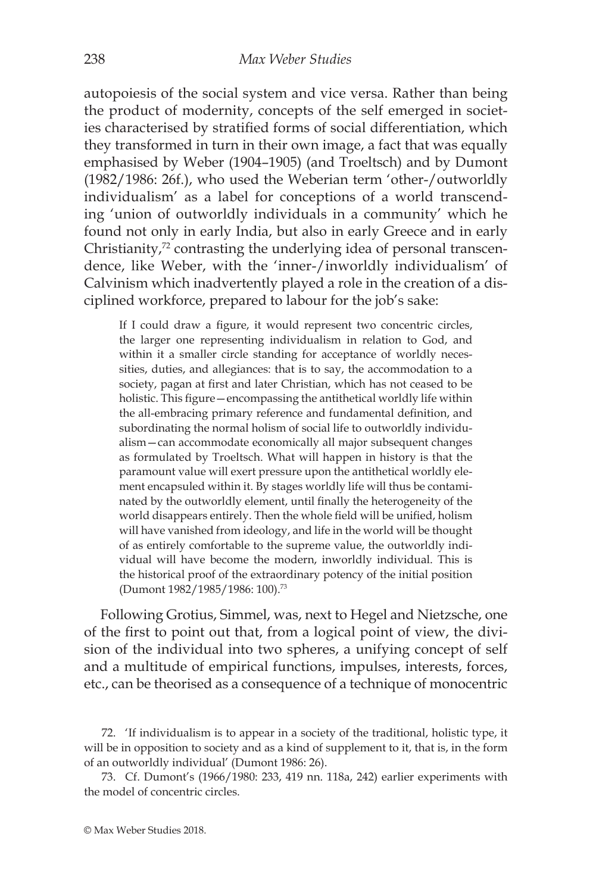autopoiesis of the social system and vice versa. Rather than being the product of modernity, concepts of the self emerged in societies characterised by stratified forms of social differentiation, which they transformed in turn in their own image, a fact that was equally emphasised by Weber (1904–1905) (and Troeltsch) and by Dumont (1982/1986: 26f.), who used the Weberian term 'other-/outworldly individualism' as a label for conceptions of a world transcending 'union of outworldly individuals in a community' which he found not only in early India, but also in early Greece and in early Christianity,[72] contrasting the underlying idea of personal transcendence, like Weber, with the 'inner-/inworldly individualism' of Calvinism which inadvertently played a role in the creation of a disciplined workforce, prepared to labour for the job's sake:

> If I could draw a figure, it would represent two concentric circles, the larger one representing individualism in relation to God, and within it a smaller circle standing for acceptance of worldly necessities, duties, and allegiances: that is to say, the accommodation to a society, pagan at first and later Christian, which has not ceased to be holistic. This figure—encompassing the antithetical worldly life within the all-embracing primary reference and fundamental definition, and subordinating the normal holism of social life to outworldly individualism—can accommodate economically all major subsequent changes as formulated by Troeltsch. What will happen in history is that the paramount value will exert pressure upon the antithetical worldly element encapsuled within it. By stages worldly life will thus be contaminated by the outworldly element, until finally the heterogeneity of the world disappears entirely. Then the whole field will be unified, holism will have vanished from ideology, and life in the world will be thought of as entirely comfortable to the supreme value, the outworldly individual will have become the modern, inworldly individual. This is the historical proof of the extraordinary potency of the initial position (Dumont 1982/1985/1986: 100).[73]

Following Grotius, Simmel, was, next to Hegel and Nietzsche, one of the first to point out that, from a logical point of view, the division of the individual into two spheres, a unifying concept of self and a multitude of empirical functions, impulses, interests, forces, etc., can be theorised as a consequence of a technique of monocentric

72. 'If individualism is to appear in a society of the traditional, holistic type, it will be in opposition to society and as a kind of supplement to it, that is, in the form of an outworldly individual' (Dumont 1986: 26).

73. Cf. Dumont's (1966/1980: 233, 419 nn. 118a, 242) earlier experiments with the model of concentric circles.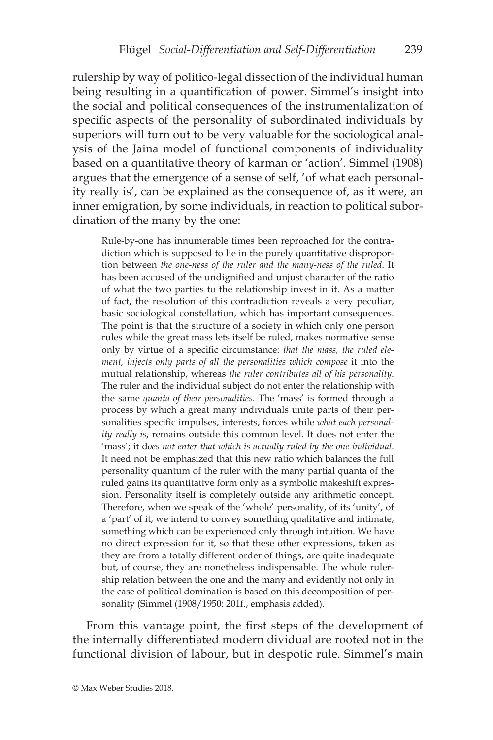rulership by way of politico-legal dissection of the individual human being resulting in a quantification of power. Simmel's insight into the social and political consequences of the instrumentalization of specific aspects of the personality of subordinated individuals by superiors will turn out to be very valuable for the sociological analysis of the Jaina model of functional components of individuality based on a quantitative theory of karman or 'action'. Simmel (1908) argues that the emergence of a sense of self, 'of what each personality really is', can be explained as the consequence of, as it were, an inner emigration, by some individuals, in reaction to political subordination of the many by the one:

> Rule-by-one has innumerable times been reproached for the contradiction which is supposed to lie in the purely quantitative disproportion between *the one-ness of the ruler and the many-ness of the ruled*. It has been accused of the undignified and unjust character of the ratio of what the two parties to the relationship invest in it. As a matter of fact, the resolution of this contradiction reveals a very peculiar, basic sociological constellation, which has important consequences. The point is that the structure of a society in which only one person rules while the great mass lets itself be ruled, makes normative sense only by virtue of a specific circumstance: *that the mass, the ruled element, injects only parts of all the personalities which compose* it into the mutual relationship, whereas *the ruler contributes all of his personality*. The ruler and the individual subject do not enter the relationship with the same *quanta of their personalities*. The 'mass' is formed through a process by which a great many individuals unite parts of their personalities specific impulses, interests, forces while *what each personality really is*, remains outside this common level. It does not enter the 'mass'; it d*oes not enter that which is actually ruled by the one individual*. It need not be emphasized that this new ratio which balances the full personality quantum of the ruler with the many partial quanta of the ruled gains its quantitative form only as a symbolic makeshift expression. Personality itself is completely outside any arithmetic concept. Therefore, when we speak of the 'whole' personality, of its 'unity', of a 'part' of it, we intend to convey something qualitative and intimate, something which can be experienced only through intuition. We have no direct expression for it, so that these other expressions, taken as they are from a totally different order of things, are quite inadequate but, of course, they are nonetheless indispensable. The whole rulership relation between the one and the many and evidently not only in the case of political domination is based on this decomposition of personality (Simmel (1908/1950: 201f., emphasis added).

From this vantage point, the first steps of the development of the internally differentiated modern dividual are rooted not in the functional division of labour, but in despotic rule. Simmel's main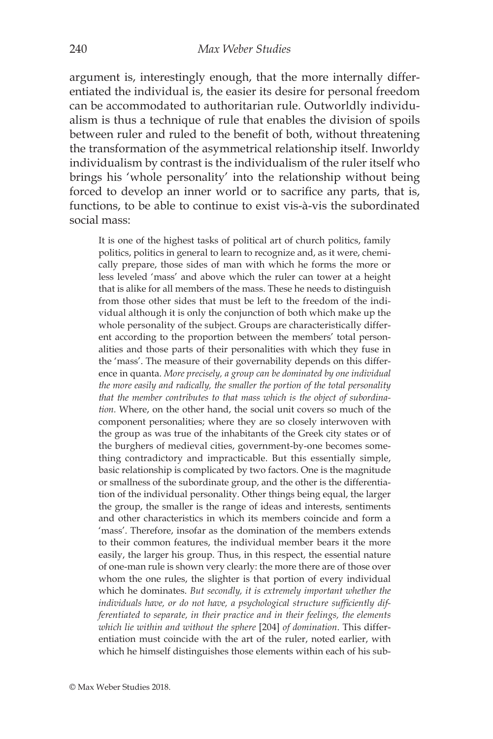argument is, interestingly enough, that the more internally differentiated the individual is, the easier its desire for personal freedom can be accommodated to authoritarian rule. Outworldly individualism is thus a technique of rule that enables the division of spoils between ruler and ruled to the benefit of both, without threatening the transformation of the asymmetrical relationship itself. Inworldy individualism by contrast is the individualism of the ruler itself who brings his 'whole personality' into the relationship without being forced to develop an inner world or to sacrifice any parts, that is, functions, to be able to continue to exist vis-à-vis the subordinated social mass:

> It is one of the highest tasks of political art of church politics, family politics, politics in general to learn to recognize and, as it were, chemically prepare, those sides of man with which he forms the more or less leveled 'mass' and above which the ruler can tower at a height that is alike for all members of the mass. These he needs to distinguish from those other sides that must be left to the freedom of the individual although it is only the conjunction of both which make up the whole personality of the subject. Groups are characteristically different according to the proportion between the members' total personalities and those parts of their personalities with which they fuse in the 'mass'. The measure of their governability depends on this difference in quanta. *More precisely, a group can be dominated by one individual the more easily and radically, the smaller the portion of the total personality that the member contributes to that mass which is the object of subordination*. Where, on the other hand, the social unit covers so much of the component personalities; where they are so closely interwoven with the group as was true of the inhabitants of the Greek city states or of the burghers of medieval cities, government-by-one becomes something contradictory and impracticable. But this essentially simple, basic relationship is complicated by two factors. One is the magnitude or smallness of the subordinate group, and the other is the differentiation of the individual personality. Other things being equal, the larger the group, the smaller is the range of ideas and interests, sentiments and other characteristics in which its members coincide and form a 'mass'. Therefore, insofar as the domination of the members extends to their common features, the individual member bears it the more easily, the larger his group. Thus, in this respect, the essential nature of one-man rule is shown very clearly: the more there are of those over whom the one rules, the slighter is that portion of every individual which he dominates. *But secondly, it is extremely important whether the individuals have, or do not have, a psychological structure sufficiently differentiated to separate, in their practice and in their feelings, the elements which lie within and without the sphere* [204] *of domination*. This differentiation must coincide with the art of the ruler, noted earlier, with which he himself distinguishes those elements within each of his sub-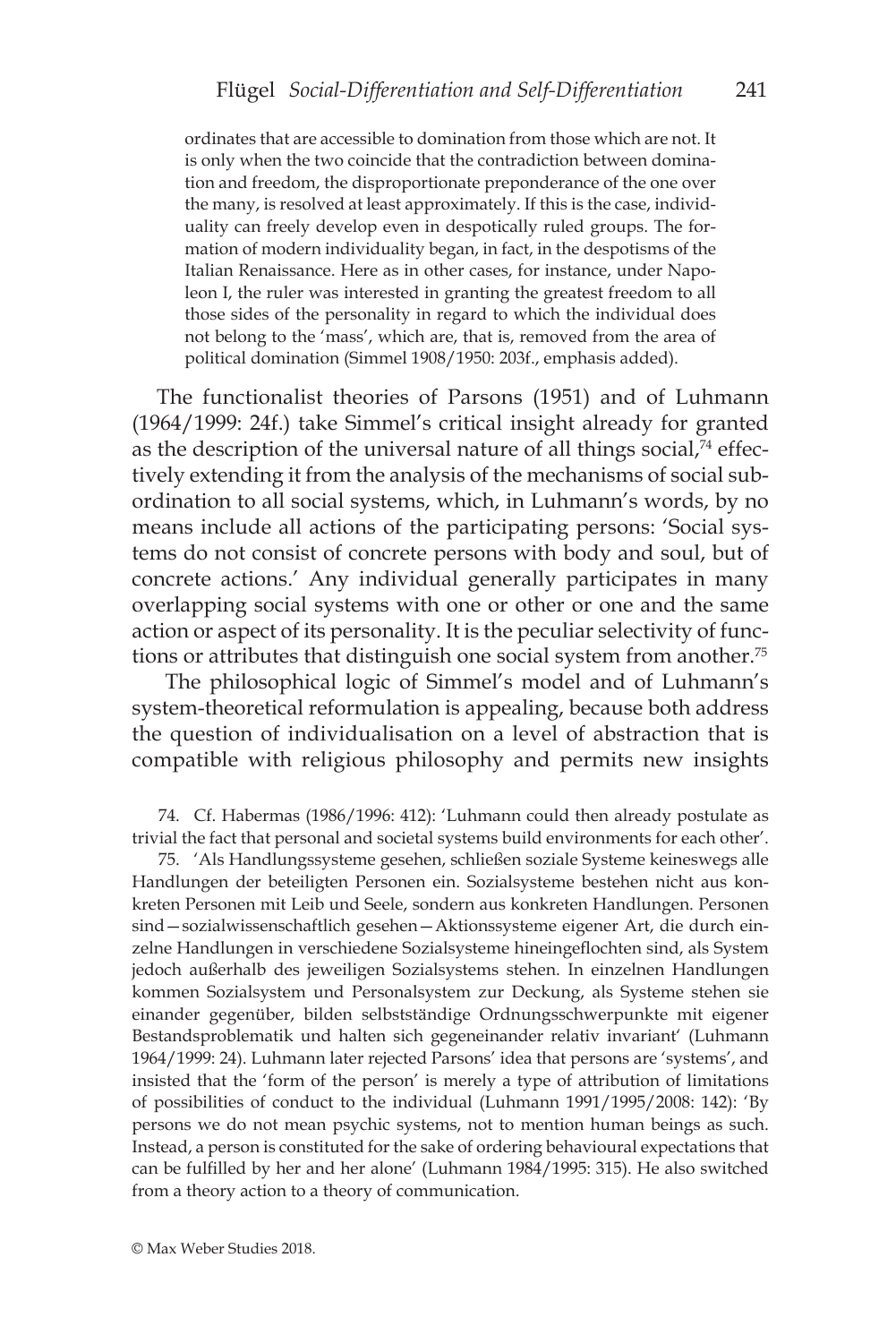ordinates that are accessible to domination from those which are not. It is only when the two coincide that the contradiction between domination and freedom, the disproportionate preponderance of the one over the many, is resolved at least approximately. If this is the case, individuality can freely develop even in despotically ruled groups. The formation of modern individuality began, in fact, in the despotisms of the Italian Renaissance. Here as in other cases, for instance, under Napoleon I, the ruler was interested in granting the greatest freedom to all those sides of the personality in regard to which the individual does not belong to the 'mass', which are, that is, removed from the area of political domination (Simmel 1908/1950: 203f., emphasis added).

The functionalist theories of Parsons (1951) and of Luhmann (1964/1999: 24f.) take Simmel's critical insight already for granted as the description of the universal nature of all things social,[74] effectively extending it from the analysis of the mechanisms of social subordination to all social systems, which, in Luhmann's words, by no means include all actions of the participating persons: 'Social systems do not consist of concrete persons with body and soul, but of concrete actions.' Any individual generally participates in many overlapping social systems with one or other or one and the same action or aspect of its personality. It is the peculiar selectivity of functions or attributes that distinguish one social system from another.[75]

The philosophical logic of Simmel's model and of Luhmann's system-theoretical reformulation is appealing, because both address the question of individualisation on a level of abstraction that is compatible with religious philosophy and permits new insights

74. Cf. Habermas (1986/1996: 412): 'Luhmann could then already postulate as trivial the fact that personal and societal systems build environments for each other'.

75. 'Als Handlungssysteme gesehen, schließen soziale Systeme keineswegs alle Handlungen der beteiligten Personen ein. Sozialsysteme bestehen nicht aus konkreten Personen mit Leib und Seele, sondern aus konkreten Handlungen. Personen sind—sozialwissenschaftlich gesehen—Aktionssysteme eigener Art, die durch einzelne Handlungen in verschiedene Sozialsysteme hineingeflochten sind, als System jedoch außerhalb des jeweiligen Sozialsystems stehen. In einzelnen Handlungen kommen Sozialsystem und Personalsystem zur Deckung, als Systeme stehen sie einander gegenüber, bilden selbstständige Ordnungsschwerpunkte mit eigener Bestandsproblematik und halten sich gegeneinander relativ invariant' (Luhmann 1964/1999: 24). Luhmann later rejected Parsons' idea that persons are 'systems', and insisted that the 'form of the person' is merely a type of attribution of limitations of possibilities of conduct to the individual (Luhmann 1991/1995/2008: 142): 'By persons we do not mean psychic systems, not to mention human beings as such. Instead, a person is constituted for the sake of ordering behavioural expectations that can be fulfilled by her and her alone' (Luhmann 1984/1995: 315). He also switched from a theory action to a theory of communication.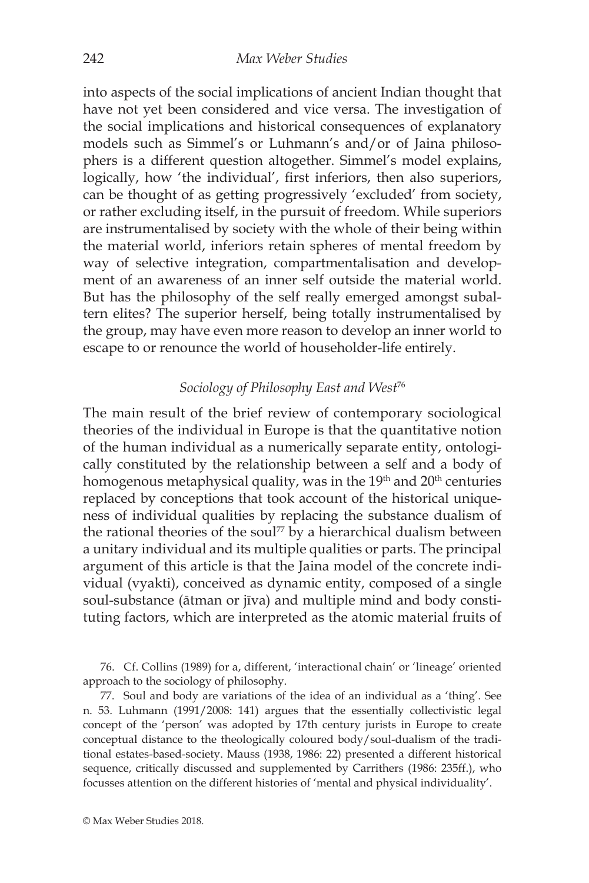into aspects of the social implications of ancient Indian thought that have not yet been considered and vice versa. The investigation of the social implications and historical consequences of explanatory models such as Simmel's or Luhmann's and/or of Jaina philosophers is a different question altogether. Simmel's model explains, logically, how 'the individual', first inferiors, then also superiors, can be thought of as getting progressively 'excluded' from society, or rather excluding itself, in the pursuit of freedom. While superiors are instrumentalised by society with the whole of their being within the material world, inferiors retain spheres of mental freedom by way of selective integration, compartmentalisation and development of an awareness of an inner self outside the material world. But has the philosophy of the self really emerged amongst subaltern elites? The superior herself, being totally instrumentalised by the group, may have even more reason to develop an inner world to escape to or renounce the world of householder-life entirely.

### *Sociology of Philosophy East and West*[76]

The main result of the brief review of contemporary sociological theories of the individual in Europe is that the quantitative notion of the human individual as a numerically separate entity, ontologically constituted by the relationship between a self and a body of homogenous metaphysical quality, was in the 19th and 20th centuries replaced by conceptions that took account of the historical uniqueness of individual qualities by replacing the substance dualism of the rational theories of the soul[77] by a hierarchical dualism between a unitary individual and its multiple qualities or parts. The principal argument of this article is that the Jaina model of the concrete individual (vyakti), conceived as dynamic entity, composed of a single soul-substance (ātman or jīva) and multiple mind and body constituting factors, which are interpreted as the atomic material fruits of

76. Cf. Collins (1989) for a, different, 'interactional chain' or 'lineage' oriented approach to the sociology of philosophy.

77. Soul and body are variations of the idea of an individual as a 'thing'. See n. 53. Luhmann (1991/2008: 141) argues that the essentially collectivistic legal concept of the 'person' was adopted by 17th century jurists in Europe to create conceptual distance to the theologically coloured body/soul-dualism of the traditional estates-based-society. Mauss (1938, 1986: 22) presented a different historical sequence, critically discussed and supplemented by Carrithers (1986: 235ff.), who focusses attention on the different histories of 'mental and physical individuality'.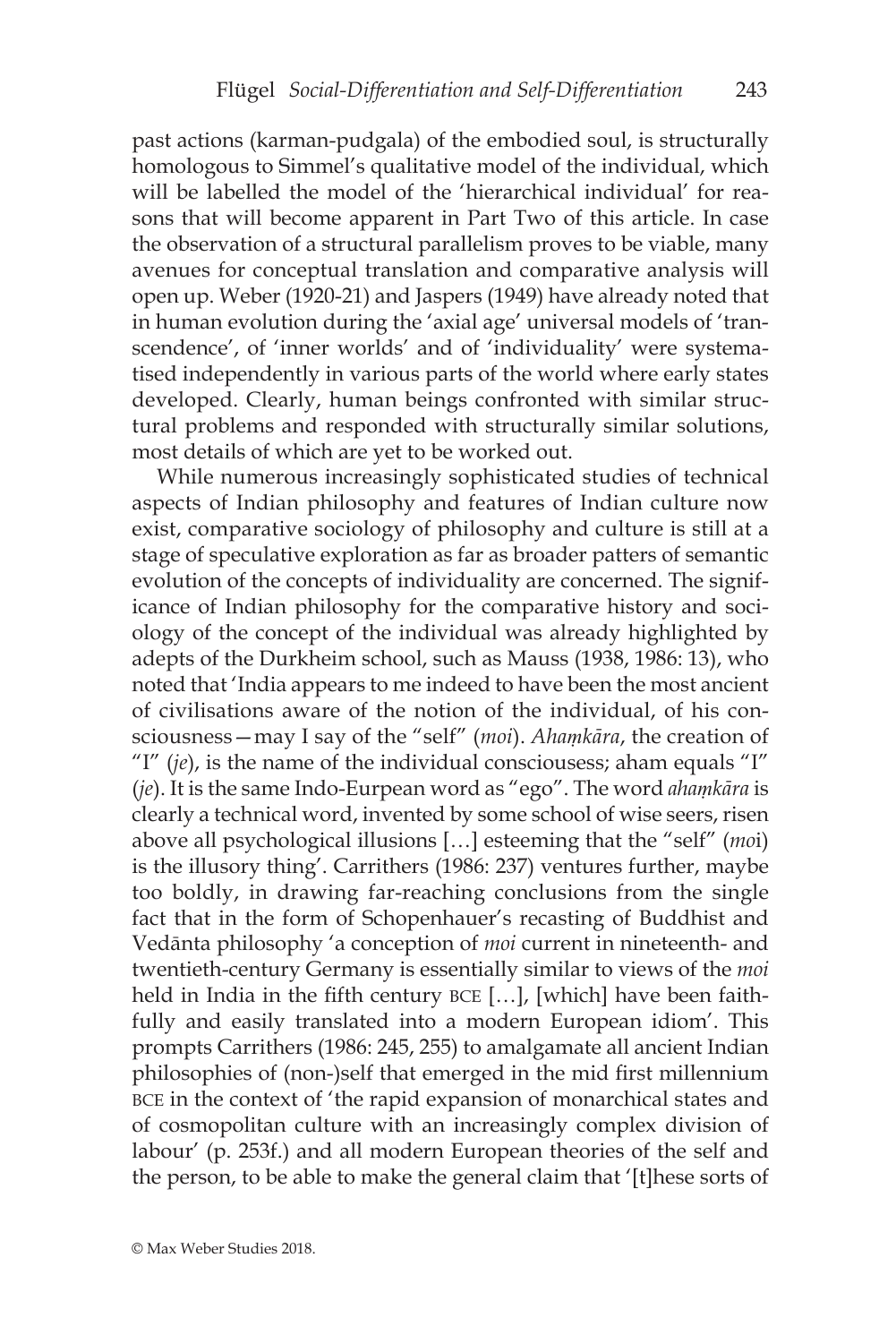past actions (karman-pudgala) of the embodied soul, is structurally homologous to Simmel's qualitative model of the individual, which will be labelled the model of the 'hierarchical individual' for reasons that will become apparent in Part Two of this article. In case the observation of a structural parallelism proves to be viable, many avenues for conceptual translation and comparative analysis will open up. Weber (1920-21) and Jaspers (1949) have already noted that in human evolution during the 'axial age' universal models of 'transcendence', of 'inner worlds' and of 'individuality' were systematised independently in various parts of the world where early states developed. Clearly, human beings confronted with similar structural problems and responded with structurally similar solutions, most details of which are yet to be worked out.

While numerous increasingly sophisticated studies of technical aspects of Indian philosophy and features of Indian culture now exist, comparative sociology of philosophy and culture is still at a stage of speculative exploration as far as broader patters of semantic evolution of the concepts of individuality are concerned. The significance of Indian philosophy for the comparative history and sociology of the concept of the individual was already highlighted by adepts of the Durkheim school, such as Mauss (1938, 1986: 13), who noted that 'India appears to me indeed to have been the most ancient of civilisations aware of the notion of the individual, of his consciousness—may I say of the "self" (*moi*). *Ahaṃkāra*, the creation of "I" (*je*), is the name of the individual consciousess; aham equals "I" (*je*). It is the same Indo-Eurpean word as "ego". The word *ahaṃkāra* is clearly a technical word, invented by some school of wise seers, risen above all psychological illusions […] esteeming that the "self" (*mo*i) is the illusory thing'. Carrithers (1986: 237) ventures further, maybe too boldly, in drawing far-reaching conclusions from the single fact that in the form of Schopenhauer's recasting of Buddhist and Vedānta philosophy 'a conception of *moi* current in nineteenth- and twentieth-century Germany is essentially similar to views of the *moi* held in India in the fifth century BCE […], [which] have been faithfully and easily translated into a modern European idiom'. This prompts Carrithers (1986: 245, 255) to amalgamate all ancient Indian philosophies of (non-)self that emerged in the mid first millennium BCE in the context of 'the rapid expansion of monarchical states and of cosmopolitan culture with an increasingly complex division of labour' (p. 253f.) and all modern European theories of the self and the person, to be able to make the general claim that '[t]hese sorts of

© Max Weber Studies 2018.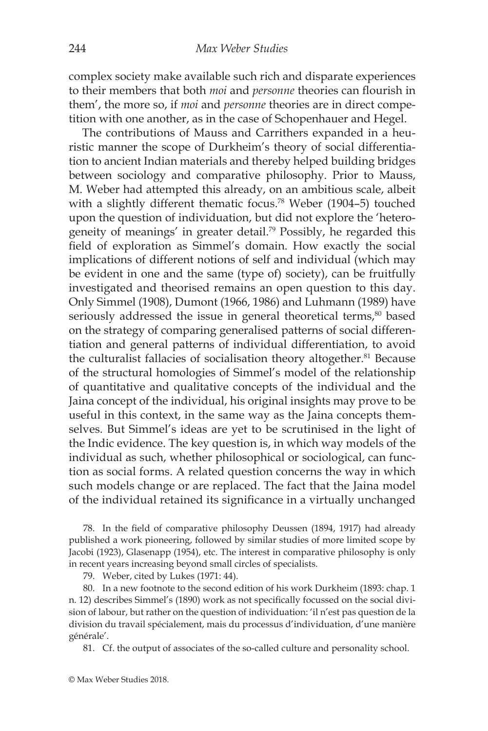complex society make available such rich and disparate experiences to their members that both *moi* and *personne* theories can flourish in them', the more so, if *moi* and *personne* theories are in direct competition with one another, as in the case of Schopenhauer and Hegel.

The contributions of Mauss and Carrithers expanded in a heuristic manner the scope of Durkheim's theory of social differentiation to ancient Indian materials and thereby helped building bridges between sociology and comparative philosophy. Prior to Mauss, M. Weber had attempted this already, on an ambitious scale, albeit with a slightly different thematic focus.[78] Weber (1904–5) touched upon the question of individuation, but did not explore the 'heterogeneity of meanings' in greater detail.[79] Possibly, he regarded this field of exploration as Simmel's domain. How exactly the social implications of different notions of self and individual (which may be evident in one and the same (type of) society), can be fruitfully investigated and theorised remains an open question to this day. Only Simmel (1908), Dumont (1966, 1986) and Luhmann (1989) have seriously addressed the issue in general theoretical terms,[80] based on the strategy of comparing generalised patterns of social differentiation and general patterns of individual differentiation, to avoid the culturalist fallacies of socialisation theory altogether.[81] Because of the structural homologies of Simmel's model of the relationship of quantitative and qualitative concepts of the individual and the Jaina concept of the individual, his original insights may prove to be useful in this context, in the same way as the Jaina concepts themselves. But Simmel's ideas are yet to be scrutinised in the light of the Indic evidence. The key question is, in which way models of the individual as such, whether philosophical or sociological, can function as social forms. A related question concerns the way in which such models change or are replaced. The fact that the Jaina model of the individual retained its significance in a virtually unchanged

78. In the field of comparative philosophy Deussen (1894, 1917) had already published a work pioneering, followed by similar studies of more limited scope by Jacobi (1923), Glasenapp (1954), etc. The interest in comparative philosophy is only in recent years increasing beyond small circles of specialists.

79. Weber, cited by Lukes (1971: 44).

80. In a new footnote to the second edition of his work Durkheim (1893: chap. 1 n. 12) describes Simmel's (1890) work as not specifically focussed on the social division of labour, but rather on the question of individuation: 'il n'est pas question de la division du travail spécialement, mais du processus d'individuation, d'une manière générale'.

81. Cf. the output of associates of the so-called culture and personality school.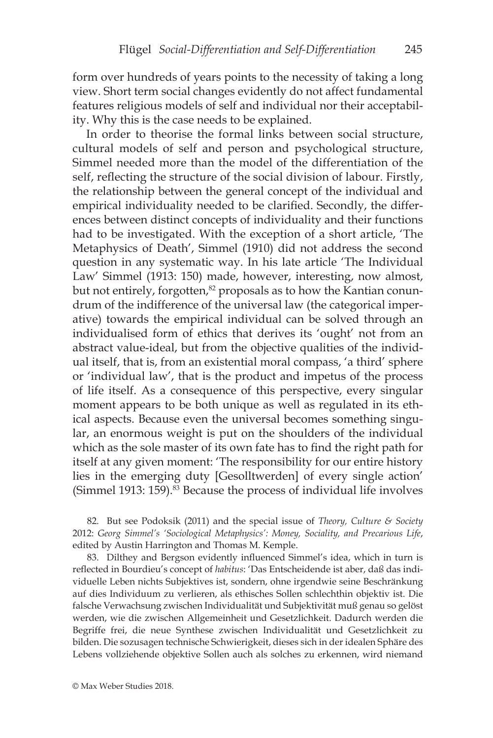form over hundreds of years points to the necessity of taking a long view. Short term social changes evidently do not affect fundamental features religious models of self and individual nor their acceptability. Why this is the case needs to be explained.

In order to theorise the formal links between social structure, cultural models of self and person and psychological structure, Simmel needed more than the model of the differentiation of the self, reflecting the structure of the social division of labour. Firstly, the relationship between the general concept of the individual and empirical individuality needed to be clarified. Secondly, the differences between distinct concepts of individuality and their functions had to be investigated. With the exception of a short article, 'The Metaphysics of Death', Simmel (1910) did not address the second question in any systematic way. In his late article 'The Individual Law' Simmel (1913: 150) made, however, interesting, now almost, but not entirely, forgotten,[82] proposals as to how the Kantian conundrum of the indifference of the universal law (the categorical imperative) towards the empirical individual can be solved through an individualised form of ethics that derives its 'ought' not from an abstract value-ideal, but from the objective qualities of the individual itself, that is, from an existential moral compass, 'a third' sphere or 'individual law', that is the product and impetus of the process of life itself. As a consequence of this perspective, every singular moment appears to be both unique as well as regulated in its ethical aspects. Because even the universal becomes something singular, an enormous weight is put on the shoulders of the individual which as the sole master of its own fate has to find the right path for itself at any given moment: 'The responsibility for our entire history lies in the emerging duty [Gesolltwerden] of every single action' (Simmel 1913: 159).[83] Because the process of individual life involves

82. But see Podoksik (2011) and the special issue of *Theory, Culture & Society* 2012: *Georg Simmel's 'Sociological Metaphysics': Money, Sociality, and Precarious Life*, edited by Austin Harrington and Thomas M. Kemple.

83. Dilthey and Bergson evidently influenced Simmel's idea, which in turn is reflected in Bourdieu's concept of *habitus*: 'Das Entscheidende ist aber, daß das individuelle Leben nichts Subjektives ist, sondern, ohne irgendwie seine Beschränkung auf dies Individuum zu verlieren, als ethisches Sollen schlechthin objektiv ist. Die falsche Verwechsung zwischen Individualität und Subjektivität muß genau so gelöst werden, wie die zwischen Allgemeinheit und Gesetzlichkeit. Dadurch werden die Begriffe frei, die neue Synthese zwischen Individualität und Gesetzlichkeit zu bilden. Die sozusagen technische Schwierigkeit, dieses sich in der idealen Sphäre des Lebens vollziehende objektive Sollen auch als solches zu erkennen, wird niemand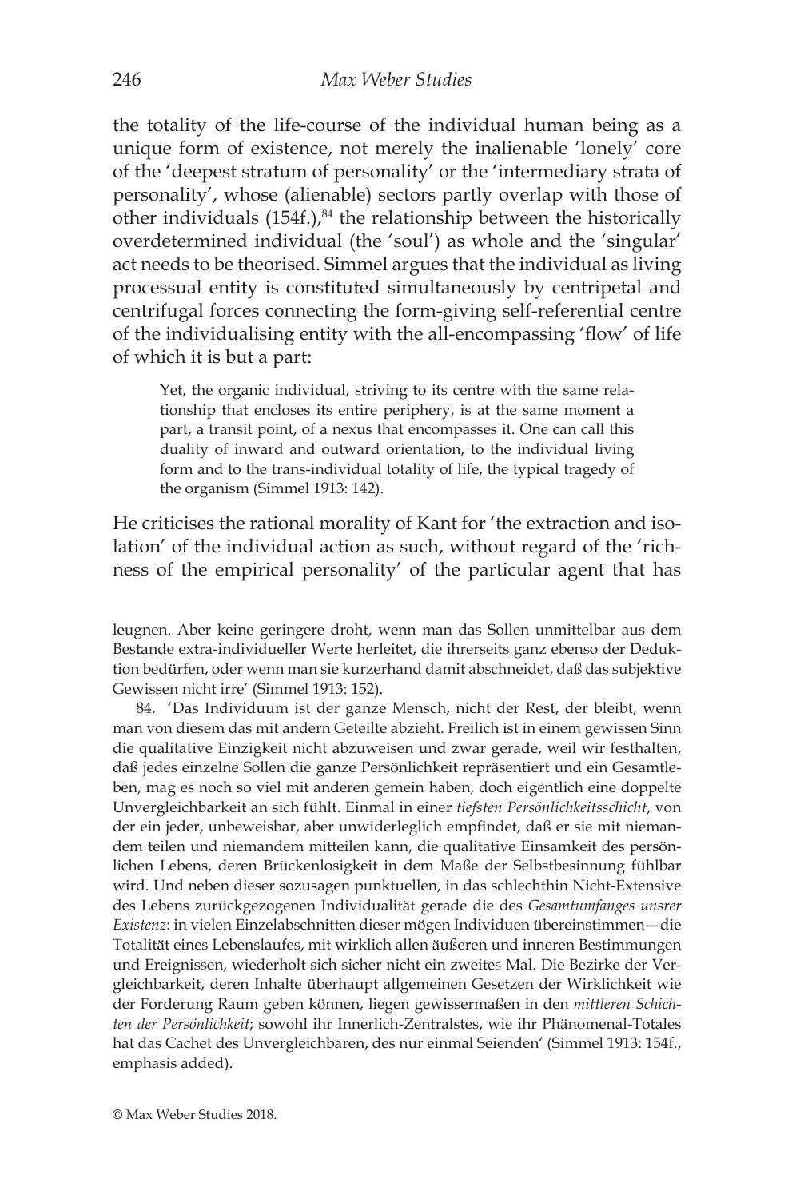the totality of the life-course of the individual human being as a unique form of existence, not merely the inalienable 'lonely' core of the 'deepest stratum of personality' or the 'intermediary strata of personality', whose (alienable) sectors partly overlap with those of other individuals (154f.),[84] the relationship between the historically overdetermined individual (the 'soul') as whole and the 'singular' act needs to be theorised. Simmel argues that the individual as living processual entity is constituted simultaneously by centripetal and centrifugal forces connecting the form-giving self-referential centre of the individualising entity with the all-encompassing 'flow' of life of which it is but a part:

> Yet, the organic individual, striving to its centre with the same relationship that encloses its entire periphery, is at the same moment a part, a transit point, of a nexus that encompasses it. One can call this duality of inward and outward orientation, to the individual living form and to the trans-individual totality of life, the typical tragedy of the organism (Simmel 1913: 142).

He criticises the rational morality of Kant for 'the extraction and isolation' of the individual action as such, without regard of the 'richness of the empirical personality' of the particular agent that has

---

leugnen. Aber keine geringere droht, wenn man das Sollen unmittelbar aus dem Bestande extra-individueller Werte herleitet, die ihrerseits ganz ebenso der Deduktion bedürfen, oder wenn man sie kurzerhand damit abschneidet, daß das subjektive Gewissen nicht irre' (Simmel 1913: 152).

84. 'Das Individuum ist der ganze Mensch, nicht der Rest, der bleibt, wenn man von diesem das mit andern Geteilte abzieht. Freilich ist in einem gewissen Sinn die qualitative Einzigkeit nicht abzuweisen und zwar gerade, weil wir festhalten, daß jedes einzelne Sollen die ganze Persönlichkeit repräsentiert und ein Gesamtleben, mag es noch so viel mit anderen gemein haben, doch eigentlich eine doppelte Unvergleichbarkeit an sich fühlt. Einmal in einer *tiefsten Persönlichkeitsschicht*, von der ein jeder, unbeweisbar, aber unwiderleglich empfindet, daß er sie mit niemandem teilen und niemandem mitteilen kann, die qualitative Einsamkeit des persönlichen Lebens, deren Brückenlosigkeit in dem Maße der Selbstbesinnung fühlbar wird. Und neben dieser sozusagen punktuellen, in das schlechthin Nicht-Extensive des Lebens zurückgezogenen Individualität gerade die des *Gesamtumfanges unsrer Existenz*: in vielen Einzelabschnitten dieser mögen Individuen übereinstimmen—die Totalität eines Lebenslaufes, mit wirklich allen äußeren und inneren Bestimmungen und Ereignissen, wiederholt sich sicher nicht ein zweites Mal. Die Bezirke der Vergleichbarkeit, deren Inhalte überhaupt allgemeinen Gesetzen der Wirklichkeit wie der Forderung Raum geben können, liegen gewissermaßen in den *mittleren Schichten der Persönlichkeit*; sowohl ihr Innerlich-Zentralstes, wie ihr Phänomenal-Totales hat das Cachet des Unvergleichbaren, des nur einmal Seienden' (Simmel 1913: 154f., emphasis added).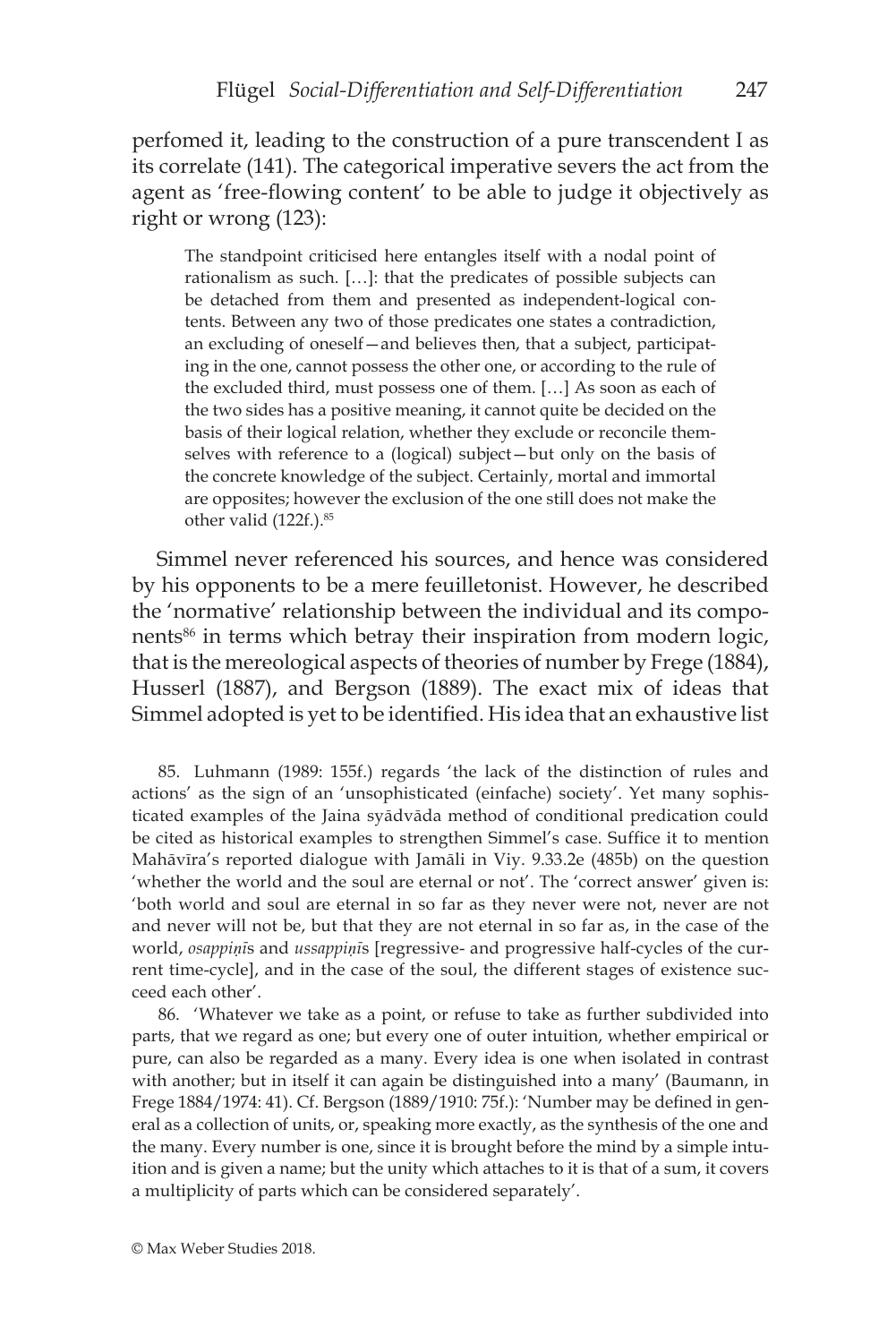perfomed it, leading to the construction of a pure transcendent I as its correlate (141). The categorical imperative severs the act from the agent as 'free-flowing content' to be able to judge it objectively as right or wrong (123):

> The standpoint criticised here entangles itself with a nodal point of rationalism as such. […]: that the predicates of possible subjects can be detached from them and presented as independent-logical contents. Between any two of those predicates one states a contradiction, an excluding of oneself—and believes then, that a subject, participating in the one, cannot possess the other one, or according to the rule of the excluded third, must possess one of them. […] As soon as each of the two sides has a positive meaning, it cannot quite be decided on the basis of their logical relation, whether they exclude or reconcile themselves with reference to a (logical) subject—but only on the basis of the concrete knowledge of the subject. Certainly, mortal and immortal are opposites; however the exclusion of the one still does not make the other valid (122f.).[85]

Simmel never referenced his sources, and hence was considered by his opponents to be a mere feuilletonist. However, he described the 'normative' relationship between the individual and its components[86] in terms which betray their inspiration from modern logic, that is the mereological aspects of theories of number by Frege (1884), Husserl (1887), and Bergson (1889). The exact mix of ideas that Simmel adopted is yet to be identified. His idea that an exhaustive list

85. Luhmann (1989: 155f.) regards 'the lack of the distinction of rules and actions' as the sign of an 'unsophisticated (einfache) society'. Yet many sophisticated examples of the Jaina syādvāda method of conditional predication could be cited as historical examples to strengthen Simmel's case. Suffice it to mention Mahāvīra's reported dialogue with Jamāli in Viy. 9.33.2e (485b) on the question 'whether the world and the soul are eternal or not'. The 'correct answer' given is: 'both world and soul are eternal in so far as they never were not, never are not and never will not be, but that they are not eternal in so far as, in the case of the world, *osappiṇī*s and *ussappiṇī*s [regressive- and progressive half-cycles of the current time-cycle], and in the case of the soul, the different stages of existence succeed each other'.

86. 'Whatever we take as a point, or refuse to take as further subdivided into parts, that we regard as one; but every one of outer intuition, whether empirical or pure, can also be regarded as a many. Every idea is one when isolated in contrast with another; but in itself it can again be distinguished into a many' (Baumann, in Frege 1884/1974: 41). Cf. Bergson (1889/1910: 75f.): 'Number may be defined in general as a collection of units, or, speaking more exactly, as the synthesis of the one and the many. Every number is one, since it is brought before the mind by a simple intuition and is given a name; but the unity which attaches to it is that of a sum, it covers a multiplicity of parts which can be considered separately'.

© Max Weber Studies 2018.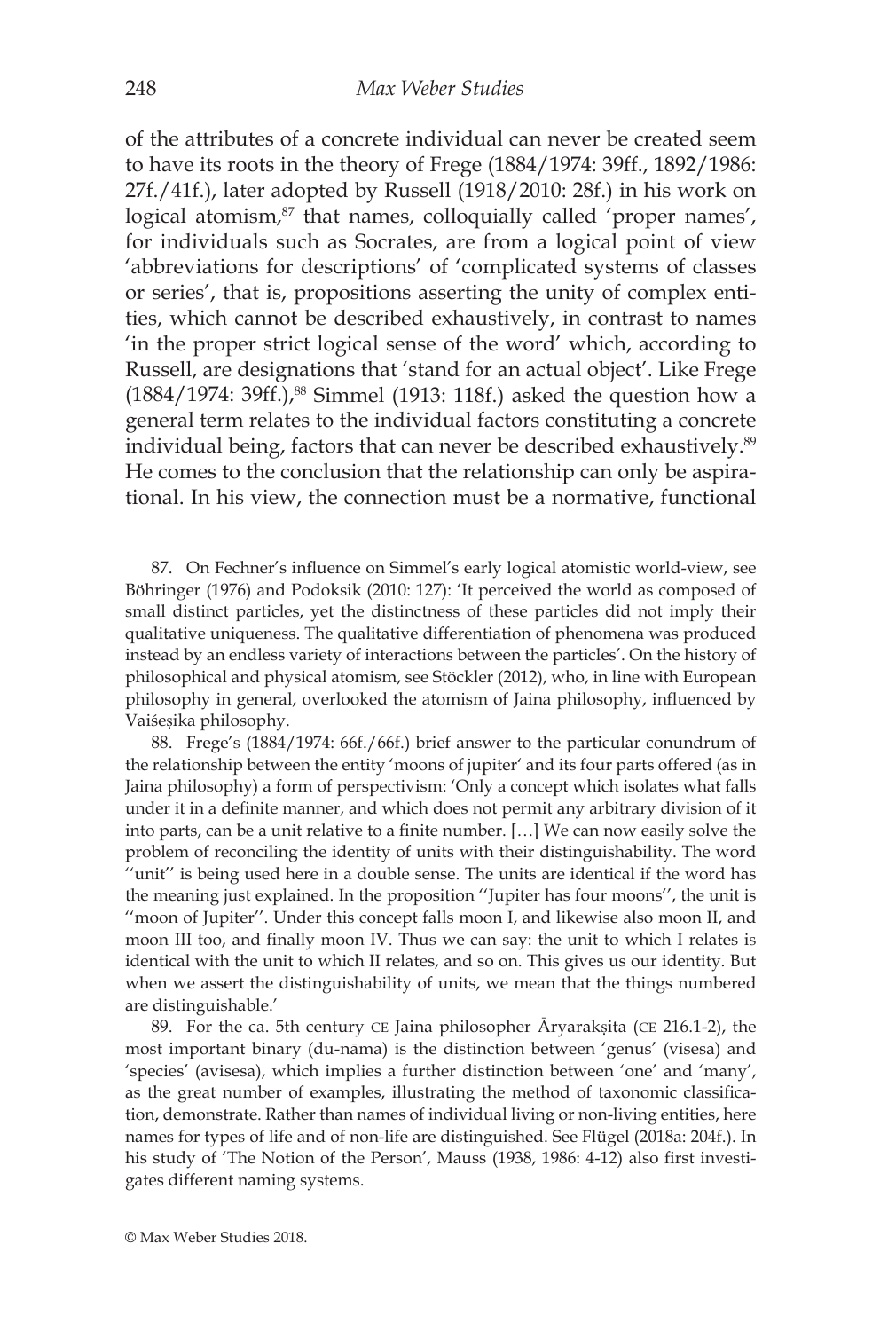of the attributes of a concrete individual can never be created seem to have its roots in the theory of Frege (1884/1974: 39ff., 1892/1986: 27f./41f.), later adopted by Russell (1918/2010: 28f.) in his work on logical atomism,[87] that names, colloquially called 'proper names', for individuals such as Socrates, are from a logical point of view 'abbreviations for descriptions' of 'complicated systems of classes or series', that is, propositions asserting the unity of complex entities, which cannot be described exhaustively, in contrast to names 'in the proper strict logical sense of the word' which, according to Russell, are designations that 'stand for an actual object'. Like Frege (1884/1974: 39ff.),[88] Simmel (1913: 118f.) asked the question how a general term relates to the individual factors constituting a concrete individual being, factors that can never be described exhaustively.[89] He comes to the conclusion that the relationship can only be aspirational. In his view, the connection must be a normative, functional

87. On Fechner's influence on Simmel's early logical atomistic world-view, see Böhringer (1976) and Podoksik (2010: 127): 'It perceived the world as composed of small distinct particles, yet the distinctness of these particles did not imply their qualitative uniqueness. The qualitative differentiation of phenomena was produced instead by an endless variety of interactions between the particles'. On the history of philosophical and physical atomism, see Stöckler (2012), who, in line with European philosophy in general, overlooked the atomism of Jaina philosophy, influenced by Vaiśeṣika philosophy.

88. Frege's (1884/1974: 66f./66f.) brief answer to the particular conundrum of the relationship between the entity 'moons of jupiter' and its four parts offered (as in Jaina philosophy) a form of perspectivism: 'Only a concept which isolates what falls under it in a definite manner, and which does not permit any arbitrary division of it into parts, can be a unit relative to a finite number. […] We can now easily solve the problem of reconciling the identity of units with their distinguishability. The word ''unit'' is being used here in a double sense. The units are identical if the word has the meaning just explained. In the proposition ''Jupiter has four moons'', the unit is ''moon of Jupiter''. Under this concept falls moon I, and likewise also moon II, and moon III too, and finally moon IV. Thus we can say: the unit to which I relates is identical with the unit to which II relates, and so on. This gives us our identity. But when we assert the distinguishability of units, we mean that the things numbered are distinguishable.'

89. For the ca. 5th century CE Jaina philosopher Āryarakṣita (CE 216.1-2), the most important binary (du-nāma) is the distinction between 'genus' (visesa) and 'species' (avisesa), which implies a further distinction between 'one' and 'many', as the great number of examples, illustrating the method of taxonomic classification, demonstrate. Rather than names of individual living or non-living entities, here names for types of life and of non-life are distinguished. See Flügel (2018a: 204f.). In his study of 'The Notion of the Person', Mauss (1938, 1986: 4-12) also first investigates different naming systems.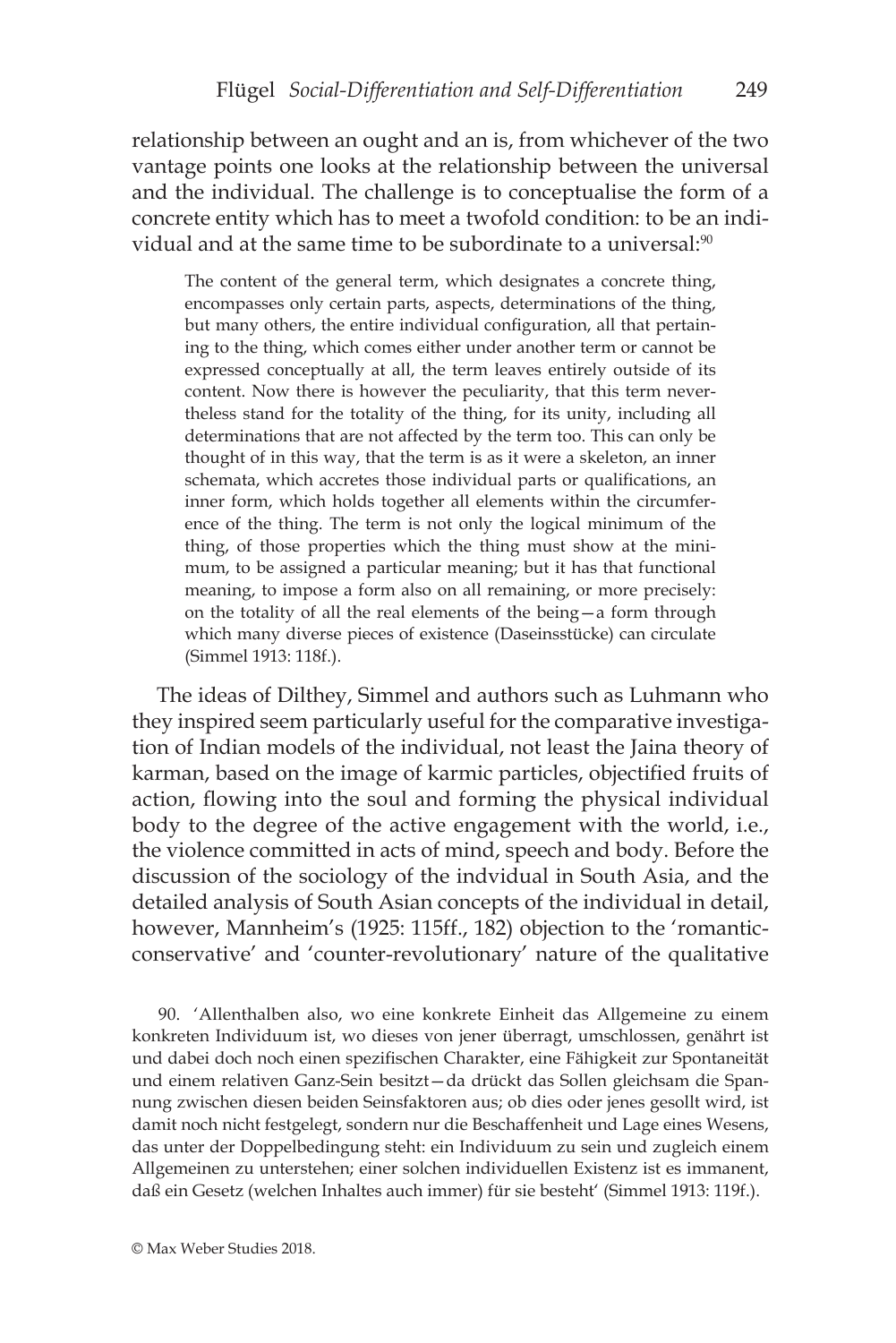relationship between an ought and an is, from whichever of the two vantage points one looks at the relationship between the universal and the individual. The challenge is to conceptualise the form of a concrete entity which has to meet a twofold condition: to be an individual and at the same time to be subordinate to a universal:[90]

> The content of the general term, which designates a concrete thing, encompasses only certain parts, aspects, determinations of the thing, but many others, the entire individual configuration, all that pertaining to the thing, which comes either under another term or cannot be expressed conceptually at all, the term leaves entirely outside of its content. Now there is however the peculiarity, that this term nevertheless stand for the totality of the thing, for its unity, including all determinations that are not affected by the term too. This can only be thought of in this way, that the term is as it were a skeleton, an inner schemata, which accretes those individual parts or qualifications, an inner form, which holds together all elements within the circumference of the thing. The term is not only the logical minimum of the thing, of those properties which the thing must show at the minimum, to be assigned a particular meaning; but it has that functional meaning, to impose a form also on all remaining, or more precisely: on the totality of all the real elements of the being—a form through which many diverse pieces of existence (Daseinsstücke) can circulate (Simmel 1913: 118f.).

The ideas of Dilthey, Simmel and authors such as Luhmann who they inspired seem particularly useful for the comparative investigation of Indian models of the individual, not least the Jaina theory of karman, based on the image of karmic particles, objectified fruits of action, flowing into the soul and forming the physical individual body to the degree of the active engagement with the world, i.e., the violence committed in acts of mind, speech and body. Before the discussion of the sociology of the indvidual in South Asia, and the detailed analysis of South Asian concepts of the individual in detail, however, Mannheim's (1925: 115ff., 182) objection to the 'romantic-conservative' and 'counter-revolutionary' nature of the qualitative

90. 'Allenthalben also, wo eine konkrete Einheit das Allgemeine zu einem konkreten Individuum ist, wo dieses von jener überragt, umschlossen, genährt ist und dabei doch noch einen spezifischen Charakter, eine Fähigkeit zur Spontaneität und einem relativen Ganz-Sein besitzt—da drückt das Sollen gleichsam die Spannung zwischen diesen beiden Seinsfaktoren aus; ob dies oder jenes gesollt wird, ist damit noch nicht festgelegt, sondern nur die Beschaffenheit und Lage eines Wesens, das unter der Doppelbedingung steht: ein Individuum zu sein und zugleich einem Allgemeinen zu unterstehen; einer solchen individuellen Existenz ist es immanent, daß ein Gesetz (welchen Inhaltes auch immer) für sie besteht' (Simmel 1913: 119f.).

© Max Weber Studies 2018.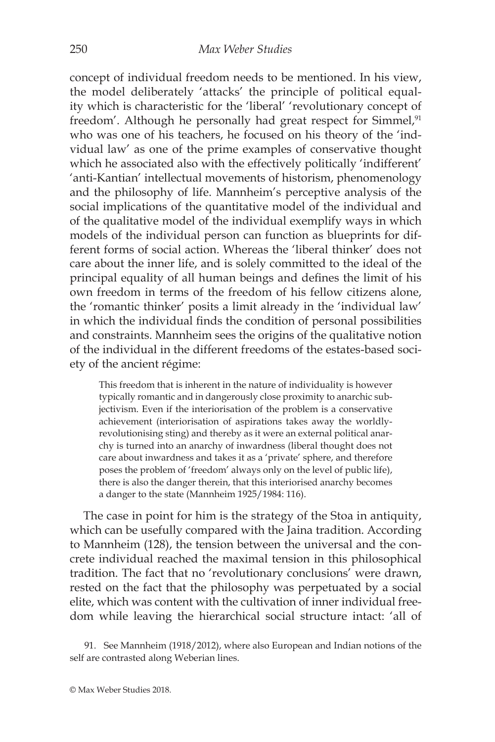concept of individual freedom needs to be mentioned. In his view, the model deliberately 'attacks' the principle of political equality which is characteristic for the 'liberal' 'revolutionary concept of freedom'. Although he personally had great respect for Simmel,[91] who was one of his teachers, he focused on his theory of the 'individual law' as one of the prime examples of conservative thought which he associated also with the effectively politically 'indifferent' 'anti-Kantian' intellectual movements of historism, phenomenology and the philosophy of life. Mannheim's perceptive analysis of the social implications of the quantitative model of the individual and of the qualitative model of the individual exemplify ways in which models of the individual person can function as blueprints for different forms of social action. Whereas the 'liberal thinker' does not care about the inner life, and is solely committed to the ideal of the principal equality of all human beings and defines the limit of his own freedom in terms of the freedom of his fellow citizens alone, the 'romantic thinker' posits a limit already in the 'individual law' in which the individual finds the condition of personal possibilities and constraints. Mannheim sees the origins of the qualitative notion of the individual in the different freedoms of the estates-based society of the ancient régime:

> This freedom that is inherent in the nature of individuality is however typically romantic and in dangerously close proximity to anarchic subjectivism. Even if the interiorisation of the problem is a conservative achievement (interiorisation of aspirations takes away the worldly-revolutionising sting) and thereby as it were an external political anarchy is turned into an anarchy of inwardness (liberal thought does not care about inwardness and takes it as a 'private' sphere, and therefore poses the problem of 'freedom' always only on the level of public life), there is also the danger therein, that this interiorised anarchy becomes a danger to the state (Mannheim 1925/1984: 116).

The case in point for him is the strategy of the Stoa in antiquity, which can be usefully compared with the Jaina tradition. According to Mannheim (128), the tension between the universal and the concrete individual reached the maximal tension in this philosophical tradition. The fact that no 'revolutionary conclusions' were drawn, rested on the fact that the philosophy was perpetuated by a social elite, which was content with the cultivation of inner individual freedom while leaving the hierarchical social structure intact: 'all of

91. See Mannheim (1918/2012), where also European and Indian notions of the self are contrasted along Weberian lines.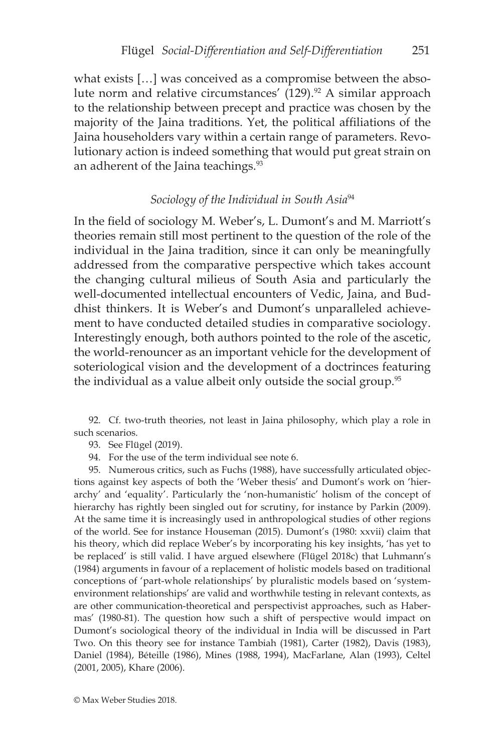what exists […] was conceived as a compromise between the absolute norm and relative circumstances' (129).[92] A similar approach to the relationship between precept and practice was chosen by the majority of the Jaina traditions. Yet, the political affiliations of the Jaina householders vary within a certain range of parameters. Revolutionary action is indeed something that would put great strain on an adherent of the Jaina teachings.[93]

### *Sociology of the Individual in South Asia*[94]

In the field of sociology M. Weber's, L. Dumont's and M. Marriott's theories remain still most pertinent to the question of the role of the individual in the Jaina tradition, since it can only be meaningfully addressed from the comparative perspective which takes account the changing cultural milieus of South Asia and particularly the well-documented intellectual encounters of Vedic, Jaina, and Buddhist thinkers. It is Weber's and Dumont's unparalleled achievement to have conducted detailed studies in comparative sociology. Interestingly enough, both authors pointed to the role of the ascetic, the world-renouncer as an important vehicle for the development of soteriological vision and the development of a doctrinces featuring the individual as a value albeit only outside the social group.[95]

92. Cf. two-truth theories, not least in Jaina philosophy, which play a role in such scenarios.

93. See Flügel (2019).

94. For the use of the term individual see note 6.

95. Numerous critics, such as Fuchs (1988), have successfully articulated objections against key aspects of both the 'Weber thesis' and Dumont's work on 'hierarchy' and 'equality'. Particularly the 'non-humanistic' holism of the concept of hierarchy has rightly been singled out for scrutiny, for instance by Parkin (2009). At the same time it is increasingly used in anthropological studies of other regions of the world. See for instance Houseman (2015). Dumont's (1980: xxvii) claim that his theory, which did replace Weber's by incorporating his key insights, 'has yet to be replaced' is still valid. I have argued elsewhere (Flügel 2018c) that Luhmann's (1984) arguments in favour of a replacement of holistic models based on traditional conceptions of 'part-whole relationships' by pluralistic models based on 'system-environment relationships' are valid and worthwhile testing in relevant contexts, as are other communication-theoretical and perspectivist approaches, such as Habermas' (1980-81). The question how such a shift of perspective would impact on Dumont's sociological theory of the individual in India will be discussed in Part Two. On this theory see for instance Tambiah (1981), Carter (1982), Davis (1983), Daniel (1984), Béteille (1986), Mines (1988, 1994), MacFarlane, Alan (1993), Celtel (2001, 2005), Khare (2006).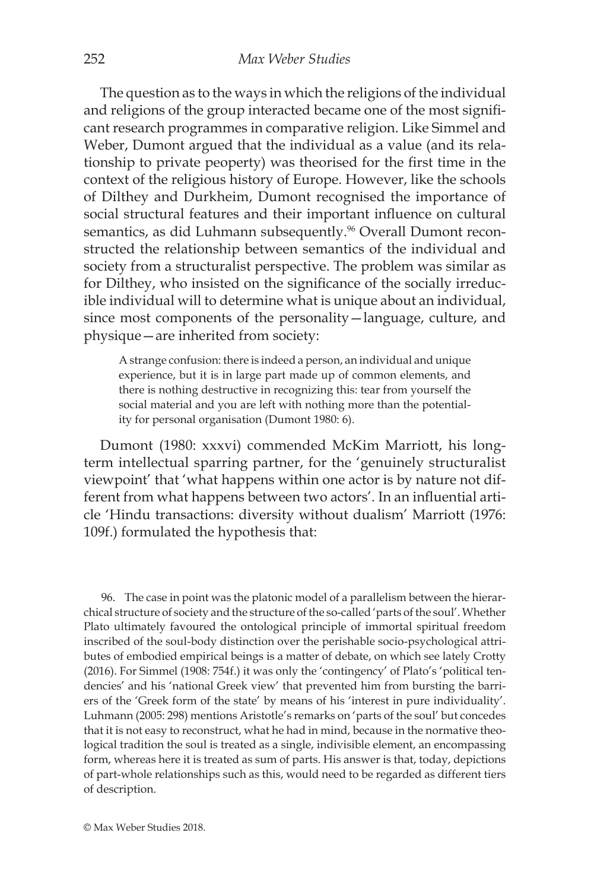The question as to the ways in which the religions of the individual and religions of the group interacted became one of the most significant research programmes in comparative religion. Like Simmel and Weber, Dumont argued that the individual as a value (and its relationship to private peoperty) was theorised for the first time in the context of the religious history of Europe. However, like the schools of Dilthey and Durkheim, Dumont recognised the importance of social structural features and their important influence on cultural semantics, as did Luhmann subsequently.[96] Overall Dumont reconstructed the relationship between semantics of the individual and society from a structuralist perspective. The problem was similar as for Dilthey, who insisted on the significance of the socially irreducible individual will to determine what is unique about an individual, since most components of the personality—language, culture, and physique—are inherited from society:

> A strange confusion: there is indeed a person, an individual and unique experience, but it is in large part made up of common elements, and there is nothing destructive in recognizing this: tear from yourself the social material and you are left with nothing more than the potentiality for personal organisation (Dumont 1980: 6).

Dumont (1980: xxxvi) commended McKim Marriott, his long-term intellectual sparring partner, for the 'genuinely structuralist viewpoint' that 'what happens within one actor is by nature not different from what happens between two actors'. In an influential article 'Hindu transactions: diversity without dualism' Marriott (1976: 109f.) formulated the hypothesis that:

96. The case in point was the platonic model of a parallelism between the hierarchical structure of society and the structure of the so-called 'parts of the soul'. Whether Plato ultimately favoured the ontological principle of immortal spiritual freedom inscribed of the soul-body distinction over the perishable socio-psychological attributes of embodied empirical beings is a matter of debate, on which see lately Crotty (2016). For Simmel (1908: 754f.) it was only the 'contingency' of Plato's 'political tendencies' and his 'national Greek view' that prevented him from bursting the barriers of the 'Greek form of the state' by means of his 'interest in pure individuality'. Luhmann (2005: 298) mentions Aristotle's remarks on 'parts of the soul' but concedes that it is not easy to reconstruct, what he had in mind, because in the normative theological tradition the soul is treated as a single, indivisible element, an encompassing form, whereas here it is treated as sum of parts. His answer is that, today, depictions of part-whole relationships such as this, would need to be regarded as different tiers of description.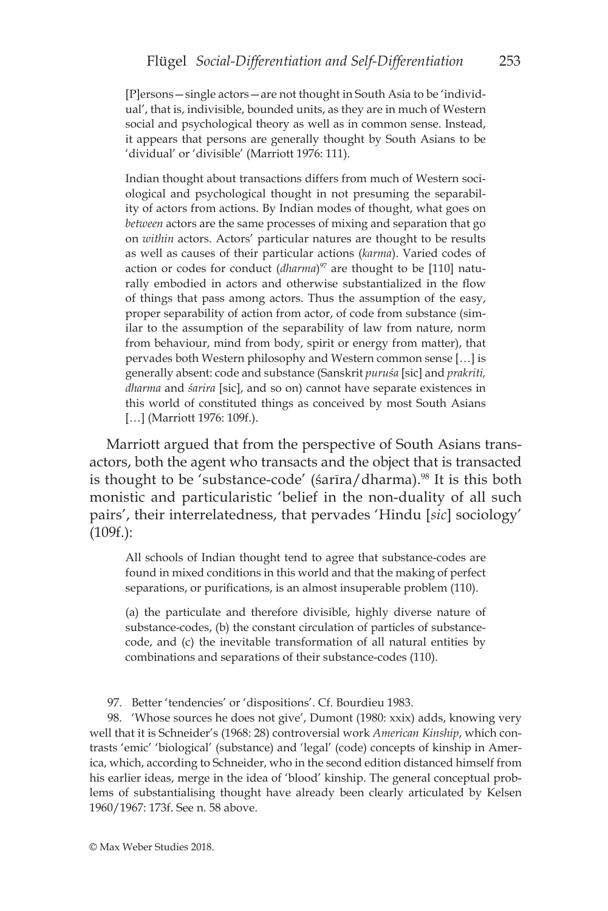> [P]ersons—single actors—are not thought in South Asia to be 'individual', that is, indivisible, bounded units, as they are in much of Western social and psychological theory as well as in common sense. Instead, it appears that persons are generally thought by South Asians to be 'dividual' or 'divisible' (Marriott 1976: 111).

> Indian thought about transactions differs from much of Western sociological and psychological thought in not presuming the separability of actors from actions. By Indian modes of thought, what goes on *between* actors are the same processes of mixing and separation that go on *within* actors. Actors' particular natures are thought to be results as well as causes of their particular actions (*karma*). Varied codes of action or codes for conduct (*dharma*)[97] are thought to be [110] naturally embodied in actors and otherwise substantialized in the flow of things that pass among actors. Thus the assumption of the easy, proper separability of action from actor, of code from substance (similar to the assumption of the separability of law from nature, norm from behaviour, mind from body, spirit or energy from matter), that pervades both Western philosophy and Western common sense […] is generally absent: code and substance (Sanskrit *puruśa* [sic] and *prakriti, dharma* and *śarira* [sic], and so on) cannot have separate existences in this world of constituted things as conceived by most South Asians […] (Marriott 1976: 109f.).

Marriott argued that from the perspective of South Asians transactors, both the agent who transacts and the object that is transacted is thought to be 'substance-code' (śarīra/dharma).[98] It is this both monistic and particularistic 'belief in the non-duality of all such pairs', their interrelatedness, that pervades 'Hindu [*sic*] sociology' (109f.):

> All schools of Indian thought tend to agree that substance-codes are found in mixed conditions in this world and that the making of perfect separations, or purifications, is an almost insuperable problem (110).

> (a) the particulate and therefore divisible, highly diverse nature of substance-codes, (b) the constant circulation of particles of substance-code, and (c) the inevitable transformation of all natural entities by combinations and separations of their substance-codes (110).

97. Better 'tendencies' or 'dispositions'. Cf. Bourdieu 1983.

98. 'Whose sources he does not give', Dumont (1980: xxix) adds, knowing very well that it is Schneider's (1968: 28) controversial work *American Kinship*, which contrasts 'emic' 'biological' (substance) and 'legal' (code) concepts of kinship in America, which, according to Schneider, who in the second edition distanced himself from his earlier ideas, merge in the idea of 'blood' kinship. The general conceptual problems of substantialising thought have already been clearly articulated by Kelsen 1960/1967: 173f. See n. 58 above.

© Max Weber Studies 2018.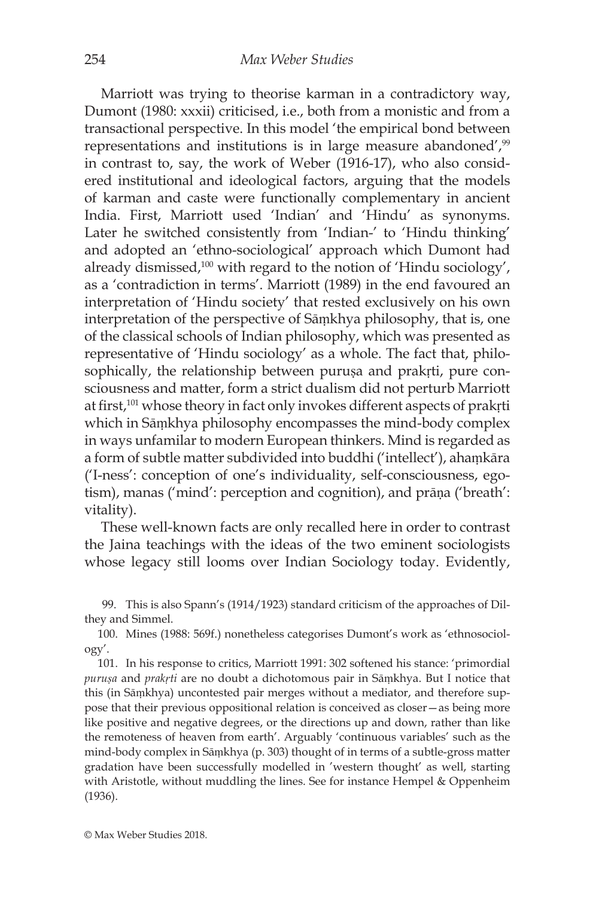Marriott was trying to theorise karman in a contradictory way, Dumont (1980: xxxii) criticised, i.e., both from a monistic and from a transactional perspective. In this model 'the empirical bond between representations and institutions is in large measure abandoned',[99] in contrast to, say, the work of Weber (1916-17), who also considered institutional and ideological factors, arguing that the models of karman and caste were functionally complementary in ancient India. First, Marriott used 'Indian' and 'Hindu' as synonyms. Later he switched consistently from 'Indian-' to 'Hindu thinking' and adopted an 'ethno-sociological' approach which Dumont had already dismissed,[100] with regard to the notion of 'Hindu sociology', as a 'contradiction in terms'. Marriott (1989) in the end favoured an interpretation of 'Hindu society' that rested exclusively on his own interpretation of the perspective of Sāṃkhya philosophy, that is, one of the classical schools of Indian philosophy, which was presented as representative of 'Hindu sociology' as a whole. The fact that, philosophically, the relationship between puruṣa and prakṛti, pure consciousness and matter, form a strict dualism did not perturb Marriott at first,[101] whose theory in fact only invokes different aspects of prakṛti which in Sāṃkhya philosophy encompasses the mind-body complex in ways unfamilar to modern European thinkers. Mind is regarded as a form of subtle matter subdivided into buddhi ('intellect'), ahaṃkāra ('I-ness': conception of one's individuality, self-consciousness, egotism), manas ('mind': perception and cognition), and prāṇa ('breath': vitality).

These well-known facts are only recalled here in order to contrast the Jaina teachings with the ideas of the two eminent sociologists whose legacy still looms over Indian Sociology today. Evidently,

99. This is also Spann's (1914/1923) standard criticism of the approaches of Dilthey and Simmel.

100. Mines (1988: 569f.) nonetheless categorises Dumont's work as 'ethnosociology'.

101. In his response to critics, Marriott 1991: 302 softened his stance: 'primordial *puruṣa* and *prakṛti* are no doubt a dichotomous pair in Sāṃkhya. But I notice that this (in Sāṃkhya) uncontested pair merges without a mediator, and therefore suppose that their previous oppositional relation is conceived as closer—as being more like positive and negative degrees, or the directions up and down, rather than like the remoteness of heaven from earth'. Arguably 'continuous variables' such as the mind-body complex in Sāṃkhya (p. 303) thought of in terms of a subtle-gross matter gradation have been successfully modelled in 'western thought' as well, starting with Aristotle, without muddling the lines. See for instance Hempel & Oppenheim (1936).

© Max Weber Studies 2018.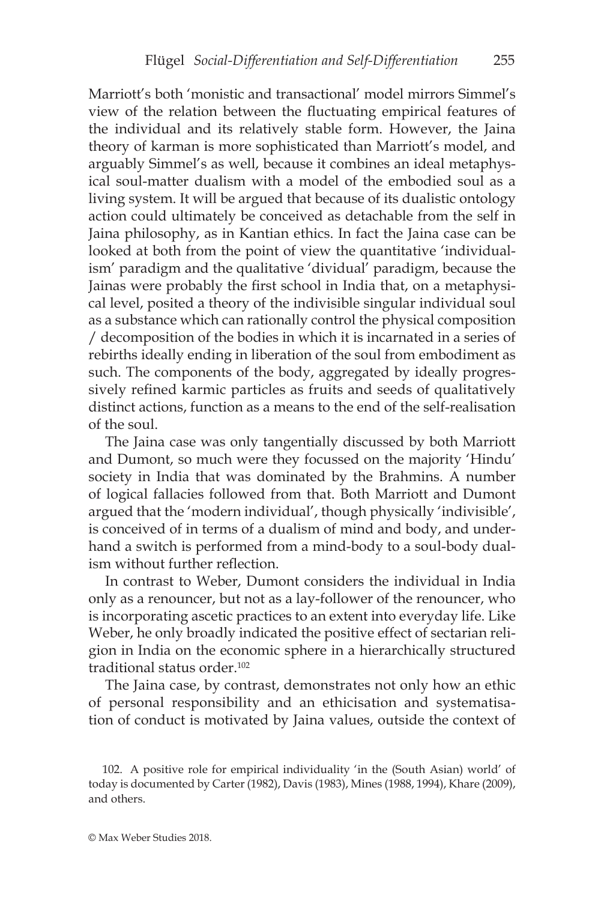Marriott's both 'monistic and transactional' model mirrors Simmel's view of the relation between the fluctuating empirical features of the individual and its relatively stable form. However, the Jaina theory of karman is more sophisticated than Marriott's model, and arguably Simmel's as well, because it combines an ideal metaphysical soul-matter dualism with a model of the embodied soul as a living system. It will be argued that because of its dualistic ontology action could ultimately be conceived as detachable from the self in Jaina philosophy, as in Kantian ethics. In fact the Jaina case can be looked at both from the point of view the quantitative 'individualism' paradigm and the qualitative 'dividual' paradigm, because the Jainas were probably the first school in India that, on a metaphysical level, posited a theory of the indivisible singular individual soul as a substance which can rationally control the physical composition / decomposition of the bodies in which it is incarnated in a series of rebirths ideally ending in liberation of the soul from embodiment as such. The components of the body, aggregated by ideally progressively refined karmic particles as fruits and seeds of qualitatively distinct actions, function as a means to the end of the self-realisation of the soul.

The Jaina case was only tangentially discussed by both Marriott and Dumont, so much were they focussed on the majority 'Hindu' society in India that was dominated by the Brahmins. A number of logical fallacies followed from that. Both Marriott and Dumont argued that the 'modern individual', though physically 'indivisible', is conceived of in terms of a dualism of mind and body, and underhand a switch is performed from a mind-body to a soul-body dualism without further reflection.

In contrast to Weber, Dumont considers the individual in India only as a renouncer, but not as a lay-follower of the renouncer, who is incorporating ascetic practices to an extent into everyday life. Like Weber, he only broadly indicated the positive effect of sectarian religion in India on the economic sphere in a hierarchically structured traditional status order.[102]

The Jaina case, by contrast, demonstrates not only how an ethic of personal responsibility and an ethicisation and systematisation of conduct is motivated by Jaina values, outside the context of

102. A positive role for empirical individuality 'in the (South Asian) world' of today is documented by Carter (1982), Davis (1983), Mines (1988, 1994), Khare (2009), and others.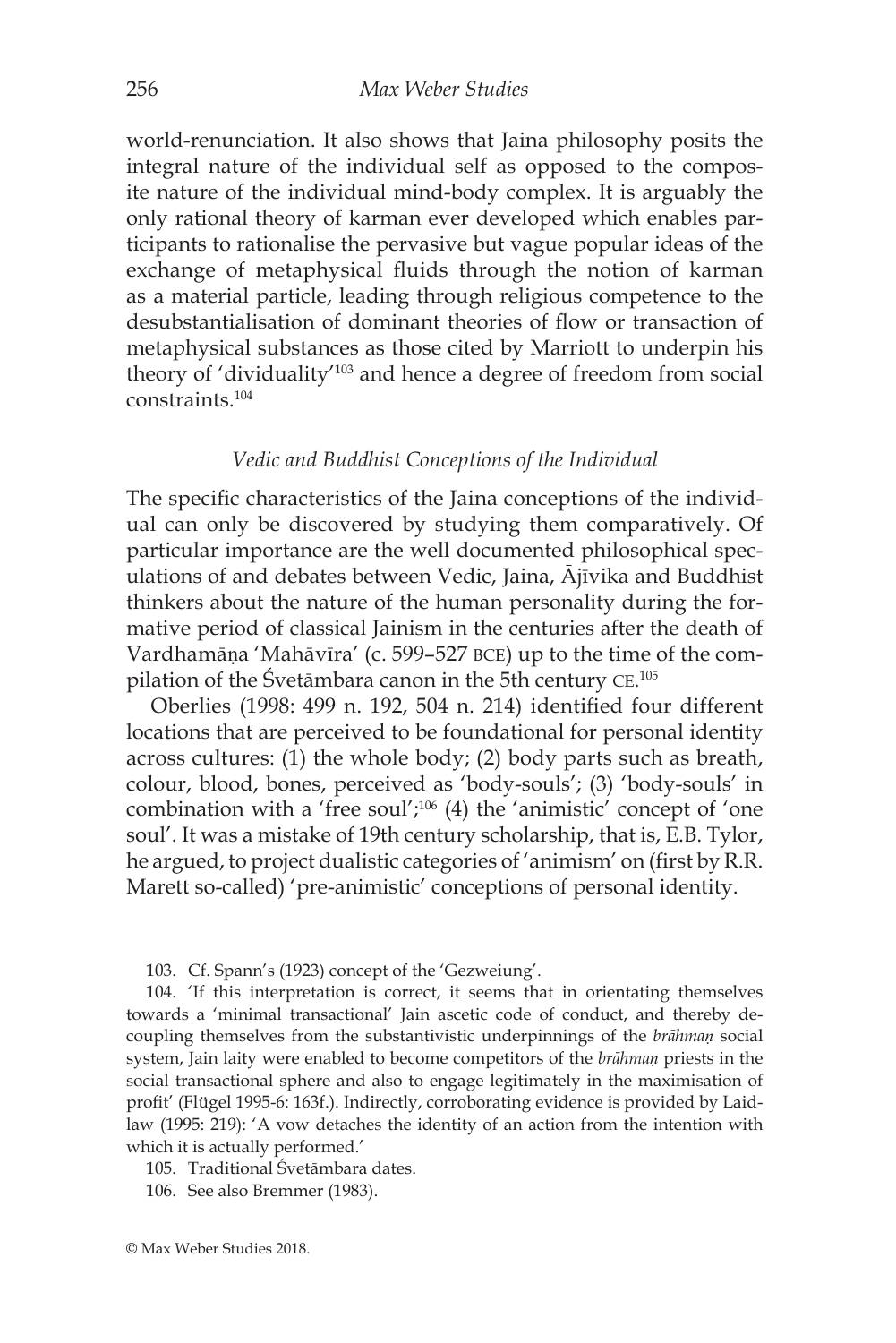world-renunciation. It also shows that Jaina philosophy posits the integral nature of the individual self as opposed to the composite nature of the individual mind-body complex. It is arguably the only rational theory of karman ever developed which enables participants to rationalise the pervasive but vague popular ideas of the exchange of metaphysical fluids through the notion of karman as a material particle, leading through religious competence to the desubstantialisation of dominant theories of flow or transaction of metaphysical substances as those cited by Marriott to underpin his theory of 'dividuality'[103] and hence a degree of freedom from social constraints.[104]

### *Vedic and Buddhist Conceptions of the Individual*

The specific characteristics of the Jaina conceptions of the individual can only be discovered by studying them comparatively. Of particular importance are the well documented philosophical speculations of and debates between Vedic, Jaina, Ājīvika and Buddhist thinkers about the nature of the human personality during the formative period of classical Jainism in the centuries after the death of Vardhamāṇa 'Mahāvīra' (c. 599–527 BCE) up to the time of the compilation of the Śvetāmbara canon in the 5th century CE.[105]

Oberlies (1998: 499 n. 192, 504 n. 214) identified four different locations that are perceived to be foundational for personal identity across cultures: (1) the whole body; (2) body parts such as breath, colour, blood, bones, perceived as 'body-souls'; (3) 'body-souls' in combination with a 'free soul';[106] (4) the 'animistic' concept of 'one soul'. It was a mistake of 19th century scholarship, that is, E.B. Tylor, he argued, to project dualistic categories of 'animism' on (first by R.R. Marett so-called) 'pre-animistic' conceptions of personal identity.

---

103. Cf. Spann's (1923) concept of the 'Gezweiung'.

104. 'If this interpretation is correct, it seems that in orientating themselves towards a 'minimal transactional' Jain ascetic code of conduct, and thereby decoupling themselves from the substantivistic underpinnings of the *brāhmaṇ* social system, Jain laity were enabled to become competitors of the *brāhmaṇ* priests in the social transactional sphere and also to engage legitimately in the maximisation of profit' (Flügel 1995-6: 163f.). Indirectly, corroborating evidence is provided by Laidlaw (1995: 219): 'A vow detaches the identity of an action from the intention with which it is actually performed.'

105. Traditional Śvetāmbara dates.

106. See also Bremmer (1983).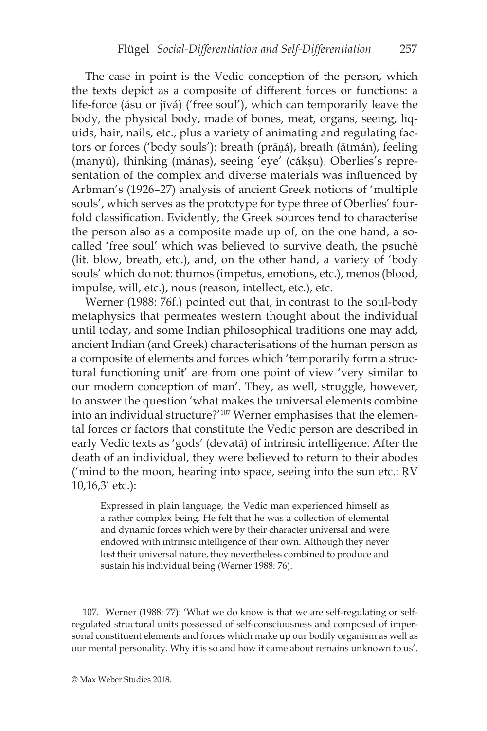The case in point is the Vedic conception of the person, which the texts depict as a composite of different forces or functions: a life-force (ásu or jīvá) ('free soul'), which can temporarily leave the body, the physical body, made of bones, meat, organs, seeing, liquids, hair, nails, etc., plus a variety of animating and regulating factors or forces ('body souls'): breath (prāṇá), breath (ātmán), feeling (manyú), thinking (mánas), seeing 'eye' (cákṣu). Oberlies's representation of the complex and diverse materials was influenced by Arbman's (1926–27) analysis of ancient Greek notions of 'multiple souls', which serves as the prototype for type three of Oberlies' fourfold classification. Evidently, the Greek sources tend to characterise the person also as a composite made up of, on the one hand, a so-called 'free soul' which was believed to survive death, the psuchē (lit. blow, breath, etc.), and, on the other hand, a variety of 'body souls' which do not: thumos (impetus, emotions, etc.), menos (blood, impulse, will, etc.), nous (reason, intellect, etc.), etc.

Werner (1988: 76f.) pointed out that, in contrast to the soul-body metaphysics that permeates western thought about the individual until today, and some Indian philosophical traditions one may add, ancient Indian (and Greek) characterisations of the human person as a composite of elements and forces which 'temporarily form a structural functioning unit' are from one point of view 'very similar to our modern conception of man'. They, as well, struggle, however, to answer the question 'what makes the universal elements combine into an individual structure?'[107] Werner emphasises that the elemental forces or factors that constitute the Vedic person are described in early Vedic texts as 'gods' (devatā) of intrinsic intelligence. After the death of an individual, they were believed to return to their abodes ('mind to the moon, hearing into space, seeing into the sun etc.: ṚV 10,16,3' etc.):

> Expressed in plain language, the Vedic man experienced himself as a rather complex being. He felt that he was a collection of elemental and dynamic forces which were by their character universal and were endowed with intrinsic intelligence of their own. Although they never lost their universal nature, they nevertheless combined to produce and sustain his individual being (Werner 1988: 76).

107. Werner (1988: 77): 'What we do know is that we are self-regulating or self-regulated structural units possessed of self-consciousness and composed of impersonal constituent elements and forces which make up our bodily organism as well as our mental personality. Why it is so and how it came about remains unknown to us'.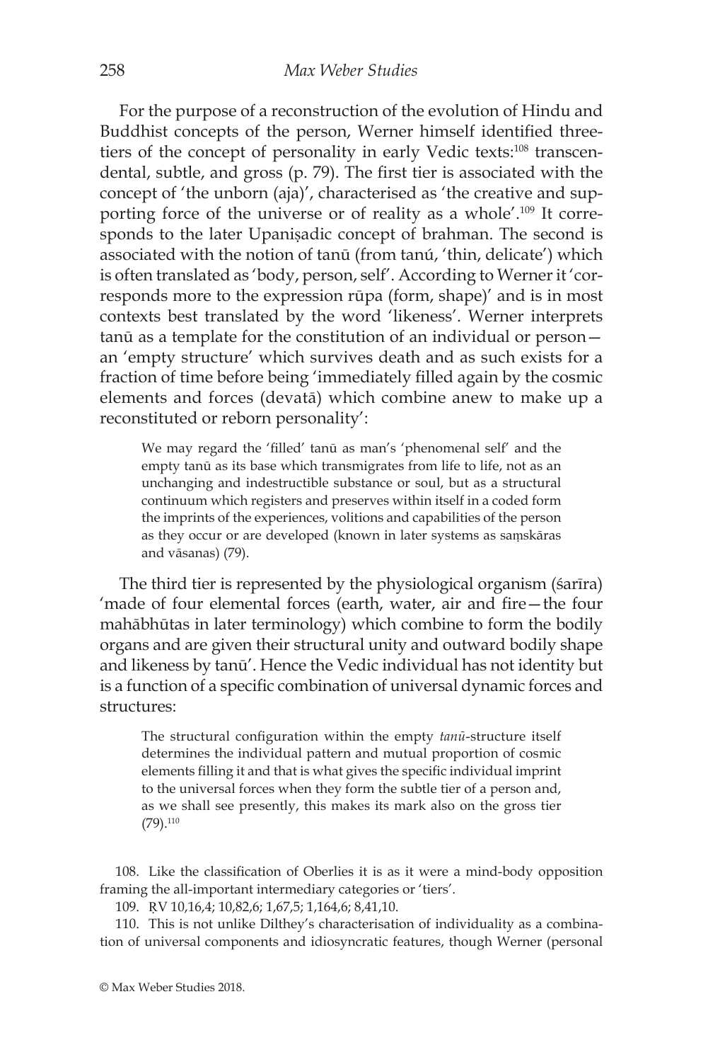For the purpose of a reconstruction of the evolution of Hindu and Buddhist concepts of the person, Werner himself identified three-tiers of the concept of personality in early Vedic texts:[108] transcendental, subtle, and gross (p. 79). The first tier is associated with the concept of 'the unborn (aja)', characterised as 'the creative and supporting force of the universe or of reality as a whole'.[109] It corresponds to the later Upaniṣadic concept of brahman. The second is associated with the notion of tanū (from tanú, 'thin, delicate') which is often translated as 'body, person, self'. According to Werner it 'corresponds more to the expression rūpa (form, shape)' and is in most contexts best translated by the word 'likeness'. Werner interprets tanū as a template for the constitution of an individual or person—an 'empty structure' which survives death and as such exists for a fraction of time before being 'immediately filled again by the cosmic elements and forces (devatā) which combine anew to make up a reconstituted or reborn personality':

> We may regard the 'filled' tanū as man's 'phenomenal self' and the empty tanū as its base which transmigrates from life to life, not as an unchanging and indestructible substance or soul, but as a structural continuum which registers and preserves within itself in a coded form the imprints of the experiences, volitions and capabilities of the person as they occur or are developed (known in later systems as saṃskāras and vāsanas) (79).

The third tier is represented by the physiological organism (śarīra) 'made of four elemental forces (earth, water, air and fire—the four mahābhūtas in later terminology) which combine to form the bodily organs and are given their structural unity and outward bodily shape and likeness by tanū'. Hence the Vedic individual has not identity but is a function of a specific combination of universal dynamic forces and structures:

> The structural configuration within the empty *tanū*-structure itself determines the individual pattern and mutual proportion of cosmic elements filling it and that is what gives the specific individual imprint to the universal forces when they form the subtle tier of a person and, as we shall see presently, this makes its mark also on the gross tier (79).[110]

108. Like the classification of Oberlies it is as it were a mind-body opposition framing the all-important intermediary categories or 'tiers'.

109. ṚV 10,16,4; 10,82,6; 1,67,5; 1,164,6; 8,41,10.

110. This is not unlike Dilthey's characterisation of individuality as a combination of universal components and idiosyncratic features, though Werner (personal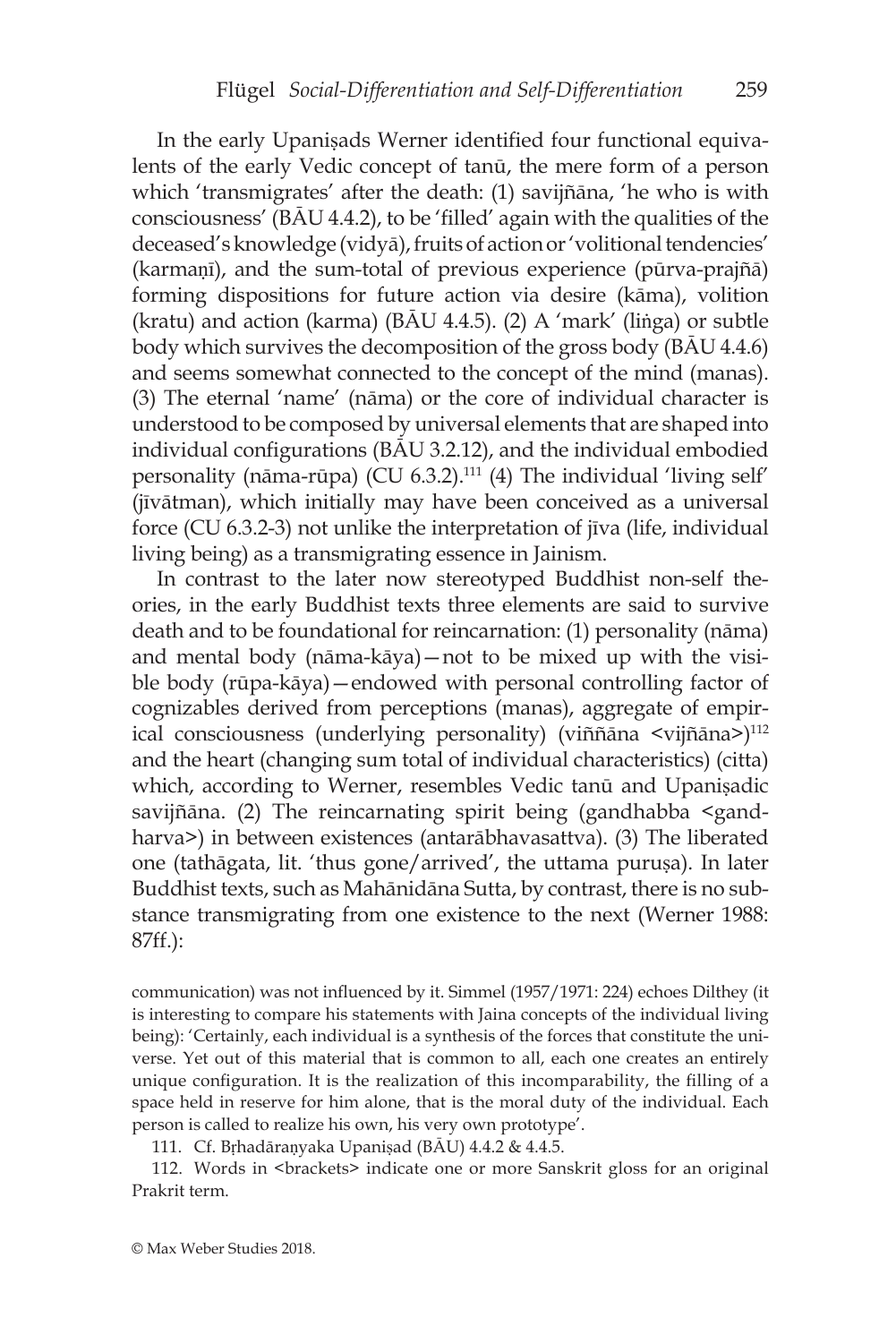In the early Upaniṣads Werner identified four functional equivalents of the early Vedic concept of tanū, the mere form of a person which 'transmigrates' after the death: (1) savijñāna, 'he who is with consciousness' (BĀU 4.4.2), to be 'filled' again with the qualities of the deceased's knowledge (vidyā), fruits of action or 'volitional tendencies' (karmaṇī), and the sum-total of previous experience (pūrva-prajñā) forming dispositions for future action via desire (kāma), volition (kratu) and action (karma) (BĀU 4.4.5). (2) A 'mark' (liṅga) or subtle body which survives the decomposition of the gross body (BĀU 4.4.6) and seems somewhat connected to the concept of the mind (manas). (3) The eternal 'name' (nāma) or the core of individual character is understood to be composed by universal elements that are shaped into individual configurations (BĀU 3.2.12), and the individual embodied personality (nāma-rūpa) (CU 6.3.2).[111] (4) The individual 'living self' (jīvātman), which initially may have been conceived as a universal force (CU 6.3.2-3) not unlike the interpretation of jīva (life, individual living being) as a transmigrating essence in Jainism.

In contrast to the later now stereotyped Buddhist non-self theories, in the early Buddhist texts three elements are said to survive death and to be foundational for reincarnation: (1) personality (nāma) and mental body (nāma-kāya)—not to be mixed up with the visible body (rūpa-kāya)—endowed with personal controlling factor of cognizables derived from perceptions (manas), aggregate of empirical consciousness (underlying personality) (viññāna <vijñāna>)[112] and the heart (changing sum total of individual characteristics) (citta) which, according to Werner, resembles Vedic tanū and Upaniṣadic savijñāna. (2) The reincarnating spirit being (gandhabba <gandharva>) in between existences (antarābhavasattva). (3) The liberated one (tathāgata, lit. 'thus gone/arrived', the uttama puruṣa). In later Buddhist texts, such as Mahānidāna Sutta, by contrast, there is no substance transmigrating from one existence to the next (Werner 1988: 87ff.):

communication) was not influenced by it. Simmel (1957/1971: 224) echoes Dilthey (it is interesting to compare his statements with Jaina concepts of the individual living being): 'Certainly, each individual is a synthesis of the forces that constitute the universe. Yet out of this material that is common to all, each one creates an entirely unique configuration. It is the realization of this incomparability, the filling of a space held in reserve for him alone, that is the moral duty of the individual. Each person is called to realize his own, his very own prototype'.

111. Cf. Bṛhadāraṇyaka Upaniṣad (BĀU) 4.4.2 & 4.4.5.

112. Words in <brackets> indicate one or more Sanskrit gloss for an original Prakrit term.

© Max Weber Studies 2018.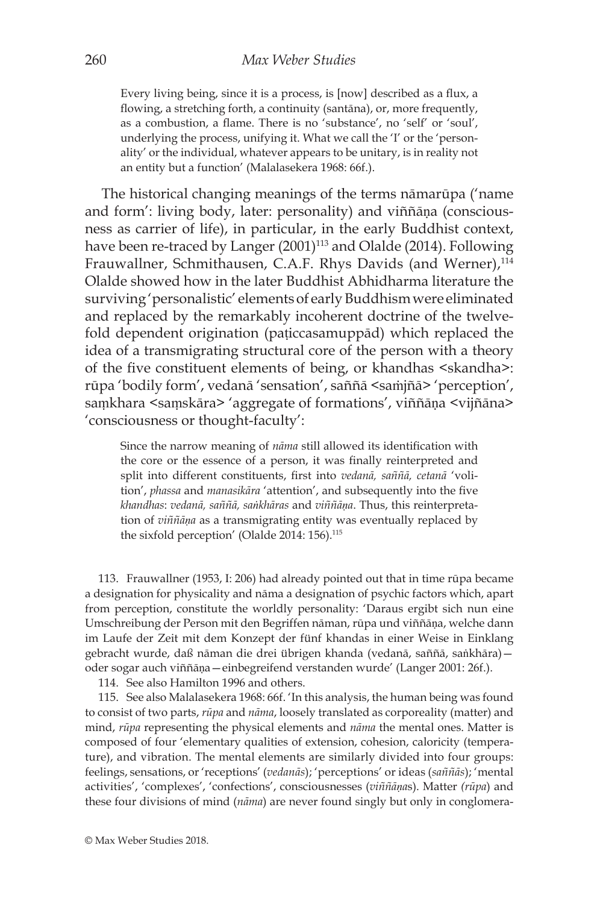> Every living being, since it is a process, is [now] described as a flux, a flowing, a stretching forth, a continuity (santāna), or, more frequently, as a combustion, a flame. There is no 'substance', no 'self' or 'soul', underlying the process, unifying it. What we call the 'I' or the 'personality' or the individual, whatever appears to be unitary, is in reality not an entity but a function' (Malalasekera 1968: 66f.).

The historical changing meanings of the terms nāmarūpa ('name and form': living body, later: personality) and viññāṇa (consciousness as carrier of life), in particular, in the early Buddhist context, have been re-traced by Langer (2001)[113] and Olalde (2014). Following Frauwallner, Schmithausen, C.A.F. Rhys Davids (and Werner),[114] Olalde showed how in the later Buddhist Abhidharma literature the surviving 'personalistic' elements of early Buddhism were eliminated and replaced by the remarkably incoherent doctrine of the twelvefold dependent origination (paṭiccasamuppād) which replaced the idea of a transmigrating structural core of the person with a theory of the five constituent elements of being, or khandhas <skandha>: rūpa 'bodily form', vedanā 'sensation', saññā <saṁjñā> 'perception', saṃkhara <saṃskāra> 'aggregate of formations', viññāṇa <vijñāna> 'consciousness or thought-faculty':

> Since the narrow meaning of *nāma* still allowed its identification with the core or the essence of a person, it was finally reinterpreted and split into different constituents, first into *vedanā, saññā, cetanā* 'volition', *phassa* and *manasikāra* 'attention', and subsequently into the five *khandhas*: *vedanā, saññā, saṅkhāras* and *viññāṇa*. Thus, this reinterpretation of *viññāṇa* as a transmigrating entity was eventually replaced by the sixfold perception' (Olalde 2014: 156).[115]

113. Frauwallner (1953, I: 206) had already pointed out that in time rūpa became a designation for physicality and nāma a designation of psychic factors which, apart from perception, constitute the worldly personality: 'Daraus ergibt sich nun eine Umschreibung der Person mit den Begriffen nāman, rūpa und viññāṇa, welche dann im Laufe der Zeit mit dem Konzept der fünf khandas in einer Weise in Einklang gebracht wurde, daß nāman die drei übrigen khanda (vedanā, saññā, saṅkhāra)—oder sogar auch viññāṇa—einbegreifend verstanden wurde' (Langer 2001: 26f.).

114. See also Hamilton 1996 and others.

115. See also Malalasekera 1968: 66f. 'In this analysis, the human being was found to consist of two parts, *rūpa* and *nāma*, loosely translated as corporeality (matter) and mind, *rūpa* representing the physical elements and *nāma* the mental ones. Matter is composed of four 'elementary qualities of extension, cohesion, caloricity (temperature), and vibration. The mental elements are similarly divided into four groups: feelings, sensations, or 'receptions' (*vedanās*); 'perceptions' or ideas (*saññās*); 'mental activities', 'complexes', 'confections', consciousnesses (*viññāṇa*s). Matter (*rūpa*) and these four divisions of mind (*nāma*) are never found singly but only in conglomera-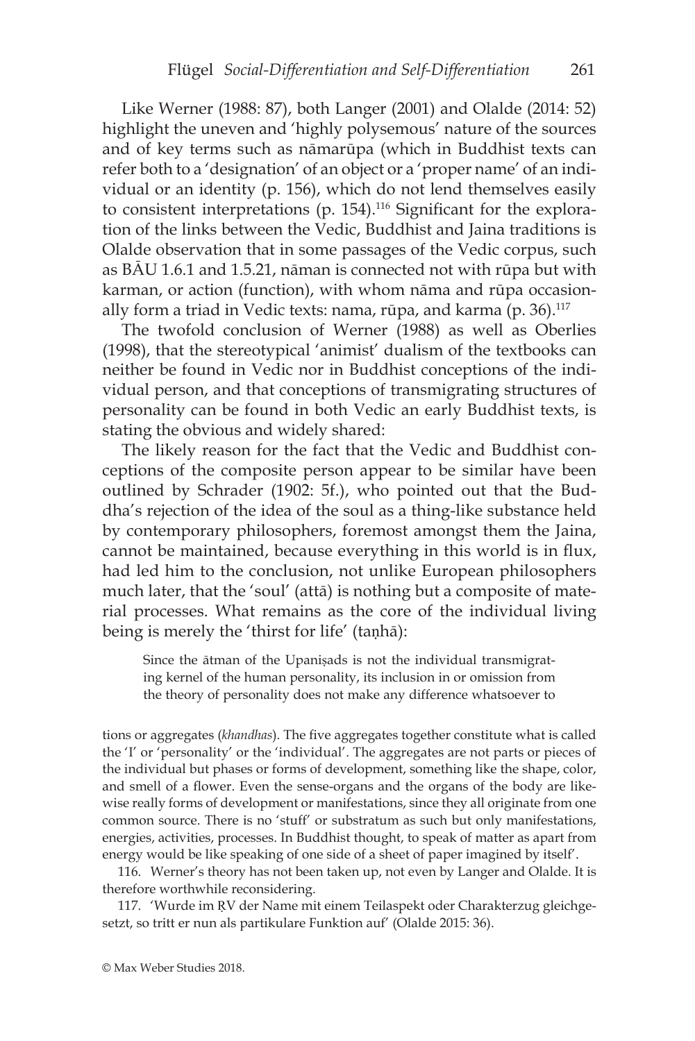Like Werner (1988: 87), both Langer (2001) and Olalde (2014: 52) highlight the uneven and 'highly polysemous' nature of the sources and of key terms such as nāmarūpa (which in Buddhist texts can refer both to a 'designation' of an object or a 'proper name' of an individual or an identity (p. 156), which do not lend themselves easily to consistent interpretations (p. 154).[116] Significant for the exploration of the links between the Vedic, Buddhist and Jaina traditions is Olalde observation that in some passages of the Vedic corpus, such as BĀU 1.6.1 and 1.5.21, nāman is connected not with rūpa but with karman, or action (function), with whom nāma and rūpa occasionally form a triad in Vedic texts: nama, rūpa, and karma (p. 36).[117]

The twofold conclusion of Werner (1988) as well as Oberlies (1998), that the stereotypical 'animist' dualism of the textbooks can neither be found in Vedic nor in Buddhist conceptions of the individual person, and that conceptions of transmigrating structures of personality can be found in both Vedic an early Buddhist texts, is stating the obvious and widely shared:

The likely reason for the fact that the Vedic and Buddhist conceptions of the composite person appear to be similar have been outlined by Schrader (1902: 5f.), who pointed out that the Buddha's rejection of the idea of the soul as a thing-like substance held by contemporary philosophers, foremost amongst them the Jaina, cannot be maintained, because everything in this world is in flux, had led him to the conclusion, not unlike European philosophers much later, that the 'soul' (attā) is nothing but a composite of material processes. What remains as the core of the individual living being is merely the 'thirst for life' (taṇhā):

> Since the ātman of the Upaniṣads is not the individual transmigrating kernel of the human personality, its inclusion in or omission from the theory of personality does not make any difference whatsoever to

tions or aggregates (*khandhas*). The five aggregates together constitute what is called the 'I' or 'personality' or the 'individual'. The aggregates are not parts or pieces of the individual but phases or forms of development, something like the shape, color, and smell of a flower. Even the sense-organs and the organs of the body are likewise really forms of development or manifestations, since they all originate from one common source. There is no 'stuff' or substratum as such but only manifestations, energies, activities, processes. In Buddhist thought, to speak of matter as apart from energy would be like speaking of one side of a sheet of paper imagined by itself'.

116. Werner's theory has not been taken up, not even by Langer and Olalde. It is therefore worthwhile reconsidering.

117. 'Wurde im ṚV der Name mit einem Teilaspekt oder Charakterzug gleichgesetzt, so tritt er nun als partikulare Funktion auf' (Olalde 2015: 36).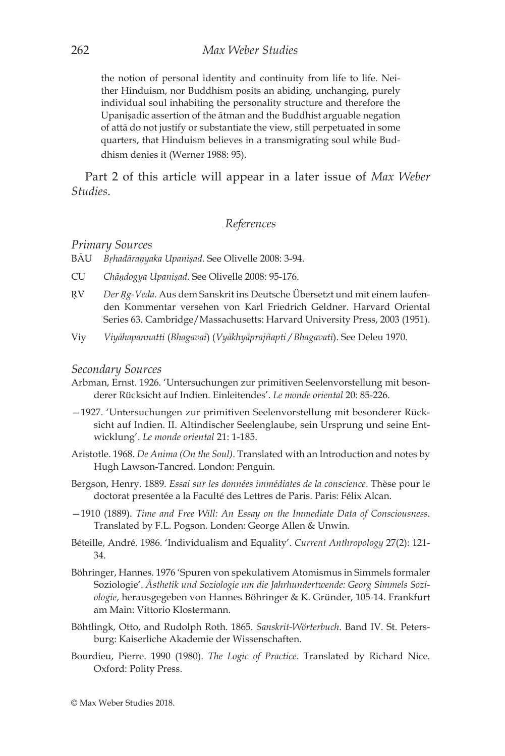the notion of personal identity and continuity from life to life. Neither Hinduism, nor Buddhism posits an abiding, unchanging, purely individual soul inhabiting the personality structure and therefore the Upaniṣadic assertion of the ātman and the Buddhist arguable negation of attā do not justify or substantiate the view, still perpetuated in some quarters, that Hinduism believes in a transmigrating soul while Buddhism denies it (Werner 1988: 95).

Part 2 of this article will appear in a later issue of *Max Weber Studies*.

## References

### Primary Sources

BĀU *Bṛhadāraṇyaka Upaniṣad*. See Olivelle 2008: 3-94.

CU *Chāṇdogya Upaniṣad*. See Olivelle 2008: 95-176.

ṚV *Der Ṛg-Veda*. Aus dem Sanskrit ins Deutsche Übersetzt und mit einem laufenden Kommentar versehen von Karl Friedrich Geldner. Harvard Oriental Series 63. Cambridge/Massachusetts: Harvard University Press, 2003 (1951).

Viy *Viyāhapannatti* (*Bhagavaī*) (*Vyākhyāprajñapti / Bhagavatī*). See Deleu 1970.

### Secondary Sources

Arbman, Ernst. 1926. 'Untersuchungen zur primitiven Seelenvorstellung mit besonderer Rücksicht auf Indien. Einleitendes'. *Le monde oriental* 20: 85-226.

—1927. 'Untersuchungen zur primitiven Seelenvorstellung mit besonderer Rücksicht auf Indien. II. Altindischer Seelenglaube, sein Ursprung und seine Entwicklung'. *Le monde oriental* 21: 1-185.

Aristotle. 1968. *De Anima (On the Soul)*. Translated with an Introduction and notes by Hugh Lawson-Tancred. London: Penguin.

Bergson, Henry. 1889. *Essai sur les données immédiates de la conscience*. Thèse pour le doctorat presentée a la Faculté des Lettres de Paris. Paris: Félix Alcan.

—1910 (1889). *Time and Free Will: An Essay on the Immediate Data of Consciousness*. Translated by F.L. Pogson. Londen: George Allen & Unwin.

Béteille, André. 1986. 'Individualism and Equality'. *Current Anthropology* 27(2): 121-34.

Böhringer, Hannes. 1976 'Spuren von spekulativem Atomismus in Simmels formaler Soziologie'. *Ästhetik und Soziologie um die Jahrhundertwende: Georg Simmels Soziologie*, herausgegeben von Hannes Böhringer & K. Gründer, 105-14. Frankfurt am Main: Vittorio Klostermann.

Böhtlingk, Otto, and Rudolph Roth. 1865. *Sanskrit-Wörterbuch*. Band IV. St. Petersburg: Kaiserliche Akademie der Wissenschaften.

Bourdieu, Pierre. 1990 (1980). *The Logic of Practice*. Translated by Richard Nice. Oxford: Polity Press.

© Max Weber Studies 2018.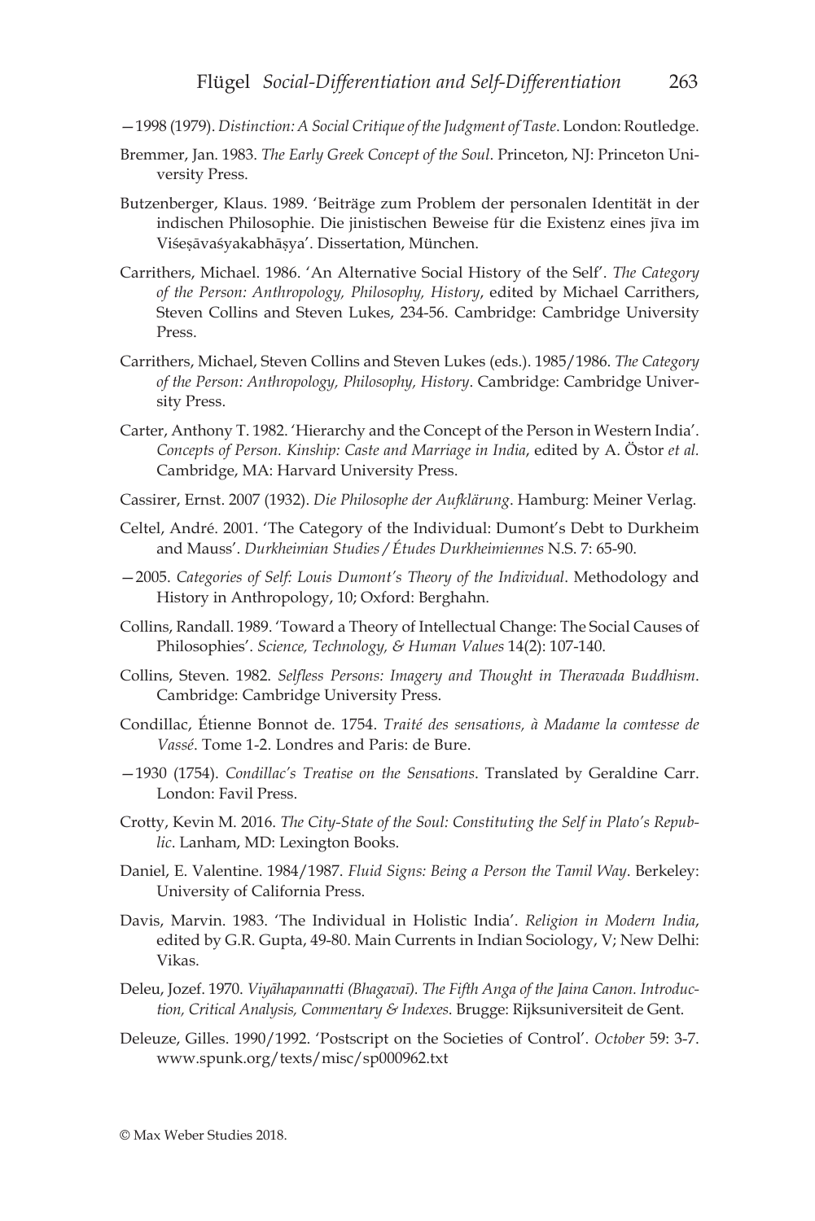—1998 (1979). *Distinction: A Social Critique of the Judgment of Taste*. London: Routledge.

Bremmer, Jan. 1983. *The Early Greek Concept of the Soul*. Princeton, NJ: Princeton University Press.

Butzenberger, Klaus. 1989. 'Beiträge zum Problem der personalen Identität in der indischen Philosophie. Die jinistischen Beweise für die Existenz eines jīva im Viśeṣāvaśyakabhāṣya'. Dissertation, München.

Carrithers, Michael. 1986. 'An Alternative Social History of the Self'. *The Category of the Person: Anthropology, Philosophy, History*, edited by Michael Carrithers, Steven Collins and Steven Lukes, 234-56. Cambridge: Cambridge University Press.

Carrithers, Michael, Steven Collins and Steven Lukes (eds.). 1985/1986. *The Category of the Person: Anthropology, Philosophy, History*. Cambridge: Cambridge University Press.

Carter, Anthony T. 1982. 'Hierarchy and the Concept of the Person in Western India'. *Concepts of Person. Kinship: Caste and Marriage in India*, edited by A. Östor *et al.* Cambridge, MA: Harvard University Press.

Cassirer, Ernst. 2007 (1932). *Die Philosophe der Aufklärung*. Hamburg: Meiner Verlag.

Celtel, André. 2001. 'The Category of the Individual: Dumont's Debt to Durkheim and Mauss'. *Durkheimian Studies / Études Durkheimiennes* N.S. 7: 65-90.

—2005. *Categories of Self: Louis Dumont's Theory of the Individual*. Methodology and History in Anthropology, 10; Oxford: Berghahn.

Collins, Randall. 1989. 'Toward a Theory of Intellectual Change: The Social Causes of Philosophies'. *Science, Technology, & Human Values* 14(2): 107-140.

Collins, Steven. 1982. *Selfless Persons: Imagery and Thought in Theravada Buddhism*. Cambridge: Cambridge University Press.

Condillac, Étienne Bonnot de. 1754. *Traité des sensations, à Madame la comtesse de Vassé*. Tome 1-2. Londres and Paris: de Bure.

—1930 (1754). *Condillac's Treatise on the Sensations*. Translated by Geraldine Carr. London: Favil Press.

Crotty, Kevin M. 2016. *The City-State of the Soul: Constituting the Self in Plato's Republic*. Lanham, MD: Lexington Books.

Daniel, E. Valentine. 1984/1987. *Fluid Signs: Being a Person the Tamil Way*. Berkeley: University of California Press.

Davis, Marvin. 1983. 'The Individual in Holistic India'. *Religion in Modern India*, edited by G.R. Gupta, 49-80. Main Currents in Indian Sociology, V; New Delhi: Vikas.

Deleu, Jozef. 1970. *Viyāhapannatti (Bhagavaī). The Fifth Anga of the Jaina Canon. Introduction, Critical Analysis, Commentary & Indexes*. Brugge: Rijksuniversiteit de Gent.

Deleuze, Gilles. 1990/1992. 'Postscript on the Societies of Control'. *October* 59: 3-7. www.spunk.org/texts/misc/sp000962.txt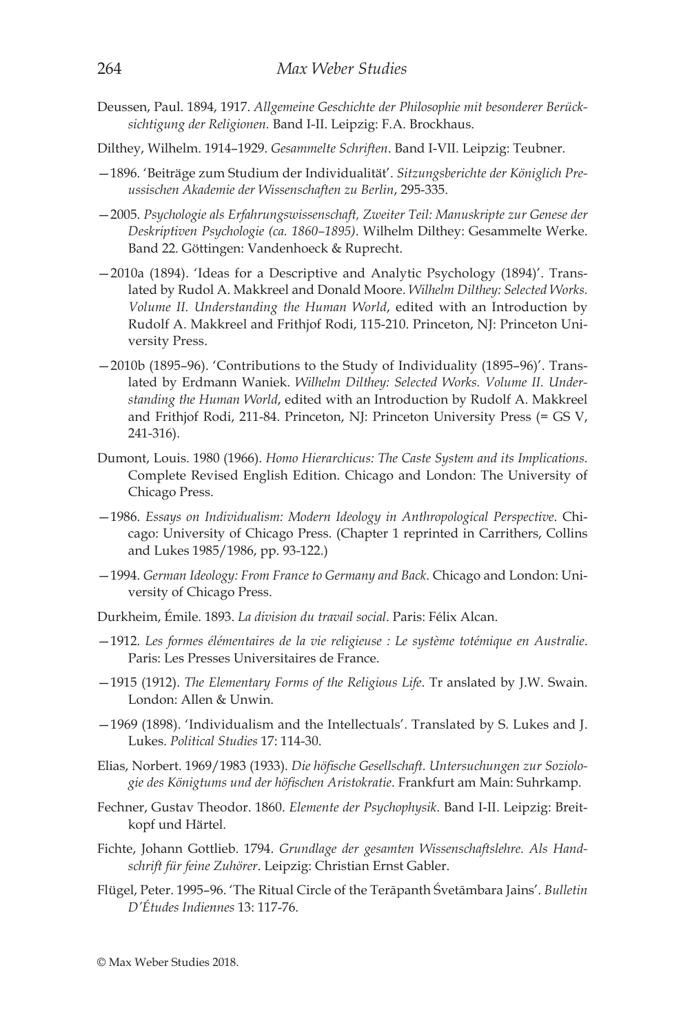Deussen, Paul. 1894, 1917. *Allgemeine Geschichte der Philosophie mit besonderer Berücksichtigung der Religionen.* Band I-II. Leipzig: F.A. Brockhaus.

Dilthey, Wilhelm. 1914–1929. *Gesammelte Schriften*. Band I-VII. Leipzig: Teubner.

—1896. 'Beiträge zum Studium der Individualität'. *Sitzungsberichte der Königlich Preussischen Akademie der Wissenschaften zu Berlin*, 295-335.

—2005. *Psychologie als Erfahrungswissenschaft, Zweiter Teil: Manuskripte zur Genese der Deskriptiven Psychologie (ca. 1860–1895)*. Wilhelm Dilthey: Gesammelte Werke. Band 22. Göttingen: Vandenhoeck & Ruprecht.

—2010a (1894). 'Ideas for a Descriptive and Analytic Psychology (1894)'. Translated by Rudol A. Makkreel and Donald Moore. *Wilhelm Dilthey: Selected Works. Volume II. Understanding the Human World*, edited with an Introduction by Rudolf A. Makkreel and Frithjof Rodi, 115-210. Princeton, NJ: Princeton University Press.

—2010b (1895–96). 'Contributions to the Study of Individuality (1895–96)'. Translated by Erdmann Waniek. *Wilhelm Dilthey: Selected Works. Volume II. Understanding the Human World*, edited with an Introduction by Rudolf A. Makkreel and Frithjof Rodi, 211-84. Princeton, NJ: Princeton University Press (= GS V, 241-316).

Dumont, Louis. 1980 (1966). *Homo Hierarchicus: The Caste System and its Implications*. Complete Revised English Edition. Chicago and London: The University of Chicago Press.

—1986. *Essays on Individualism: Modern Ideology in Anthropological Perspective*. Chicago: University of Chicago Press. (Chapter 1 reprinted in Carrithers, Collins and Lukes 1985/1986, pp. 93-122.)

—1994. *German Ideology: From France to Germany and Back*. Chicago and London: University of Chicago Press.

Durkheim, Émile. 1893. *La division du travail social*. Paris: Félix Alcan.

—1912. *Les formes élémentaires de la vie religieuse : Le système totémique en Australie*. Paris: Les Presses Universitaires de France.

—1915 (1912). *The Elementary Forms of the Religious Life*. Tr anslated by J.W. Swain. London: Allen & Unwin.

—1969 (1898). 'Individualism and the Intellectuals'. Translated by S. Lukes and J. Lukes. *Political Studies* 17: 114-30.

Elias, Norbert. 1969/1983 (1933). *Die höfische Gesellschaft. Untersuchungen zur Soziologie des Königtums und der höfischen Aristokratie*. Frankfurt am Main: Suhrkamp.

Fechner, Gustav Theodor. 1860. *Elemente der Psychophysik*. Band I-II. Leipzig: Breitkopf und Härtel.

Fichte, Johann Gottlieb. 1794. *Grundlage der gesamten Wissenschaftslehre. Als Handschrift für feine Zuhörer*. Leipzig: Christian Ernst Gabler.

Flügel, Peter. 1995–96. 'The Ritual Circle of the Terāpanth Śvetāmbara Jains'. *Bulletin D'Études Indiennes* 13: 117-76.

© Max Weber Studies 2018.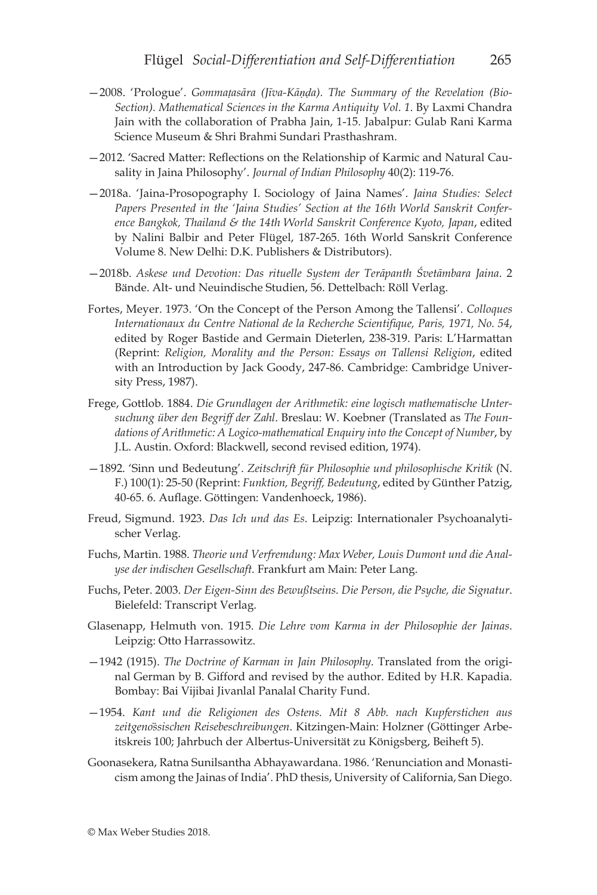—2008. 'Prologue'. *Gommaṭasāra (Jīva-Kāṇḍa). The Summary of the Revelation (Bio-Section). Mathematical Sciences in the Karma Antiquity Vol. 1*. By Laxmi Chandra Jain with the collaboration of Prabha Jain, 1-15. Jabalpur: Gulab Rani Karma Science Museum & Shri Brahmi Sundari Prasthashram.

—2012. 'Sacred Matter: Reflections on the Relationship of Karmic and Natural Causality in Jaina Philosophy'. *Journal of Indian Philosophy* 40(2): 119-76.

—2018a. 'Jaina-Prosopography I. Sociology of Jaina Names'. *Jaina Studies: Select Papers Presented in the 'Jaina Studies' Section at the 16th World Sanskrit Conference Bangkok, Thailand & the 14th World Sanskrit Conference Kyoto, Japan*, edited by Nalini Balbir and Peter Flügel, 187-265. 16th World Sanskrit Conference Volume 8. New Delhi: D.K. Publishers & Distributors).

—2018b. *Askese und Devotion: Das rituelle System der Terāpanth Śvetāmbara Jaina*. 2 Bände. Alt- und Neuindische Studien, 56. Dettelbach: Röll Verlag.

Fortes, Meyer. 1973. 'On the Concept of the Person Among the Tallensi'. *Colloques Internationaux du Centre National de la Recherche Scientifique, Paris, 1971, No. 54*, edited by Roger Bastide and Germain Dieterlen, 238-319. Paris: L'Harmattan (Reprint: *Religion, Morality and the Person: Essays on Tallensi Religion*, edited with an Introduction by Jack Goody, 247-86. Cambridge: Cambridge University Press, 1987).

Frege, Gottlob. 1884. *Die Grundlagen der Arithmetik: eine logisch mathematische Untersuchung über den Begriff der Zahl*. Breslau: W. Koebner (Translated as *The Foundations of Arithmetic: A Logico-mathematical Enquiry into the Concept of Number*, by J.L. Austin. Oxford: Blackwell, second revised edition, 1974).

—1892. 'Sinn und Bedeutung'. *Zeitschrift für Philosophie und philosophische Kritik* (N. F.) 100(1): 25-50 (Reprint: *Funktion, Begriff, Bedeutung*, edited by Günther Patzig, 40-65. 6. Auflage. Göttingen: Vandenhoeck, 1986).

Freud, Sigmund. 1923. *Das Ich und das Es*. Leipzig: Internationaler Psychoanalytischer Verlag.

Fuchs, Martin. 1988. *Theorie und Verfremdung: Max Weber, Louis Dumont und die Analyse der indischen Gesellschaft*. Frankfurt am Main: Peter Lang.

Fuchs, Peter. 2003. *Der Eigen-Sinn des Bewußtseins. Die Person, die Psyche, die Signatur*. Bielefeld: Transcript Verlag.

Glasenapp, Helmuth von. 1915. *Die Lehre vom Karma in der Philosophie der Jainas*. Leipzig: Otto Harrassowitz.

—1942 (1915). *The Doctrine of Karman in Jain Philosophy*. Translated from the original German by B. Gifford and revised by the author. Edited by H.R. Kapadia. Bombay: Bai Vijibai Jivanlal Panalal Charity Fund.

—1954. *Kant und die Religionen des Ostens. Mit 8 Abb. nach Kupferstichen aus zeitgenössischen Reisebeschreibungen*. Kitzingen-Main: Holzner (Göttinger Arbeitskreis 100; Jahrbuch der Albertus-Universität zu Königsberg, Beiheft 5).

Goonasekera, Ratna Sunilsantha Abhayawardana. 1986. 'Renunciation and Monasticism among the Jainas of India'. PhD thesis, University of California, San Diego.

© Max Weber Studies 2018.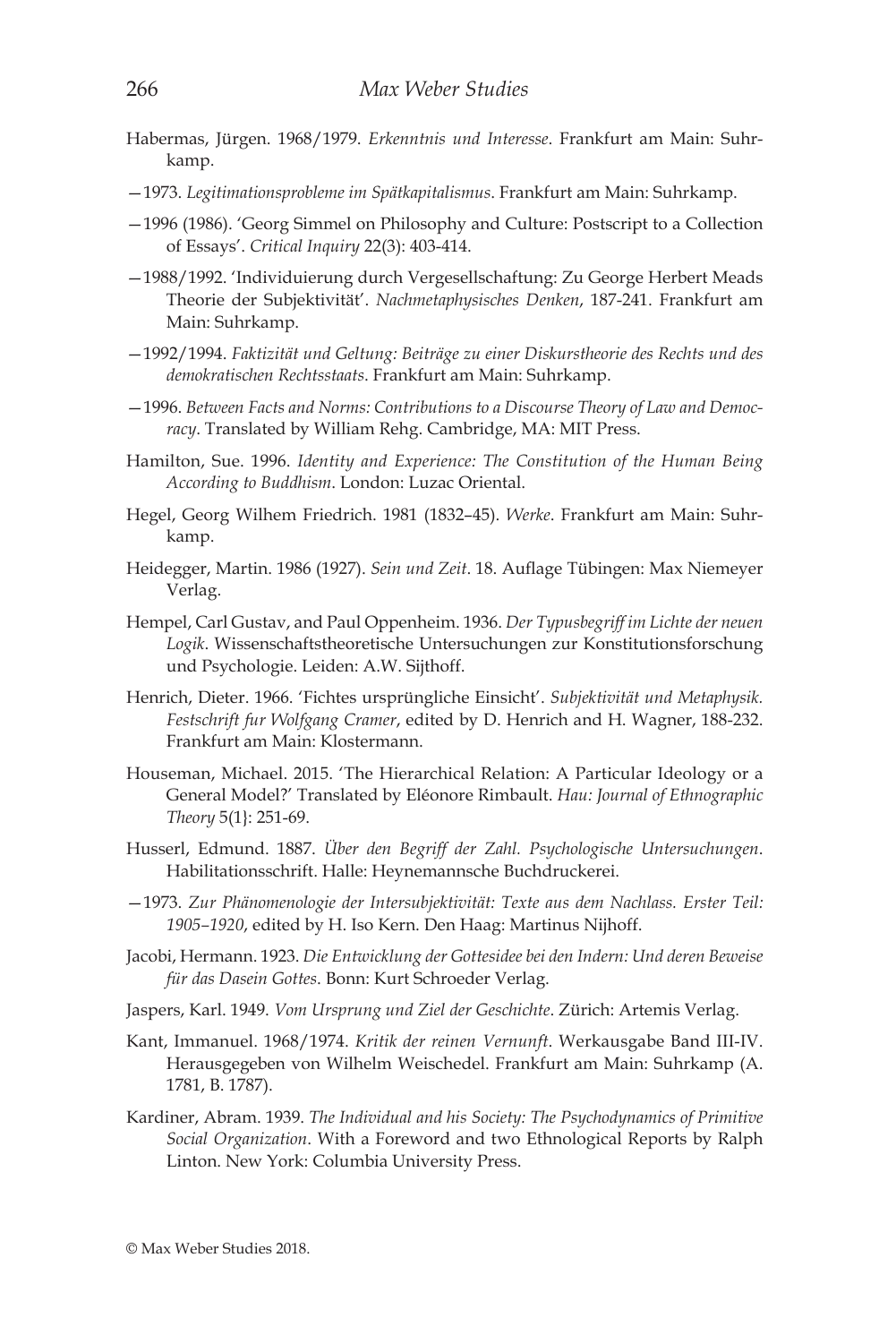Habermas, Jürgen. 1968/1979. *Erkenntnis und Interesse*. Frankfurt am Main: Suhrkamp.

—1973. *Legitimationsprobleme im Spätkapitalismus*. Frankfurt am Main: Suhrkamp.

—1996 (1986). 'Georg Simmel on Philosophy and Culture: Postscript to a Collection of Essays'. *Critical Inquiry* 22(3): 403-414.

—1988/1992. 'Individuierung durch Vergesellschaftung: Zu George Herbert Meads Theorie der Subjektivität'. *Nachmetaphysisches Denken*, 187-241. Frankfurt am Main: Suhrkamp.

—1992/1994. *Faktizität und Geltung: Beiträge zu einer Diskurstheorie des Rechts und des demokratischen Rechtsstaats*. Frankfurt am Main: Suhrkamp.

—1996. *Between Facts and Norms: Contributions to a Discourse Theory of Law and Democracy*. Translated by William Rehg. Cambridge, MA: MIT Press.

Hamilton, Sue. 1996. *Identity and Experience: The Constitution of the Human Being According to Buddhism*. London: Luzac Oriental.

Hegel, Georg Wilhem Friedrich. 1981 (1832–45). *Werke*. Frankfurt am Main: Suhrkamp.

Heidegger, Martin. 1986 (1927). *Sein und Zeit*. 18. Auflage Tübingen: Max Niemeyer Verlag.

Hempel, Carl Gustav, and Paul Oppenheim. 1936. *Der Typusbegriff im Lichte der neuen Logik*. Wissenschaftstheoretische Untersuchungen zur Konstitutionsforschung und Psychologie. Leiden: A.W. Sijthoff.

Henrich, Dieter. 1966. 'Fichtes ursprüngliche Einsicht'. *Subjektivität und Metaphysik. Festschrift fur Wolfgang Cramer*, edited by D. Henrich and H. Wagner, 188-232. Frankfurt am Main: Klostermann.

Houseman, Michael. 2015. 'The Hierarchical Relation: A Particular Ideology or a General Model?' Translated by Eléonore Rimbault. *Hau: Journal of Ethnographic Theory* 5(1}: 251-69.

Husserl, Edmund. 1887. *Über den Begriff der Zahl. Psychologische Untersuchungen*. Habilitationsschrift. Halle: Heynemannsche Buchdruckerei.

—1973. *Zur Phänomenologie der Intersubjektivität: Texte aus dem Nachlass. Erster Teil: 1905–1920*, edited by H. Iso Kern. Den Haag: Martinus Nijhoff.

Jacobi, Hermann. 1923. *Die Entwicklung der Gottesidee bei den Indern: Und deren Beweise für das Dasein Gottes*. Bonn: Kurt Schroeder Verlag.

Jaspers, Karl. 1949. *Vom Ursprung und Ziel der Geschichte*. Zürich: Artemis Verlag.

Kant, Immanuel. 1968/1974. *Kritik der reinen Vernunft*. Werkausgabe Band III-IV. Herausgegeben von Wilhelm Weischedel. Frankfurt am Main: Suhrkamp (A. 1781, B. 1787).

Kardiner, Abram. 1939. *The Individual and his Society: The Psychodynamics of Primitive Social Organization*. With a Foreword and two Ethnological Reports by Ralph Linton. New York: Columbia University Press.

© Max Weber Studies 2018.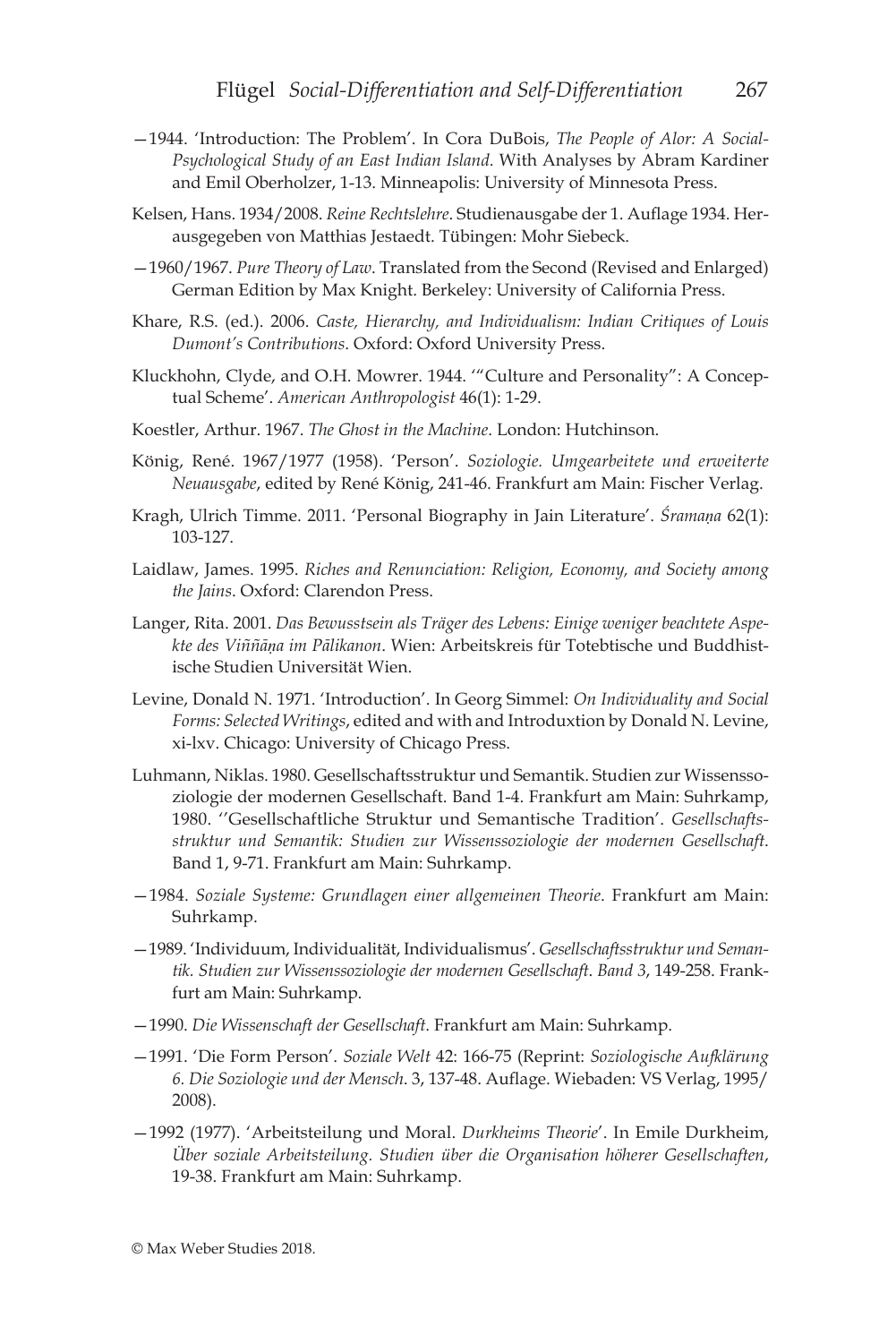—1944. 'Introduction: The Problem'. In Cora DuBois, *The People of Alor: A Social-Psychological Study of an East Indian Island*. With Analyses by Abram Kardiner and Emil Oberholzer, 1-13. Minneapolis: University of Minnesota Press.

Kelsen, Hans. 1934/2008. *Reine Rechtslehre*. Studienausgabe der 1. Auflage 1934. Herausgegeben von Matthias Jestaedt. Tübingen: Mohr Siebeck.

—1960/1967. *Pure Theory of Law*. Translated from the Second (Revised and Enlarged) German Edition by Max Knight. Berkeley: University of California Press.

Khare, R.S. (ed.). 2006. *Caste, Hierarchy, and Individualism: Indian Critiques of Louis Dumont's Contributions*. Oxford: Oxford University Press.

Kluckhohn, Clyde, and O.H. Mowrer. 1944. '"Culture and Personality": A Conceptual Scheme'. *American Anthropologist* 46(1): 1-29.

Koestler, Arthur. 1967. *The Ghost in the Machine*. London: Hutchinson.

König, René. 1967/1977 (1958). 'Person'. *Soziologie. Umgearbeitete und erweiterte Neuausgabe*, edited by René König, 241-46. Frankfurt am Main: Fischer Verlag.

Kragh, Ulrich Timme. 2011. 'Personal Biography in Jain Literature'. *Śramaṇa* 62(1): 103-127.

Laidlaw, James. 1995. *Riches and Renunciation: Religion, Economy, and Society among the Jains*. Oxford: Clarendon Press.

Langer, Rita. 2001. *Das Bewusstsein als Träger des Lebens: Einige weniger beachtete Aspekte des Viññāṇa im Pālikanon*. Wien: Arbeitskreis für Totebtische und Buddhistische Studien Universität Wien.

Levine, Donald N. 1971. 'Introduction'. In Georg Simmel: *On Individuality and Social Forms: Selected Writings*, edited and with and Introduxtion by Donald N. Levine, xi-lxv. Chicago: University of Chicago Press.

Luhmann, Niklas. 1980. Gesellschaftsstruktur und Semantik. Studien zur Wissenssoziologie der modernen Gesellschaft. Band 1-4. Frankfurt am Main: Suhrkamp, 1980. ''Gesellschaftliche Struktur und Semantische Tradition'. *Gesellschaftsstruktur und Semantik: Studien zur Wissenssoziologie der modernen Gesellschaft*. Band 1, 9-71. Frankfurt am Main: Suhrkamp.

—1984. *Soziale Systeme: Grundlagen einer allgemeinen Theorie*. Frankfurt am Main: Suhrkamp.

—1989. 'Individuum, Individualität, Individualismus'. *Gesellschaftsstruktur und Semantik. Studien zur Wissenssoziologie der modernen Gesellschaft. Band 3*, 149-258. Frankfurt am Main: Suhrkamp.

—1990. *Die Wissenschaft der Gesellschaft*. Frankfurt am Main: Suhrkamp.

—1991. 'Die Form Person'. *Soziale Welt* 42: 166-75 (Reprint: *Soziologische Aufklärung 6. Die Soziologie und der Mensch*. 3, 137-48. Auflage. Wiebaden: VS Verlag, 1995/2008).

—1992 (1977). 'Arbeitsteilung und Moral. *Durkheims Theorie*'. In Emile Durkheim, *Über soziale Arbeitsteilung. Studien über die Organisation höherer Gesellschaften*, 19-38. Frankfurt am Main: Suhrkamp.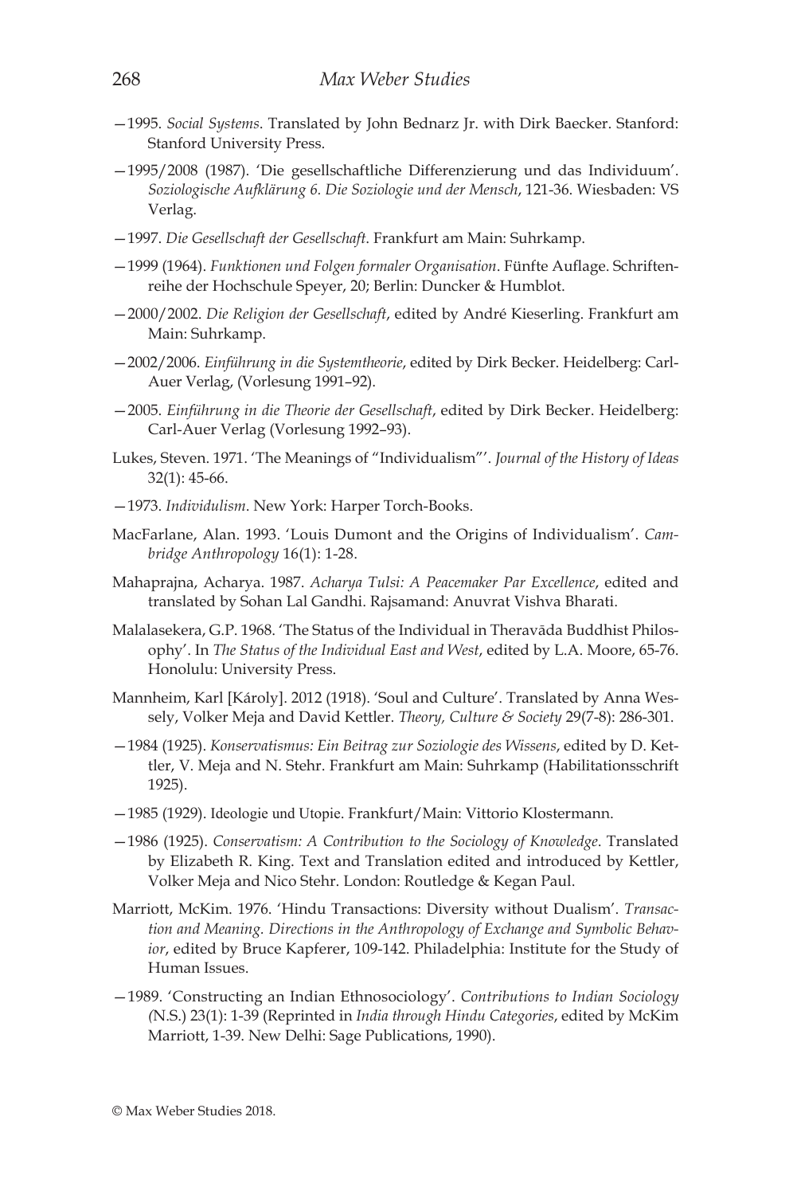—1995. *Social Systems*. Translated by John Bednarz Jr. with Dirk Baecker. Stanford: Stanford University Press.

—1995/2008 (1987). 'Die gesellschaftliche Differenzierung und das Individuum'. *Soziologische Aufklärung 6. Die Soziologie und der Mensch*, 121-36. Wiesbaden: VS Verlag.

—1997. *Die Gesellschaft der Gesellschaft*. Frankfurt am Main: Suhrkamp.

—1999 (1964). *Funktionen und Folgen formaler Organisation*. Fünfte Auflage. Schriftenreihe der Hochschule Speyer, 20; Berlin: Duncker & Humblot.

—2000/2002. *Die Religion der Gesellschaft*, edited by André Kieserling. Frankfurt am Main: Suhrkamp.

—2002/2006. *Einführung in die Systemtheorie*, edited by Dirk Becker. Heidelberg: Carl-Auer Verlag, (Vorlesung 1991–92).

—2005. *Einführung in die Theorie der Gesellschaft*, edited by Dirk Becker. Heidelberg: Carl-Auer Verlag (Vorlesung 1992–93).

Lukes, Steven. 1971. 'The Meanings of "Individualism"'. *Journal of the History of Ideas* 32(1): 45-66.

—1973. *Individulism*. New York: Harper Torch-Books.

MacFarlane, Alan. 1993. 'Louis Dumont and the Origins of Individualism'. *Cambridge Anthropology* 16(1): 1-28.

Mahaprajna, Acharya. 1987. *Acharya Tulsi: A Peacemaker Par Excellence*, edited and translated by Sohan Lal Gandhi. Rajsamand: Anuvrat Vishva Bharati.

Malalasekera, G.P. 1968. 'The Status of the Individual in Theravāda Buddhist Philosophy'. In *The Status of the Individual East and West*, edited by L.A. Moore, 65-76. Honolulu: University Press.

Mannheim, Karl [Károly]. 2012 (1918). 'Soul and Culture'. Translated by Anna Wessely, Volker Meja and David Kettler. *Theory, Culture & Society* 29(7-8): 286-301.

—1984 (1925). *Konservatismus: Ein Beitrag zur Soziologie des Wissens*, edited by D. Kettler, V. Meja and N. Stehr. Frankfurt am Main: Suhrkamp (Habilitationsschrift 1925).

—1985 (1929). Ideologie und Utopie. Frankfurt/Main: Vittorio Klostermann.

—1986 (1925). *Conservatism: A Contribution to the Sociology of Knowledge*. Translated by Elizabeth R. King. Text and Translation edited and introduced by Kettler, Volker Meja and Nico Stehr. London: Routledge & Kegan Paul.

Marriott, McKim. 1976. 'Hindu Transactions: Diversity without Dualism'. *Transaction and Meaning. Directions in the Anthropology of Exchange and Symbolic Behavior*, edited by Bruce Kapferer, 109-142. Philadelphia: Institute for the Study of Human Issues.

—1989. 'Constructing an Indian Ethnosociology'. *Contributions to Indian Sociology (*N.S.) 23(1): 1-39 (Reprinted in *India through Hindu Categories*, edited by McKim Marriott, 1-39. New Delhi: Sage Publications, 1990).

© Max Weber Studies 2018.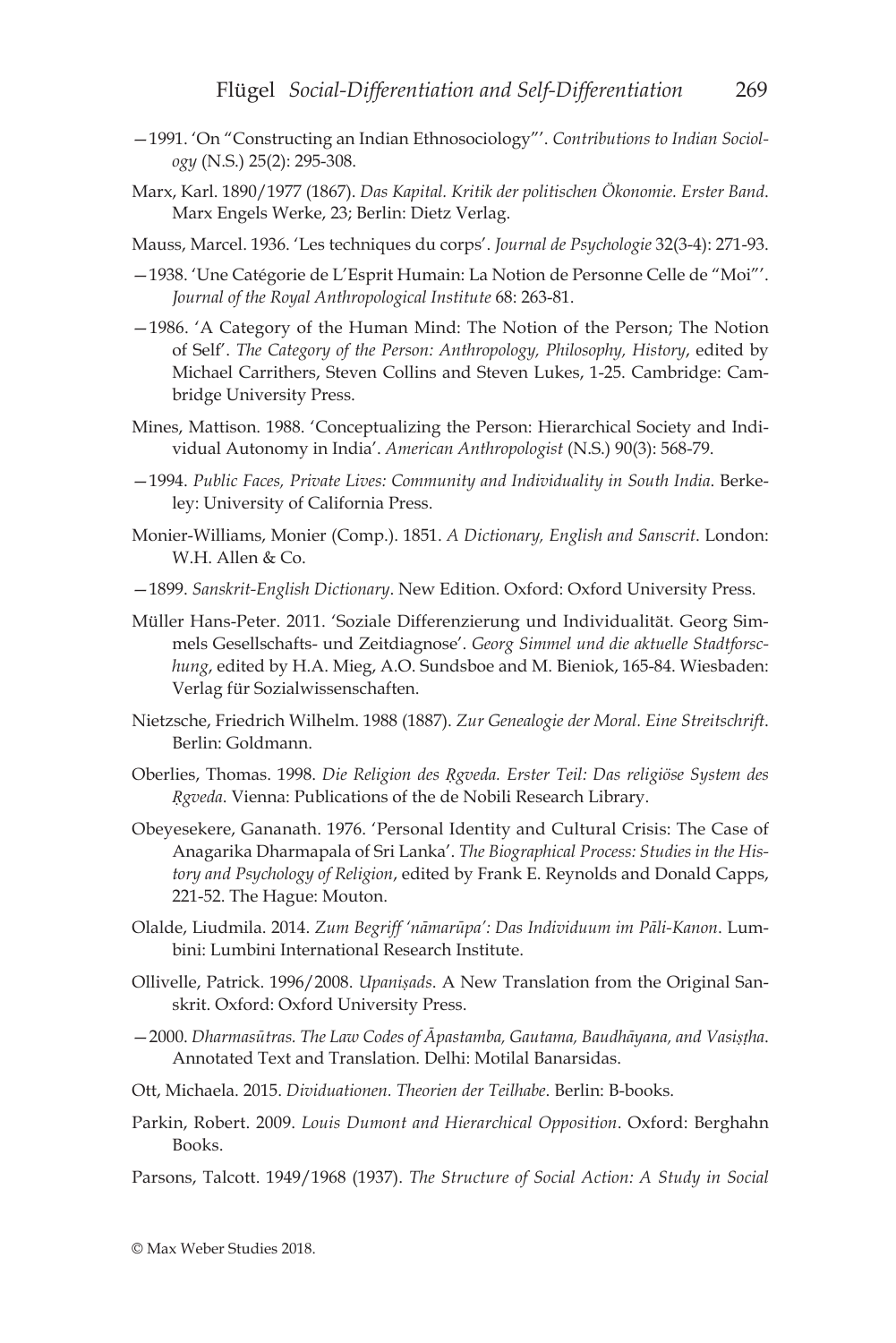—1991. 'On "Constructing an Indian Ethnosociology"'. *Contributions to Indian Sociology* (N.S.) 25(2): 295-308.

Marx, Karl. 1890/1977 (1867). *Das Kapital. Kritik der politischen Ökonomie. Erster Band*. Marx Engels Werke, 23; Berlin: Dietz Verlag.

Mauss, Marcel. 1936. 'Les techniques du corps'. *Journal de Psychologie* 32(3-4): 271-93.

—1938. 'Une Catégorie de L'Esprit Humain: La Notion de Personne Celle de "Moi"'. *Journal of the Royal Anthropological Institute* 68: 263-81.

—1986. 'A Category of the Human Mind: The Notion of the Person; The Notion of Self'. *The Category of the Person: Anthropology, Philosophy, History*, edited by Michael Carrithers, Steven Collins and Steven Lukes, 1-25. Cambridge: Cambridge University Press.

Mines, Mattison. 1988. 'Conceptualizing the Person: Hierarchical Society and Individual Autonomy in India'. *American Anthropologist* (N.S.) 90(3): 568-79.

—1994. *Public Faces, Private Lives: Community and Individuality in South India*. Berkeley: University of California Press.

Monier-Williams, Monier (Comp.). 1851. *A Dictionary, English and Sanscrit*. London: W.H. Allen & Co.

—1899. *Sanskrit-English Dictionary*. New Edition. Oxford: Oxford University Press.

Müller Hans-Peter. 2011. 'Soziale Differenzierung und Individualität. Georg Simmels Gesellschafts- und Zeitdiagnose'. *Georg Simmel und die aktuelle Stadtforschung*, edited by H.A. Mieg, A.O. Sundsboe and M. Bieniok, 165-84. Wiesbaden: Verlag für Sozialwissenschaften.

Nietzsche, Friedrich Wilhelm. 1988 (1887). *Zur Genealogie der Moral. Eine Streitschrift*. Berlin: Goldmann.

Oberlies, Thomas. 1998. *Die Religion des Ṛgveda. Erster Teil: Das religiöse System des Ṛgveda*. Vienna: Publications of the de Nobili Research Library.

Obeyesekere, Gananath. 1976. 'Personal Identity and Cultural Crisis: The Case of Anagarika Dharmapala of Sri Lanka'. *The Biographical Process: Studies in the History and Psychology of Religion*, edited by Frank E. Reynolds and Donald Capps, 221-52. The Hague: Mouton.

Olalde, Liudmila. 2014. *Zum Begriff 'nāmarūpa': Das Individuum im Pāli-Kanon*. Lumbini: Lumbini International Research Institute.

Ollivelle, Patrick. 1996/2008. *Upaniṣads*. A New Translation from the Original Sanskrit. Oxford: Oxford University Press.

—2000. *Dharmasūtras. The Law Codes of Āpastamba, Gautama, Baudhāyana, and Vasiṣṭha.* Annotated Text and Translation. Delhi: Motilal Banarsidas.

Ott, Michaela. 2015. *Dividuationen. Theorien der Teilhabe*. Berlin: B-books.

Parkin, Robert. 2009. *Louis Dumont and Hierarchical Opposition*. Oxford: Berghahn Books.

Parsons, Talcott. 1949/1968 (1937). *The Structure of Social Action: A Study in Social*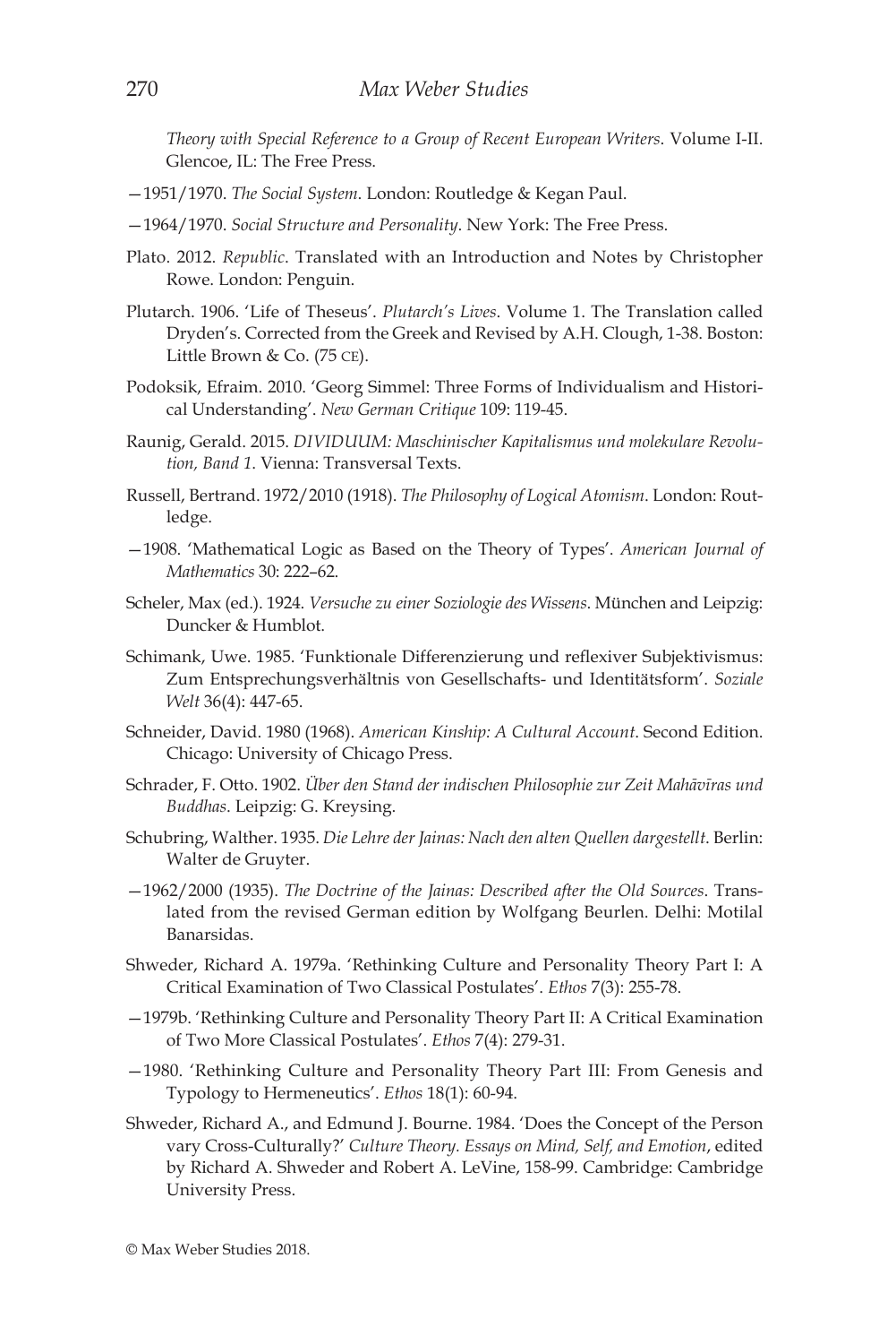*Theory with Special Reference to a Group of Recent European Writers*. Volume I-II. Glencoe, IL: The Free Press.

—1951/1970. *The Social System*. London: Routledge & Kegan Paul.

—1964/1970. *Social Structure and Personality*. New York: The Free Press.

Plato. 2012. *Republic*. Translated with an Introduction and Notes by Christopher Rowe. London: Penguin.

Plutarch. 1906. 'Life of Theseus'. *Plutarch's Lives*. Volume 1. The Translation called Dryden's. Corrected from the Greek and Revised by A.H. Clough, 1-38. Boston: Little Brown & Co. (75 CE).

Podoksik, Efraim. 2010. 'Georg Simmel: Three Forms of Individualism and Historical Understanding'. *New German Critique* 109: 119-45.

Raunig, Gerald. 2015. *DIVIDUUM: Maschinischer Kapitalismus und molekulare Revolution, Band 1*. Vienna: Transversal Texts.

Russell, Bertrand. 1972/2010 (1918). *The Philosophy of Logical Atomism*. London: Routledge.

—1908. 'Mathematical Logic as Based on the Theory of Types'. *American Journal of Mathematics* 30: 222–62.

Scheler, Max (ed.). 1924. *Versuche zu einer Soziologie des Wissens*. München and Leipzig: Duncker & Humblot.

Schimank, Uwe. 1985. 'Funktionale Differenzierung und reflexiver Subjektivismus: Zum Entsprechungsverhältnis von Gesellschafts- und Identitätsform'. *Soziale Welt* 36(4): 447-65.

Schneider, David. 1980 (1968). *American Kinship: A Cultural Account*. Second Edition. Chicago: University of Chicago Press.

Schrader, F. Otto. 1902. *Über den Stand der indischen Philosophie zur Zeit Mahāvīras und Buddhas*. Leipzig: G. Kreysing.

Schubring, Walther. 1935. *Die Lehre der Jainas: Nach den alten Quellen dargestellt*. Berlin: Walter de Gruyter.

—1962/2000 (1935). *The Doctrine of the Jainas: Described after the Old Sources*. Translated from the revised German edition by Wolfgang Beurlen. Delhi: Motilal Banarsidas.

Shweder, Richard A. 1979a. 'Rethinking Culture and Personality Theory Part I: A Critical Examination of Two Classical Postulates'. *Ethos* 7(3): 255-78.

—1979b. 'Rethinking Culture and Personality Theory Part II: A Critical Examination of Two More Classical Postulates'. *Ethos* 7(4): 279-31.

—1980. 'Rethinking Culture and Personality Theory Part III: From Genesis and Typology to Hermeneutics'. *Ethos* 18(1): 60-94.

Shweder, Richard A., and Edmund J. Bourne. 1984. 'Does the Concept of the Person vary Cross-Culturally?' *Culture Theory. Essays on Mind, Self, and Emotion*, edited by Richard A. Shweder and Robert A. LeVine, 158-99. Cambridge: Cambridge University Press.

© Max Weber Studies 2018.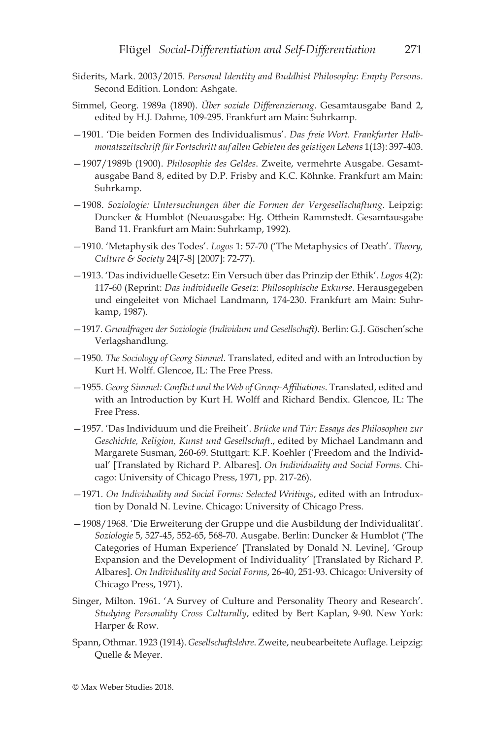Siderits, Mark. 2003/2015. *Personal Identity and Buddhist Philosophy: Empty Persons*. Second Edition. London: Ashgate.

Simmel, Georg. 1989a (1890). *Über soziale Differenzierung*. Gesamtausgabe Band 2, edited by H.J. Dahme, 109-295. Frankfurt am Main: Suhrkamp.

—1901. 'Die beiden Formen des Individualismus'. *Das freie Wort. Frankfurter Halbmonatszeitschrift für Fortschritt auf allen Gebieten des geistigen Lebens* 1(13): 397-403.

—1907/1989b (1900). *Philosophie des Geldes*. Zweite, vermehrte Ausgabe. Gesamtausgabe Band 8, edited by D.P. Frisby and K.C. Köhnke. Frankfurt am Main: Suhrkamp.

—1908. *Soziologie: Untersuchungen über die Formen der Vergesellschaftung*. Leipzig: Duncker & Humblot (Neuausgabe: Hg. Otthein Rammstedt. Gesamtausgabe Band 11. Frankfurt am Main: Suhrkamp, 1992).

—1910. 'Metaphysik des Todes'. *Logos* 1: 57-70 ('The Metaphysics of Death'. *Theory, Culture & Society* 24[7-8] [2007]: 72-77).

—1913. 'Das individuelle Gesetz: Ein Versuch über das Prinzip der Ethik'. *Logos* 4(2): 117-60 (Reprint: *Das individuelle Gesetz*: *Philosophische Exkurse*. Herausgegeben und eingeleitet von Michael Landmann, 174-230. Frankfurt am Main: Suhrkamp, 1987).

—1917. *Grundfragen der Soziologie (Individum und Gesellschaft)*. Berlin: G.J. Göschen'sche Verlagshandlung.

—1950. *The Sociology of Georg Simmel*. Translated, edited and with an Introduction by Kurt H. Wolff. Glencoe, IL: The Free Press.

—1955. *Georg Simmel: Conflict and the Web of Group-Affiliations*. Translated, edited and with an Introduction by Kurt H. Wolff and Richard Bendix. Glencoe, IL: The Free Press.

—1957. 'Das Individuum und die Freiheit'. *Brücke und Tür: Essays des Philosophen zur Geschichte, Religion, Kunst und Gesellschaft.*, edited by Michael Landmann and Margarete Susman, 260-69. Stuttgart: K.F. Koehler ('Freedom and the Individual' [Translated by Richard P. Albares]. *On Individuality and Social Forms*. Chicago: University of Chicago Press, 1971, pp. 217-26).

—1971. *On Individuality and Social Forms: Selected Writings*, edited with an Introduxtion by Donald N. Levine. Chicago: University of Chicago Press.

—1908/1968. 'Die Erweiterung der Gruppe und die Ausbildung der Individualität'. *Soziologie* 5, 527-45, 552-65, 568-70. Ausgabe. Berlin: Duncker & Humblot ('The Categories of Human Experience' [Translated by Donald N. Levine], 'Group Expansion and the Development of Individuality' [Translated by Richard P. Albares]. *On Individuality and Social Forms*, 26-40, 251-93. Chicago: University of Chicago Press, 1971).

Singer, Milton. 1961. 'A Survey of Culture and Personality Theory and Research'. *Studying Personality Cross Culturally*, edited by Bert Kaplan, 9-90. New York: Harper & Row.

Spann, Othmar. 1923 (1914). *Gesellschaftslehre*. Zweite, neubearbeitete Auflage. Leipzig: Quelle & Meyer.

© Max Weber Studies 2018.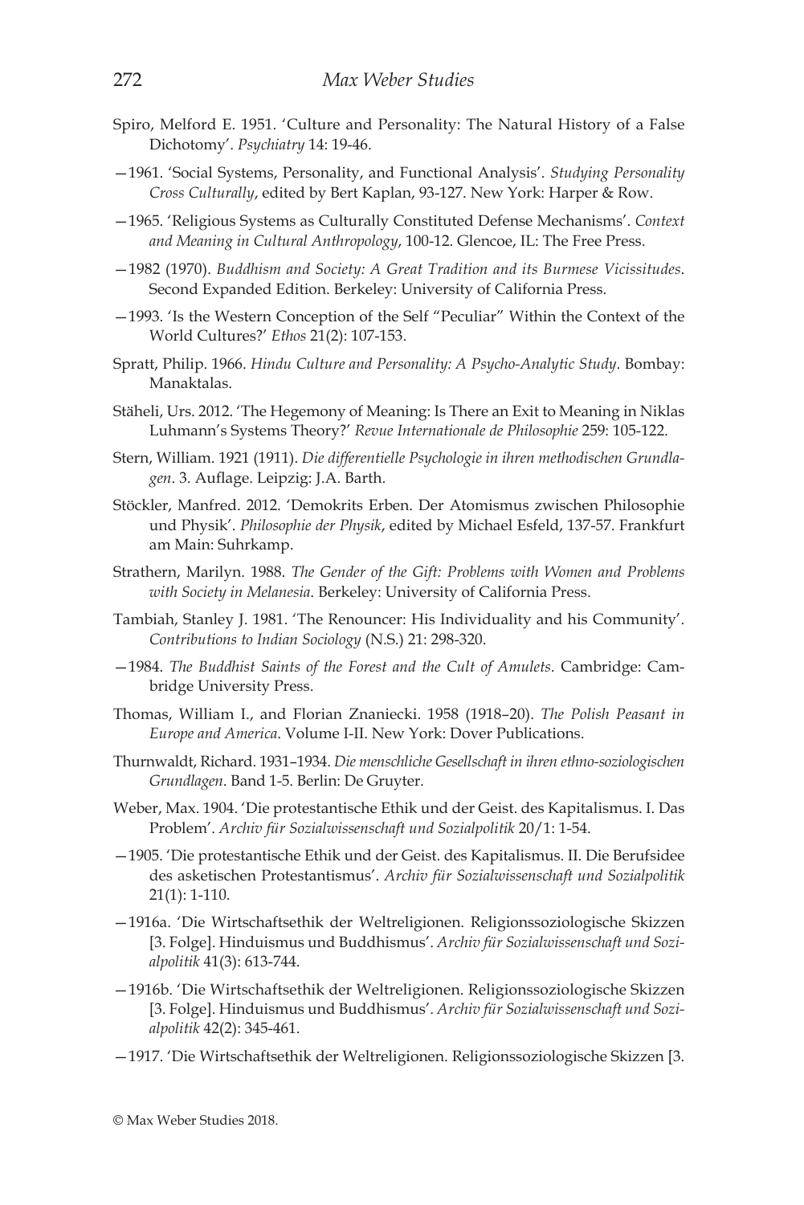Spiro, Melford E. 1951. 'Culture and Personality: The Natural History of a False Dichotomy'. *Psychiatry* 14: 19-46.

—1961. 'Social Systems, Personality, and Functional Analysis'. *Studying Personality Cross Culturally*, edited by Bert Kaplan, 93-127. New York: Harper & Row.

—1965. 'Religious Systems as Culturally Constituted Defense Mechanisms'. *Context and Meaning in Cultural Anthropology*, 100-12. Glencoe, IL: The Free Press.

—1982 (1970). *Buddhism and Society: A Great Tradition and its Burmese Vicissitudes*. Second Expanded Edition. Berkeley: University of California Press.

—1993. 'Is the Western Conception of the Self "Peculiar" Within the Context of the World Cultures?' *Ethos* 21(2): 107-153.

Spratt, Philip. 1966. *Hindu Culture and Personality: A Psycho-Analytic Study*. Bombay: Manaktalas.

Stäheli, Urs. 2012. 'The Hegemony of Meaning: Is There an Exit to Meaning in Niklas Luhmann's Systems Theory?' *Revue Internationale de Philosophie* 259: 105-122.

Stern, William. 1921 (1911). *Die differentielle Psychologie in ihren methodischen Grundlagen*. 3. Auflage. Leipzig: J.A. Barth.

Stöckler, Manfred. 2012. 'Demokrits Erben. Der Atomismus zwischen Philosophie und Physik'. *Philosophie der Physik*, edited by Michael Esfeld, 137-57. Frankfurt am Main: Suhrkamp.

Strathern, Marilyn. 1988. *The Gender of the Gift: Problems with Women and Problems with Society in Melanesia*. Berkeley: University of California Press.

Tambiah, Stanley J. 1981. 'The Renouncer: His Individuality and his Community'. *Contributions to Indian Sociology* (N.S.) 21: 298-320.

—1984. *The Buddhist Saints of the Forest and the Cult of Amulets*. Cambridge: Cambridge University Press.

Thomas, William I., and Florian Znaniecki. 1958 (1918–20). *The Polish Peasant in Europe and America*. Volume I-II. New York: Dover Publications.

Thurnwaldt, Richard. 1931–1934. *Die menschliche Gesellschaft in ihren ethno-soziologischen Grundlagen*. Band 1-5. Berlin: De Gruyter.

Weber, Max. 1904. 'Die protestantische Ethik und der Geist. des Kapitalismus. I. Das Problem'. *Archiv für Sozialwissenschaft und Sozialpolitik* 20/1: 1-54.

—1905. 'Die protestantische Ethik und der Geist. des Kapitalismus. II. Die Berufsidee des asketischen Protestantismus'. *Archiv für Sozialwissenschaft und Sozialpolitik* 21(1): 1-110.

—1916a. 'Die Wirtschaftsethik der Weltreligionen. Religionssoziologische Skizzen [3. Folge]. Hinduismus und Buddhismus'. *Archiv für Sozialwissenschaft und Sozialpolitik* 41(3): 613-744.

—1916b. 'Die Wirtschaftsethik der Weltreligionen. Religionssoziologische Skizzen [3. Folge]. Hinduismus und Buddhismus'. *Archiv für Sozialwissenschaft und Sozialpolitik* 42(2): 345-461.

—1917. 'Die Wirtschaftsethik der Weltreligionen. Religionssoziologische Skizzen [3.

© Max Weber Studies 2018.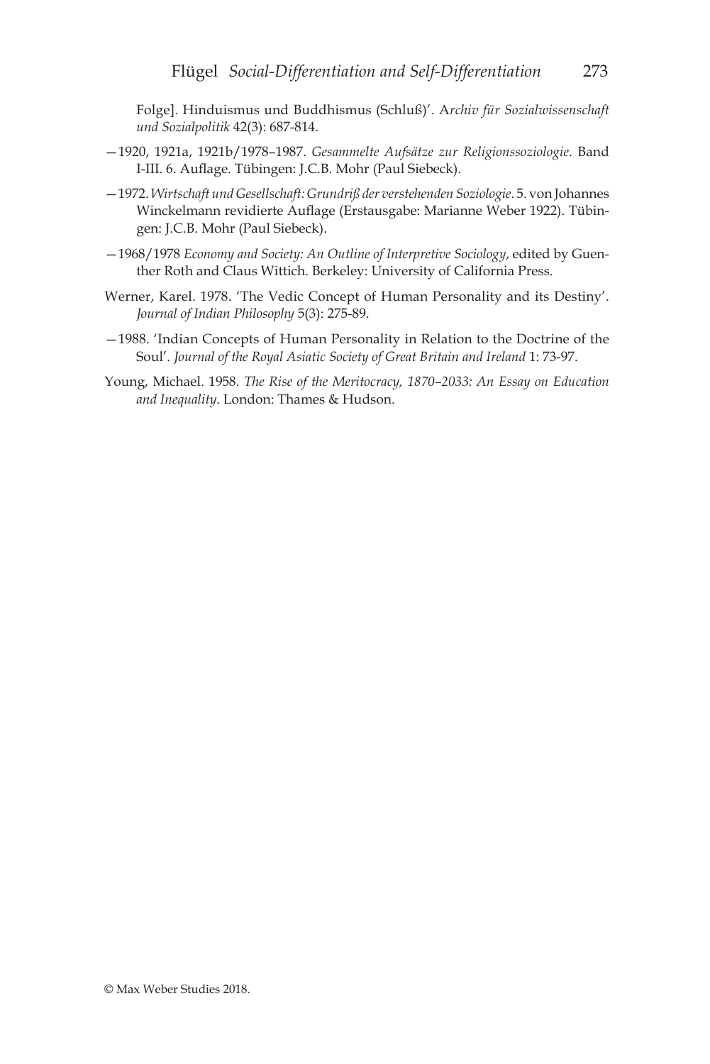Folge]. Hinduismus und Buddhismus (Schluß)'. A*rchiv für Sozialwissenschaft und Sozialpolitik* 42(3): 687-814.

—1920, 1921a, 1921b/1978–1987. *Gesammelte Aufsätze zur Religionssoziologie*. Band I-III. 6. Auflage. Tübingen: J.C.B. Mohr (Paul Siebeck).

—1972. *Wirtschaft und Gesellschaft: Grundriß der verstehenden Soziologie*. 5. von Johannes Winckelmann revidierte Auflage (Erstausgabe: Marianne Weber 1922). Tübingen: J.C.B. Mohr (Paul Siebeck).

—1968/1978 *Economy and Society: An Outline of Interpretive Sociology*, edited by Guenther Roth and Claus Wittich. Berkeley: University of California Press.

Werner, Karel. 1978. 'The Vedic Concept of Human Personality and its Destiny'. *Journal of Indian Philosophy* 5(3): 275-89.

—1988. 'Indian Concepts of Human Personality in Relation to the Doctrine of the Soul'. *Journal of the Royal Asiatic Society of Great Britain and Ireland* 1: 73-97.

Young, Michael. 1958. *The Rise of the Meritocracy, 1870–2033: An Essay on Education and Inequality*. London: Thames & Hudson.